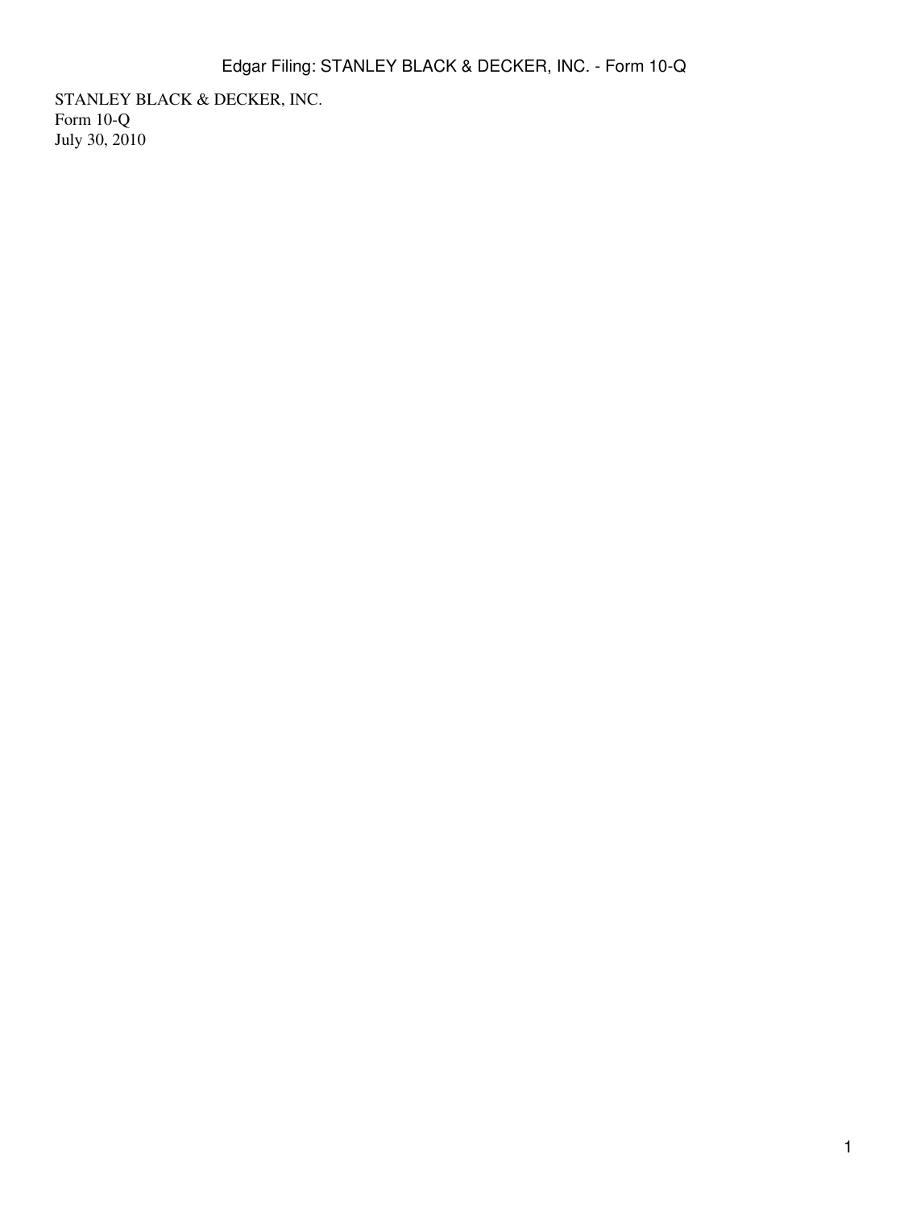STANLEY BLACK & DECKER, INC.
Form 10-Q
July 30, 2010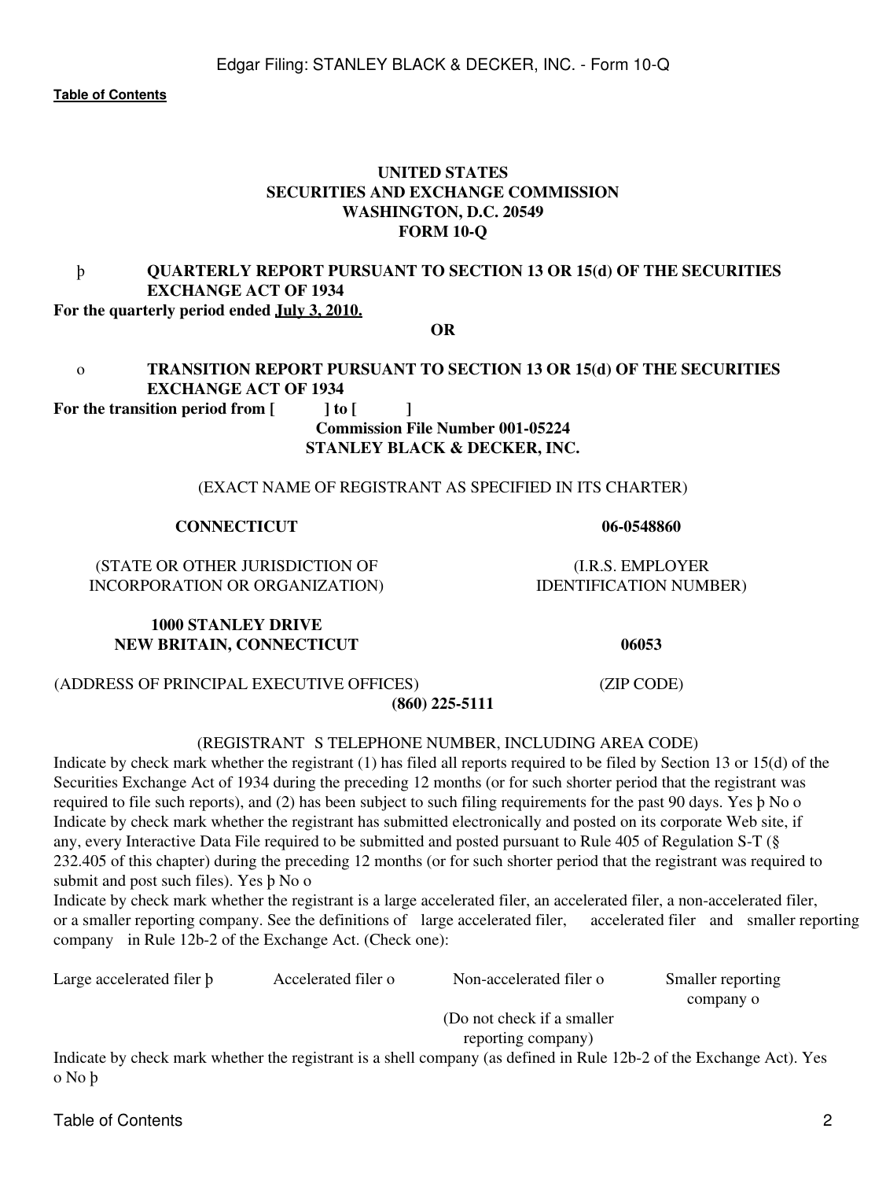**UNITED STATES**
**SECURITIES AND EXCHANGE COMMISSION**
**WASHINGTON, D.C. 20549**
**FORM 10-Q**

þ **QUARTERLY REPORT PURSUANT TO SECTION 13 OR 15(d) OF THE SECURITIES EXCHANGE ACT OF 1934**

**For the quarterly period ended July 3, 2010.**

**OR**

o **TRANSITION REPORT PURSUANT TO SECTION 13 OR 15(d) OF THE SECURITIES EXCHANGE ACT OF 1934**

**For the transition period from [ ] to [ ]**

**Commission File Number 001-05224**

**STANLEY BLACK & DECKER, INC.**

(EXACT NAME OF REGISTRANT AS SPECIFIED IN ITS CHARTER)

| **CONNECTICUT** | **06-0548860** |
|---|---|
| (STATE OR OTHER JURISDICTION OF INCORPORATION OR ORGANIZATION) | (I.R.S. EMPLOYER IDENTIFICATION NUMBER) |
| **1000 STANLEY DRIVE NEW BRITAIN, CONNECTICUT** | **06053** |
| (ADDRESS OF PRINCIPAL EXECUTIVE OFFICES) | (ZIP CODE) |

**(860) 225-5111**

(REGISTRANT S TELEPHONE NUMBER, INCLUDING AREA CODE)

Indicate by check mark whether the registrant (1) has filed all reports required to be filed by Section 13 or 15(d) of the Securities Exchange Act of 1934 during the preceding 12 months (or for such shorter period that the registrant was required to file such reports), and (2) has been subject to such filing requirements for the past 90 days. Yes þ No o

Indicate by check mark whether the registrant has submitted electronically and posted on its corporate Web site, if any, every Interactive Data File required to be submitted and posted pursuant to Rule 405 of Regulation S-T (§ 232.405 of this chapter) during the preceding 12 months (or for such shorter period that the registrant was required to submit and post such files). Yes þ No o

Indicate by check mark whether the registrant is a large accelerated filer, an accelerated filer, a non-accelerated filer, or a smaller reporting company. See the definitions of large accelerated filer, accelerated filer and smaller reporting company in Rule 12b-2 of the Exchange Act. (Check one):

| Large accelerated filer þ | Accelerated filer o | Non-accelerated filer o | Smaller reporting company o |
|---|---|---|---|
| | | (Do not check if a smaller reporting company) | |

Indicate by check mark whether the registrant is a shell company (as defined in Rule 12b-2 of the Exchange Act). Yes o No þ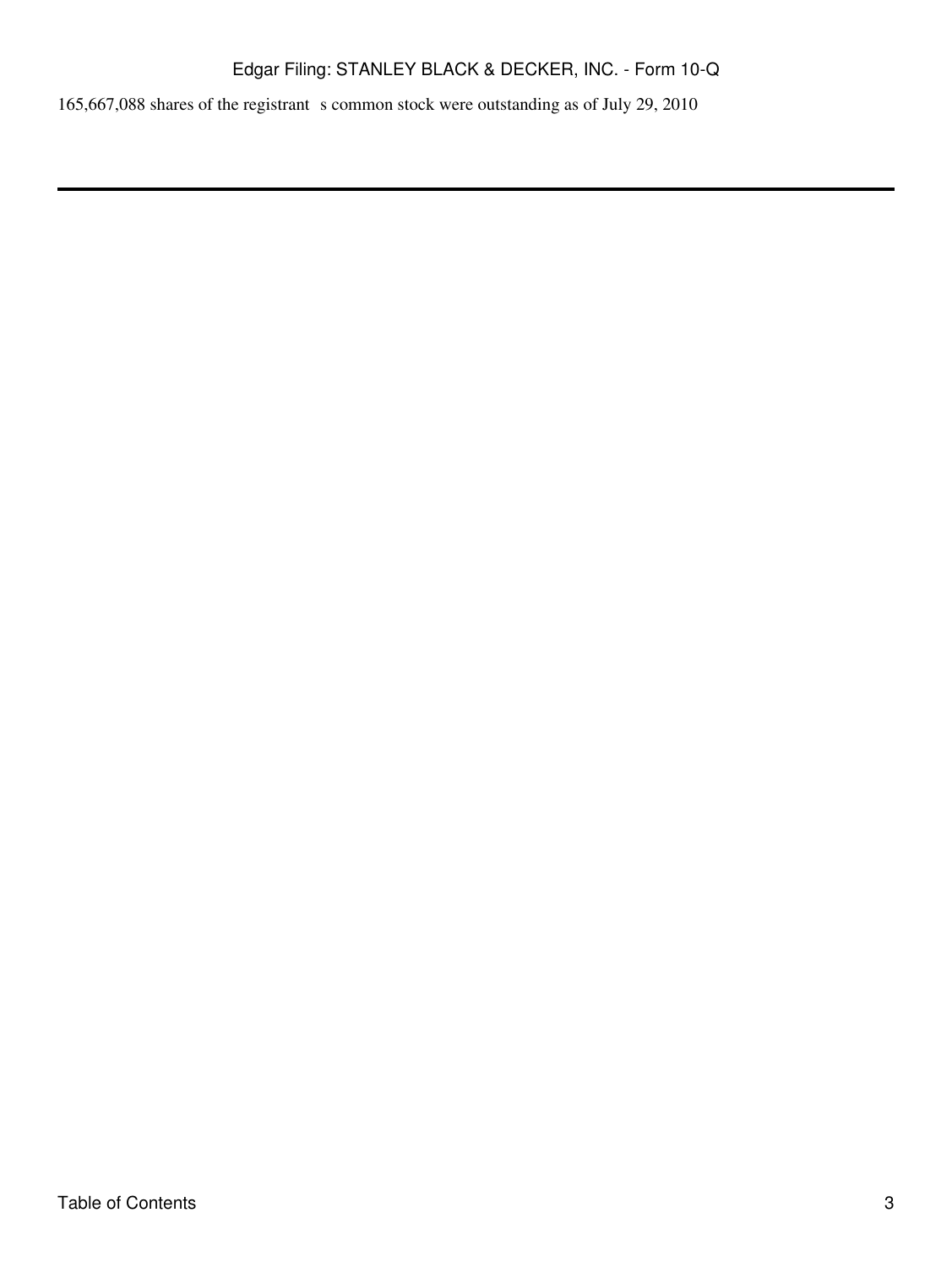165,667,088 shares of the registrant s common stock were outstanding as of July 29, 2010

---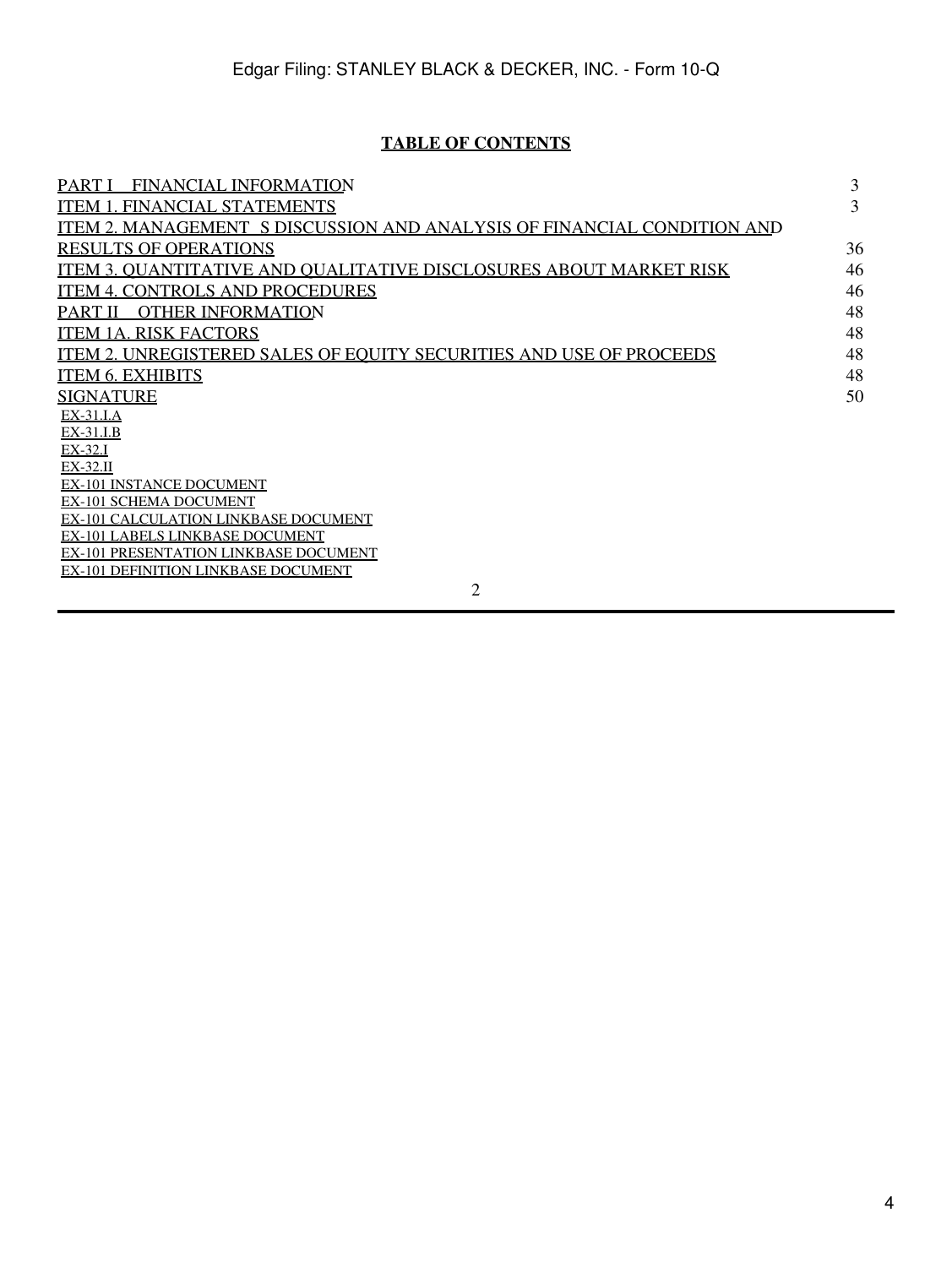**TABLE OF CONTENTS**

| | |
|---|---|
| PART I FINANCIAL INFORMATION | 3 |
| ITEM 1. FINANCIAL STATEMENTS | 3 |
| ITEM 2. MANAGEMENT S DISCUSSION AND ANALYSIS OF FINANCIAL CONDITION AND RESULTS OF OPERATIONS | 36 |
| ITEM 3. QUANTITATIVE AND QUALITATIVE DISCLOSURES ABOUT MARKET RISK | 46 |
| ITEM 4. CONTROLS AND PROCEDURES | 46 |
| PART II OTHER INFORMATION | 48 |
| ITEM 1A. RISK FACTORS | 48 |
| ITEM 2. UNREGISTERED SALES OF EQUITY SECURITIES AND USE OF PROCEEDS | 48 |
| ITEM 6. EXHIBITS | 48 |
| SIGNATURE | 50 |

EX-31.I.A
EX-31.I.B
EX-32.I
EX-32.II
EX-101 INSTANCE DOCUMENT
EX-101 SCHEMA DOCUMENT
EX-101 CALCULATION LINKBASE DOCUMENT
EX-101 LABELS LINKBASE DOCUMENT
EX-101 PRESENTATION LINKBASE DOCUMENT
EX-101 DEFINITION LINKBASE DOCUMENT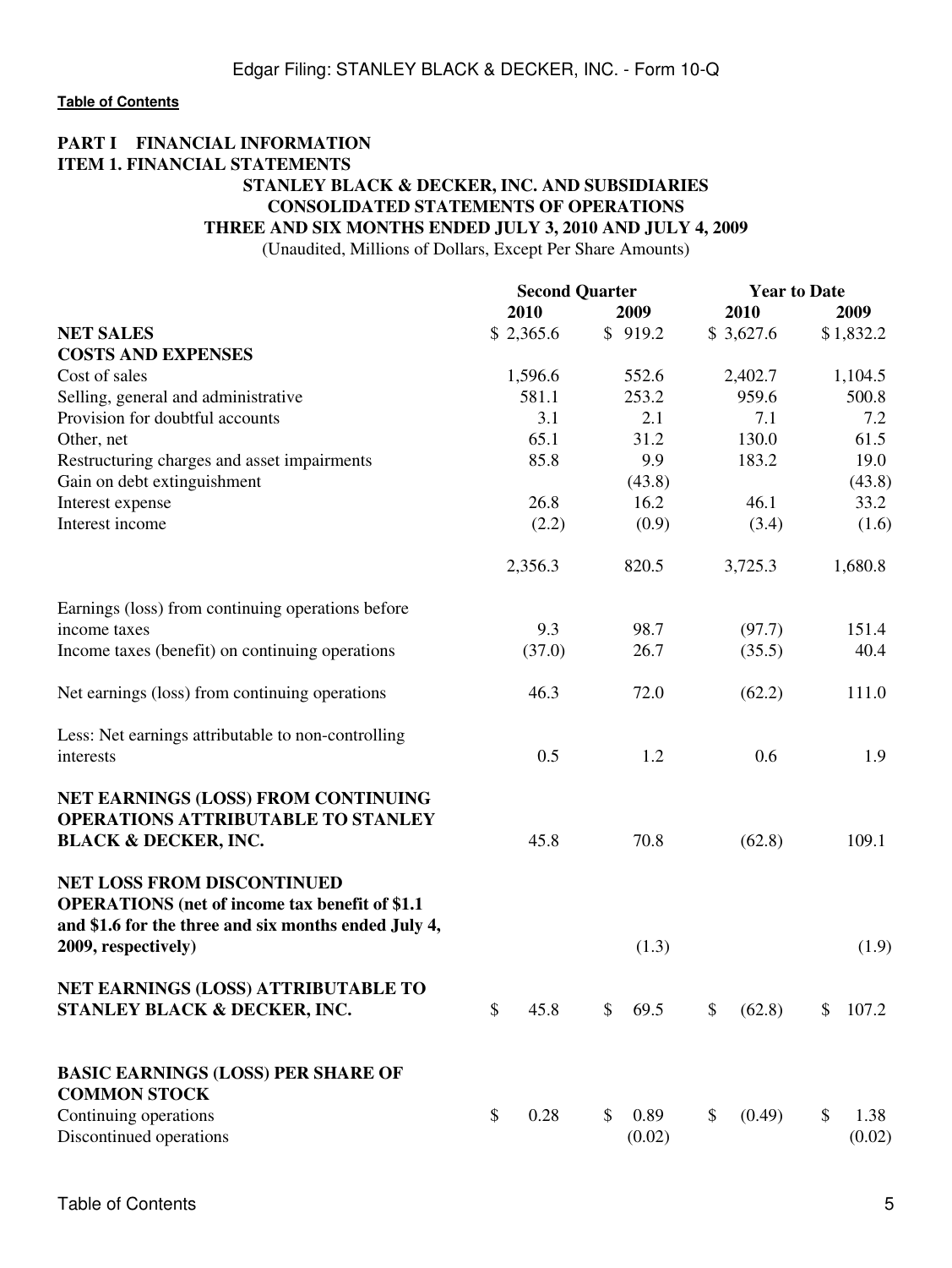[Table of Contents](#)

# PART I FINANCIAL INFORMATION

## ITEM 1. FINANCIAL STATEMENTS

### STANLEY BLACK & DECKER, INC. AND SUBSIDIARIES
### CONSOLIDATED STATEMENTS OF OPERATIONS
### THREE AND SIX MONTHS ENDED JULY 3, 2010 AND JULY 4, 2009

(Unaudited, Millions of Dollars, Except Per Share Amounts)

| | Second Quarter | | Year to Date | |
|---|---|---|---|---|
| | 2010 | 2009 | 2010 | 2009 |
| **NET SALES** | $ 2,365.6 | $ 919.2 | $ 3,627.6 | $ 1,832.2 |
| **COSTS AND EXPENSES** | | | | |
| Cost of sales | 1,596.6 | 552.6 | 2,402.7 | 1,104.5 |
| Selling, general and administrative | 581.1 | 253.2 | 959.6 | 500.8 |
| Provision for doubtful accounts | 3.1 | 2.1 | 7.1 | 7.2 |
| Other, net | 65.1 | 31.2 | 130.0 | 61.5 |
| Restructuring charges and asset impairments | 85.8 | 9.9 | 183.2 | 19.0 |
| Gain on debt extinguishment | | (43.8) | | (43.8) |
| Interest expense | 26.8 | 16.2 | 46.1 | 33.2 |
| Interest income | (2.2) | (0.9) | (3.4) | (1.6) |
| | 2,356.3 | 820.5 | 3,725.3 | 1,680.8 |
| Earnings (loss) from continuing operations before income taxes | 9.3 | 98.7 | (97.7) | 151.4 |
| Income taxes (benefit) on continuing operations | (37.0) | 26.7 | (35.5) | 40.4 |
| Net earnings (loss) from continuing operations | 46.3 | 72.0 | (62.2) | 111.0 |
| Less: Net earnings attributable to non-controlling interests | 0.5 | 1.2 | 0.6 | 1.9 |
| **NET EARNINGS (LOSS) FROM CONTINUING OPERATIONS ATTRIBUTABLE TO STANLEY BLACK & DECKER, INC.** | 45.8 | 70.8 | (62.8) | 109.1 |
| **NET LOSS FROM DISCONTINUED OPERATIONS (net of income tax benefit of $1.1 and $1.6 for the three and six months ended July 4, 2009, respectively)** | | (1.3) | | (1.9) |
| **NET EARNINGS (LOSS) ATTRIBUTABLE TO STANLEY BLACK & DECKER, INC.** | $ 45.8 | $ 69.5 | $ (62.8) | $ 107.2 |
| **BASIC EARNINGS (LOSS) PER SHARE OF COMMON STOCK** | | | | |
| Continuing operations | $ 0.28 | $ 0.89 | $ (0.49) | $ 1.38 |
| Discontinued operations | | (0.02) | | (0.02) |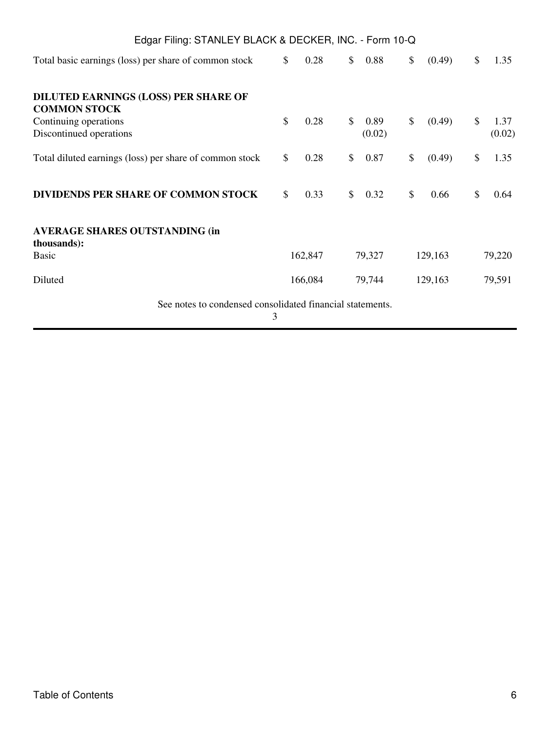| | | | | |
|---|---|---|---|---|
| Total basic earnings (loss) per share of common stock | $ 0.28 | $ 0.88 | $ (0.49) | $ 1.35 |
| **DILUTED EARNINGS (LOSS) PER SHARE OF COMMON STOCK** | | | | |
| Continuing operations | $ 0.28 | $ 0.89 | $ (0.49) | $ 1.37 |
| Discontinued operations | | (0.02) | | (0.02) |
| Total diluted earnings (loss) per share of common stock | $ 0.28 | $ 0.87 | $ (0.49) | $ 1.35 |
| **DIVIDENDS PER SHARE OF COMMON STOCK** | $ 0.33 | $ 0.32 | $ 0.66 | $ 0.64 |
| **AVERAGE SHARES OUTSTANDING (in thousands):** | | | | |
| Basic | 162,847 | 79,327 | 129,163 | 79,220 |
| Diluted | 166,084 | 79,744 | 129,163 | 79,591 |

See notes to condensed consolidated financial statements.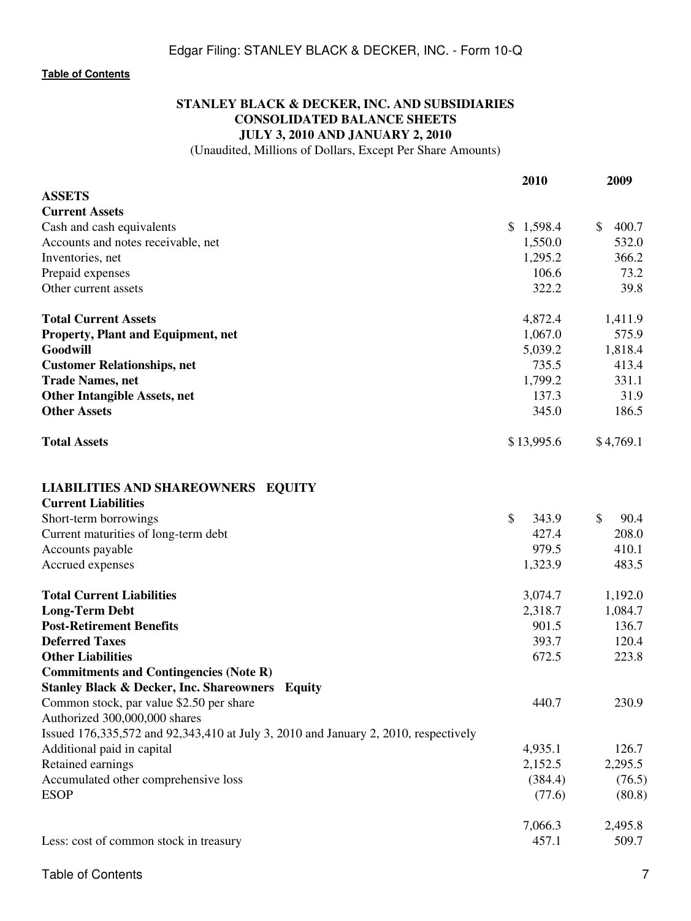[Table of Contents](#)

# STANLEY BLACK & DECKER, INC. AND SUBSIDIARIES
## CONSOLIDATED BALANCE SHEETS
## JULY 3, 2010 AND JANUARY 2, 2010

(Unaudited, Millions of Dollars, Except Per Share Amounts)

| | 2010 | 2009 |
|---|---|---|
| **ASSETS** | | |
| **Current Assets** | | |
| Cash and cash equivalents | $ 1,598.4 | $ 400.7 |
| Accounts and notes receivable, net | 1,550.0 | 532.0 |
| Inventories, net | 1,295.2 | 366.2 |
| Prepaid expenses | 106.6 | 73.2 |
| Other current assets | 322.2 | 39.8 |
| **Total Current Assets** | 4,872.4 | 1,411.9 |
| **Property, Plant and Equipment, net** | 1,067.0 | 575.9 |
| **Goodwill** | 5,039.2 | 1,818.4 |
| **Customer Relationships, net** | 735.5 | 413.4 |
| **Trade Names, net** | 1,799.2 | 331.1 |
| **Other Intangible Assets, net** | 137.3 | 31.9 |
| **Other Assets** | 345.0 | 186.5 |
| **Total Assets** | $ 13,995.6 | $ 4,769.1 |
| **LIABILITIES AND SHAREOWNERS EQUITY** | | |
| **Current Liabilities** | | |
| Short-term borrowings | $ 343.9 | $ 90.4 |
| Current maturities of long-term debt | 427.4 | 208.0 |
| Accounts payable | 979.5 | 410.1 |
| Accrued expenses | 1,323.9 | 483.5 |
| **Total Current Liabilities** | 3,074.7 | 1,192.0 |
| **Long-Term Debt** | 2,318.7 | 1,084.7 |
| **Post-Retirement Benefits** | 901.5 | 136.7 |
| **Deferred Taxes** | 393.7 | 120.4 |
| **Other Liabilities** | 672.5 | 223.8 |
| **Commitments and Contingencies (Note R)** | | |
| **Stanley Black & Decker, Inc. Shareowners Equity** | | |
| Common stock, par value $2.50 per share | 440.7 | 230.9 |
| Authorized 300,000,000 shares | | |
| Issued 176,335,572 and 92,343,410 at July 3, 2010 and January 2, 2010, respectively | | |
| Additional paid in capital | 4,935.1 | 126.7 |
| Retained earnings | 2,152.5 | 2,295.5 |
| Accumulated other comprehensive loss | (384.4) | (76.5) |
| ESOP | (77.6) | (80.8) |
| | 7,066.3 | 2,495.8 |
| Less: cost of common stock in treasury | 457.1 | 509.7 |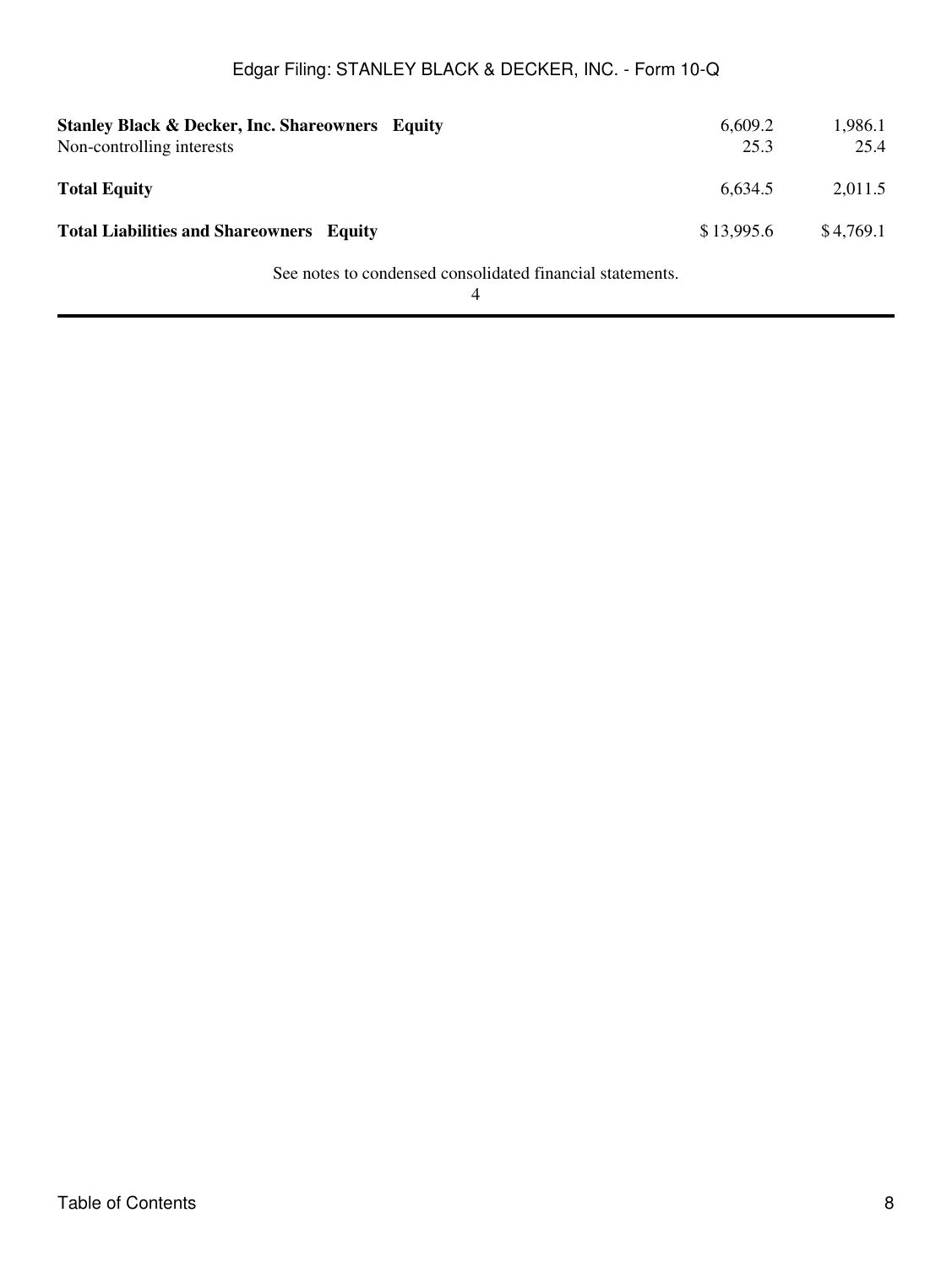| | | |
|---|---|---|
| **Stanley Black & Decker, Inc. Shareowners Equity** | 6,609.2 | 1,986.1 |
| Non-controlling interests | 25.3 | 25.4 |
| **Total Equity** | 6,634.5 | 2,011.5 |
| **Total Liabilities and Shareowners Equity** | $ 13,995.6 | $ 4,769.1 |

See notes to condensed consolidated financial statements.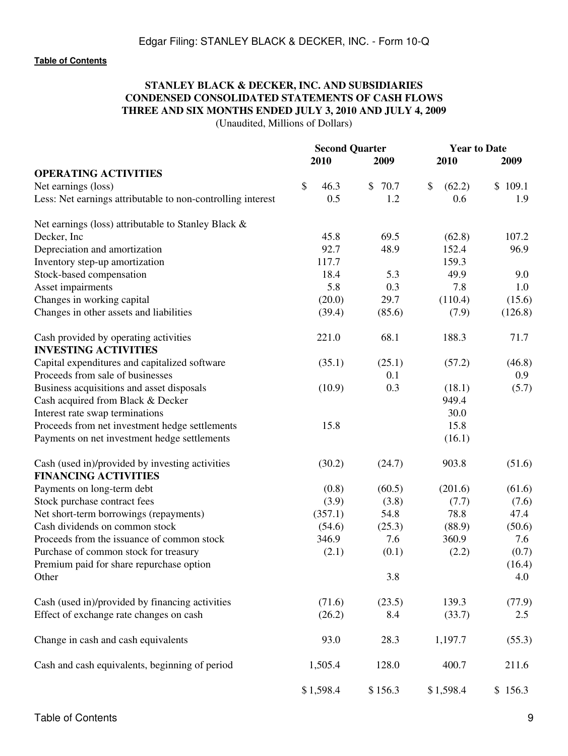**STANLEY BLACK & DECKER, INC. AND SUBSIDIARIES**
**CONDENSED CONSOLIDATED STATEMENTS OF CASH FLOWS**
**THREE AND SIX MONTHS ENDED JULY 3, 2010 AND JULY 4, 2009**
(Unaudited, Millions of Dollars)

| | Second Quarter | | Year to Date | |
|---|---|---|---|---|
| | 2010 | 2009 | 2010 | 2009 |
| **OPERATING ACTIVITIES** | | | | |
| Net earnings (loss) | $ 46.3 | $ 70.7 | $ (62.2) | $ 109.1 |
| Less: Net earnings attributable to non-controlling interest | 0.5 | 1.2 | 0.6 | 1.9 |
| Net earnings (loss) attributable to Stanley Black & Decker, Inc | 45.8 | 69.5 | (62.8) | 107.2 |
| Depreciation and amortization | 92.7 | 48.9 | 152.4 | 96.9 |
| Inventory step-up amortization | 117.7 | | 159.3 | |
| Stock-based compensation | 18.4 | 5.3 | 49.9 | 9.0 |
| Asset impairments | 5.8 | 0.3 | 7.8 | 1.0 |
| Changes in working capital | (20.0) | 29.7 | (110.4) | (15.6) |
| Changes in other assets and liabilities | (39.4) | (85.6) | (7.9) | (126.8) |
| Cash provided by operating activities | 221.0 | 68.1 | 188.3 | 71.7 |
| **INVESTING ACTIVITIES** | | | | |
| Capital expenditures and capitalized software | (35.1) | (25.1) | (57.2) | (46.8) |
| Proceeds from sale of businesses | | 0.1 | | 0.9 |
| Business acquisitions and asset disposals | (10.9) | 0.3 | (18.1) | (5.7) |
| Cash acquired from Black & Decker | | | 949.4 | |
| Interest rate swap terminations | | | 30.0 | |
| Proceeds from net investment hedge settlements | 15.8 | | 15.8 | |
| Payments on net investment hedge settlements | | | (16.1) | |
| Cash (used in)/provided by investing activities | (30.2) | (24.7) | 903.8 | (51.6) |
| **FINANCING ACTIVITIES** | | | | |
| Payments on long-term debt | (0.8) | (60.5) | (201.6) | (61.6) |
| Stock purchase contract fees | (3.9) | (3.8) | (7.7) | (7.6) |
| Net short-term borrowings (repayments) | (357.1) | 54.8 | 78.8 | 47.4 |
| Cash dividends on common stock | (54.6) | (25.3) | (88.9) | (50.6) |
| Proceeds from the issuance of common stock | 346.9 | 7.6 | 360.9 | 7.6 |
| Purchase of common stock for treasury | (2.1) | (0.1) | (2.2) | (0.7) |
| Premium paid for share repurchase option | | | | (16.4) |
| Other | | 3.8 | | 4.0 |
| Cash (used in)/provided by financing activities | (71.6) | (23.5) | 139.3 | (77.9) |
| Effect of exchange rate changes on cash | (26.2) | 8.4 | (33.7) | 2.5 |
| Change in cash and cash equivalents | 93.0 | 28.3 | 1,197.7 | (55.3) |
| Cash and cash equivalents, beginning of period | 1,505.4 | 128.0 | 400.7 | 211.6 |
| | $ 1,598.4 | $ 156.3 | $ 1,598.4 | $ 156.3 |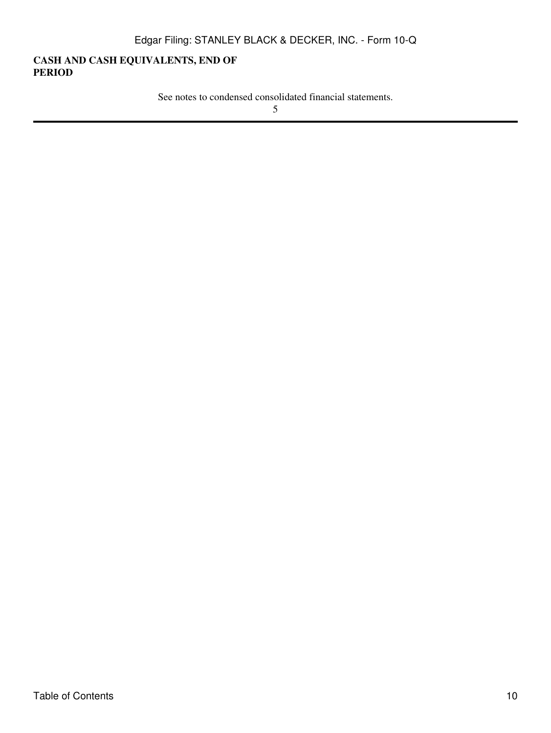**CASH AND CASH EQUIVALENTS, END OF PERIOD**

See notes to condensed consolidated financial statements.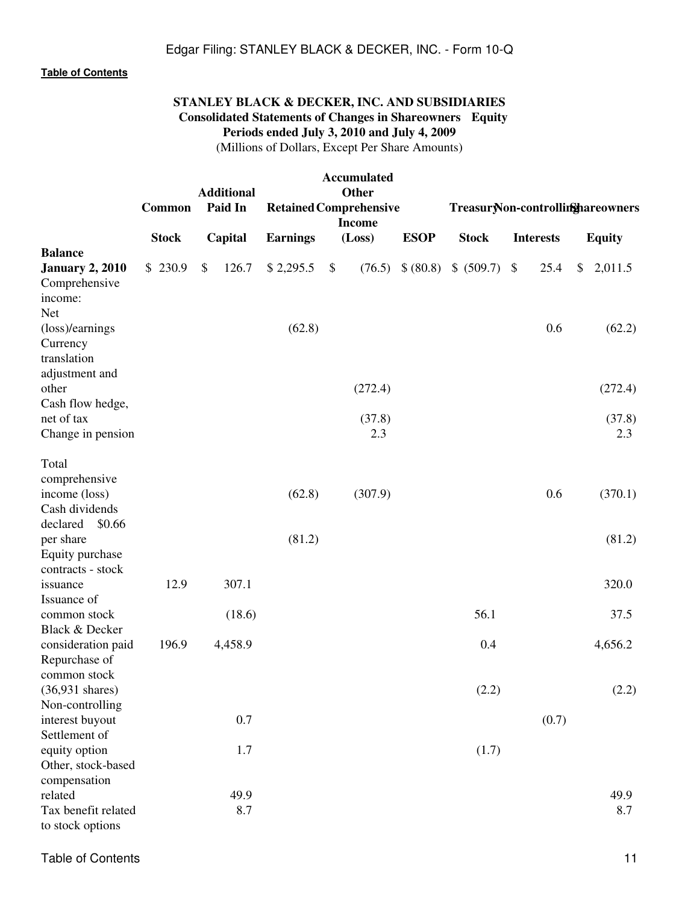[Table of Contents](#)

**STANLEY BLACK & DECKER, INC. AND SUBSIDIARIES**
**Consolidated Statements of Changes in Shareowners Equity**
**Periods ended July 3, 2010 and July 4, 2009**
(Millions of Dollars, Except Per Share Amounts)

| | Common Stock | Additional Paid In Capital | Retained Earnings | Accumulated Other Comprehensive Income (Loss) | ESOP | Treasury Stock | Non-controlling Interests | Shareowners Equity |
|---|---|---|---|---|---|---|---|---|
| **Balance January 2, 2010** | $ 230.9 | $ 126.7 | $ 2,295.5 | $ (76.5) | $ (80.8) | $ (509.7) | $ 25.4 | $ 2,011.5 |
| Comprehensive income: | | | | | | | | |
| Net (loss)/earnings | | | (62.8) | | | | 0.6 | (62.2) |
| Currency translation adjustment and other | | | | (272.4) | | | | (272.4) |
| Cash flow hedge, net of tax | | | | (37.8) | | | | (37.8) |
| Change in pension | | | | 2.3 | | | | 2.3 |
| Total comprehensive income (loss) | | | (62.8) | (307.9) | | | 0.6 | (370.1) |
| Cash dividends declared $0.66 per share | | | (81.2) | | | | | (81.2) |
| Equity purchase contracts - stock issuance | 12.9 | 307.1 | | | | | | 320.0 |
| Issuance of common stock | | (18.6) | | | | 56.1 | | 37.5 |
| Black & Decker consideration paid | 196.9 | 4,458.9 | | | | 0.4 | | 4,656.2 |
| Repurchase of common stock (36,931 shares) | | | | | | (2.2) | | (2.2) |
| Non-controlling interest buyout | | 0.7 | | | | | (0.7) | |
| Settlement of equity option | | 1.7 | | | | (1.7) | | |
| Other, stock-based compensation related | | 49.9 | | | | | | 49.9 |
| Tax benefit related to stock options | | 8.7 | | | | | | 8.7 |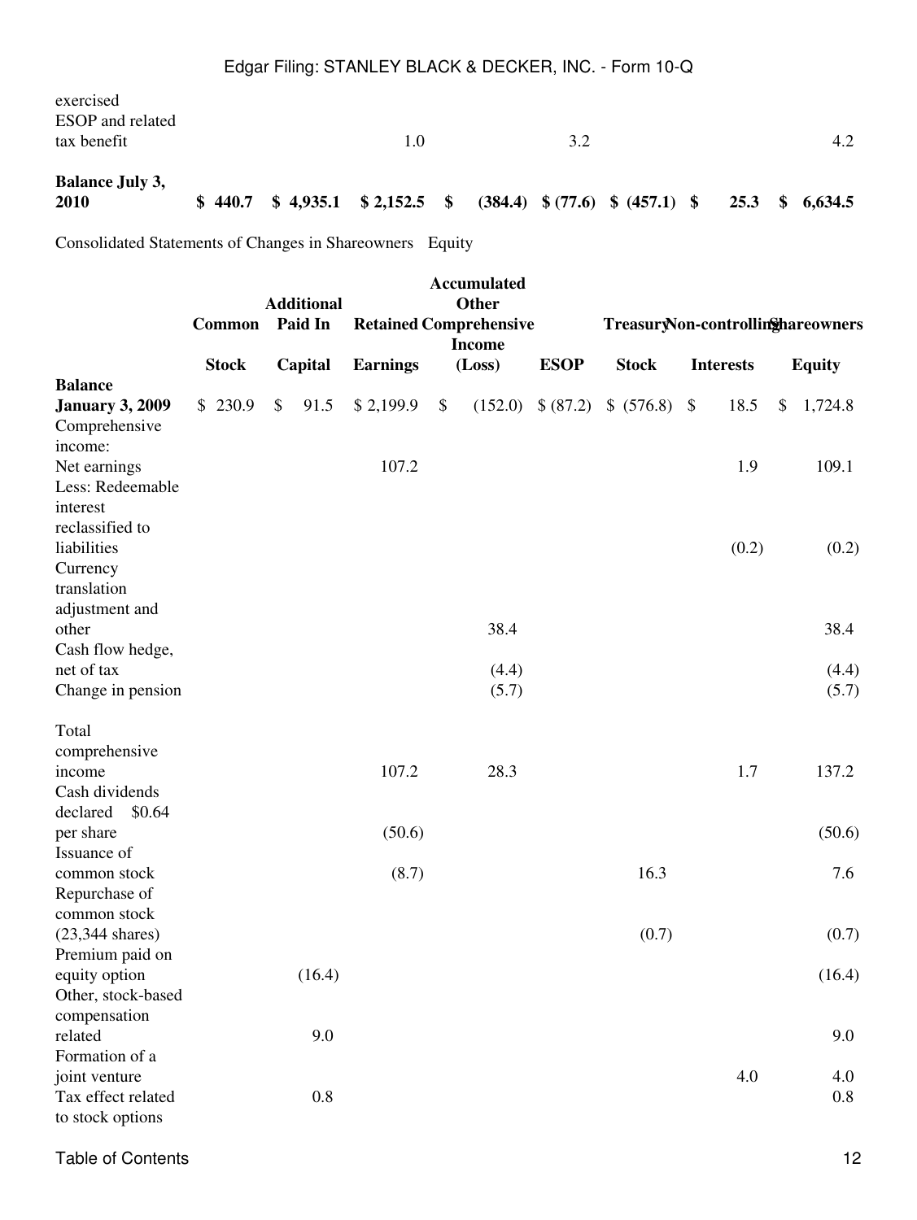| | Common Stock | Additional Paid In Capital | Retained Earnings | Accumulated Other Comprehensive Income (Loss) | ESOP | Treasury Stock | Non-controlling Interests | Shareowners Equity |
|---|---|---|---|---|---|---|---|---|
| exercised | | | | | | | | |
| ESOP and related tax benefit | | | 1.0 | | 3.2 | | | 4.2 |
| **Balance July 3, 2010** | **$ 440.7** | **$ 4,935.1** | **$ 2,152.5** | **$ (384.4)** | **$ (77.6)** | **$ (457.1)** | **$ 25.3** | **$ 6,634.5** |

Consolidated Statements of Changes in Shareowners Equity

| | Common Stock | Additional Paid In Capital | Retained Earnings | Accumulated Other Comprehensive Income (Loss) | ESOP | Treasury Stock | Non-controlling Interests | Shareowners Equity |
|---|---|---|---|---|---|---|---|---|
| **Balance January 3, 2009** | $ 230.9 | $ 91.5 | $ 2,199.9 | $ (152.0) | $ (87.2) | $ (576.8) | $ 18.5 | $ 1,724.8 |
| Comprehensive income: | | | | | | | | |
| Net earnings | | | 107.2 | | | | 1.9 | 109.1 |
| Less: Redeemable interest reclassified to liabilities | | | | | | | (0.2) | (0.2) |
| Currency translation adjustment and other | | | | 38.4 | | | | 38.4 |
| Cash flow hedge, net of tax | | | | (4.4) | | | | (4.4) |
| Change in pension | | | | (5.7) | | | | (5.7) |
| Total comprehensive income | | | 107.2 | 28.3 | | | 1.7 | 137.2 |
| Cash dividends declared $0.64 per share | | | (50.6) | | | | | (50.6) |
| Issuance of common stock | | | (8.7) | | | 16.3 | | 7.6 |
| Repurchase of common stock (23,344 shares) | | | | | | (0.7) | | (0.7) |
| Premium paid on equity option | | (16.4) | | | | | | (16.4) |
| Other, stock-based compensation related | | 9.0 | | | | | | 9.0 |
| Formation of a joint venture | | | | | | | 4.0 | 4.0 |
| Tax effect related to stock options | | 0.8 | | | | | | 0.8 |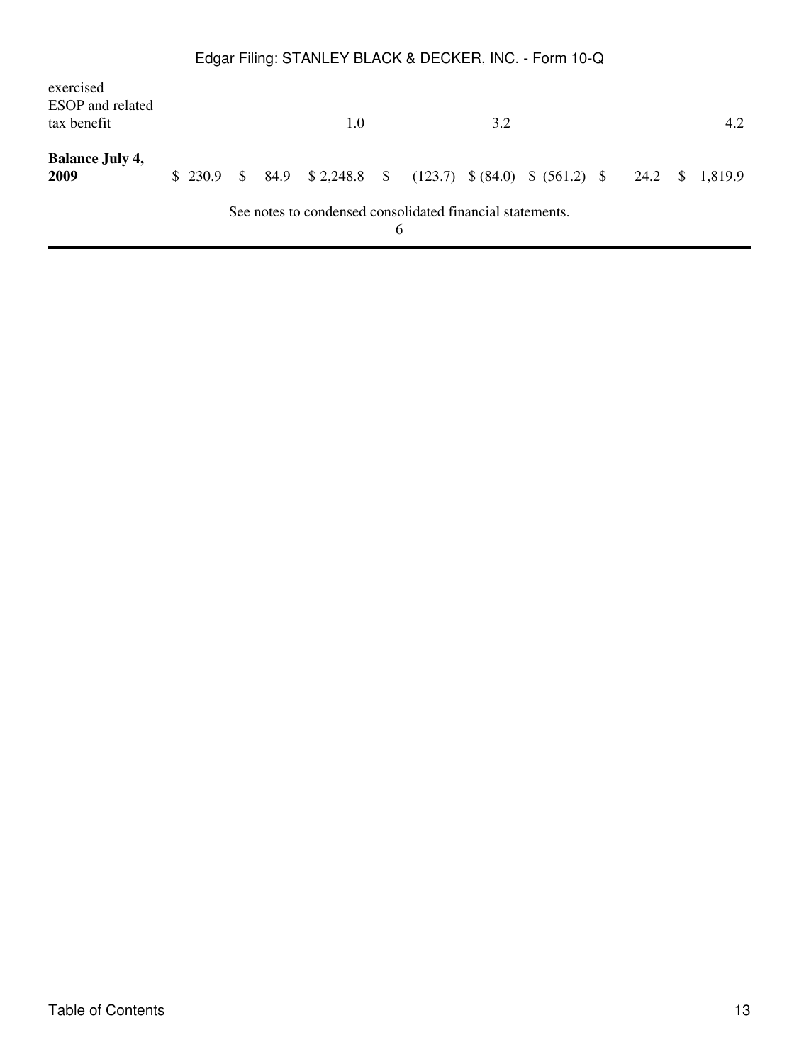| | | | | | | | | |
|---|---|---|---|---|---|---|---|---|
| exercised | | | | | | | | |
| ESOP and related tax benefit | | | 1.0 | | 3.2 | | | 4.2 |
| **Balance July 4, 2009** | $ 230.9 | $ 84.9 | $ 2,248.8 | $ (123.7) | $ (84.0) | $ (561.2) | $ 24.2 | $ 1,819.9 |

See notes to condensed consolidated financial statements.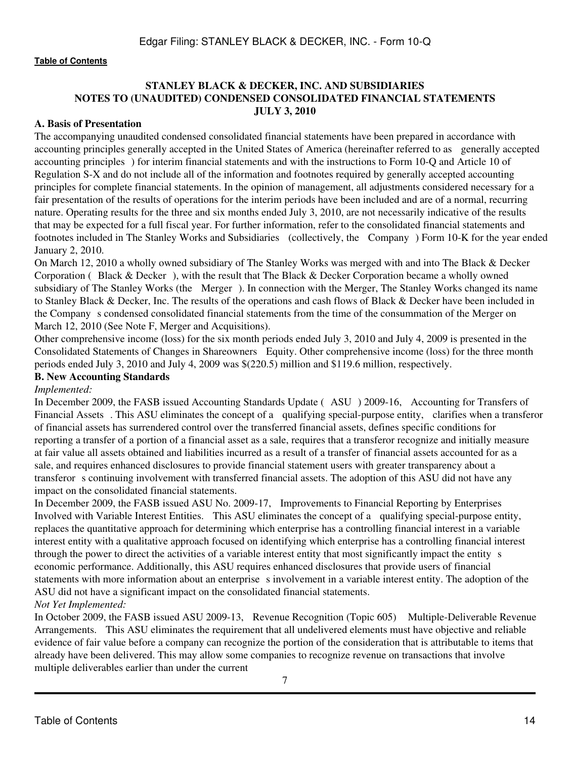[Table of Contents](#)

**STANLEY BLACK & DECKER, INC. AND SUBSIDIARIES**
**NOTES TO (UNAUDITED) CONDENSED CONSOLIDATED FINANCIAL STATEMENTS**
**JULY 3, 2010**

**A. Basis of Presentation**

The accompanying unaudited condensed consolidated financial statements have been prepared in accordance with accounting principles generally accepted in the United States of America (hereinafter referred to as generally accepted accounting principles ) for interim financial statements and with the instructions to Form 10-Q and Article 10 of Regulation S-X and do not include all of the information and footnotes required by generally accepted accounting principles for complete financial statements. In the opinion of management, all adjustments considered necessary for a fair presentation of the results of operations for the interim periods have been included and are of a normal, recurring nature. Operating results for the three and six months ended July 3, 2010, are not necessarily indicative of the results that may be expected for a full fiscal year. For further information, refer to the consolidated financial statements and footnotes included in The Stanley Works and Subsidiaries (collectively, the Company ) Form 10-K for the year ended January 2, 2010.

On March 12, 2010 a wholly owned subsidiary of The Stanley Works was merged with and into The Black & Decker Corporation ( Black & Decker ), with the result that The Black & Decker Corporation became a wholly owned subsidiary of The Stanley Works (the Merger ). In connection with the Merger, The Stanley Works changed its name to Stanley Black & Decker, Inc. The results of the operations and cash flows of Black & Decker have been included in the Company s condensed consolidated financial statements from the time of the consummation of the Merger on March 12, 2010 (See Note F, Merger and Acquisitions).

Other comprehensive income (loss) for the six month periods ended July 3, 2010 and July 4, 2009 is presented in the Consolidated Statements of Changes in Shareowners Equity. Other comprehensive income (loss) for the three month periods ended July 3, 2010 and July 4, 2009 was $(220.5) million and $119.6 million, respectively.

**B. New Accounting Standards**

*Implemented:*

In December 2009, the FASB issued Accounting Standards Update ( ASU ) 2009-16, Accounting for Transfers of Financial Assets . This ASU eliminates the concept of a qualifying special-purpose entity, clarifies when a transferor of financial assets has surrendered control over the transferred financial assets, defines specific conditions for reporting a transfer of a portion of a financial asset as a sale, requires that a transferor recognize and initially measure at fair value all assets obtained and liabilities incurred as a result of a transfer of financial assets accounted for as a sale, and requires enhanced disclosures to provide financial statement users with greater transparency about a transferor s continuing involvement with transferred financial assets. The adoption of this ASU did not have any impact on the consolidated financial statements.

In December 2009, the FASB issued ASU No. 2009-17, Improvements to Financial Reporting by Enterprises Involved with Variable Interest Entities. This ASU eliminates the concept of a qualifying special-purpose entity, replaces the quantitative approach for determining which enterprise has a controlling financial interest in a variable interest entity with a qualitative approach focused on identifying which enterprise has a controlling financial interest through the power to direct the activities of a variable interest entity that most significantly impact the entity s economic performance. Additionally, this ASU requires enhanced disclosures that provide users of financial statements with more information about an enterprise s involvement in a variable interest entity. The adoption of the ASU did not have a significant impact on the consolidated financial statements.

*Not Yet Implemented:*

In October 2009, the FASB issued ASU 2009-13, Revenue Recognition (Topic 605) Multiple-Deliverable Revenue Arrangements. This ASU eliminates the requirement that all undelivered elements must have objective and reliable evidence of fair value before a company can recognize the portion of the consideration that is attributable to items that already have been delivered. This may allow some companies to recognize revenue on transactions that involve multiple deliverables earlier than under the current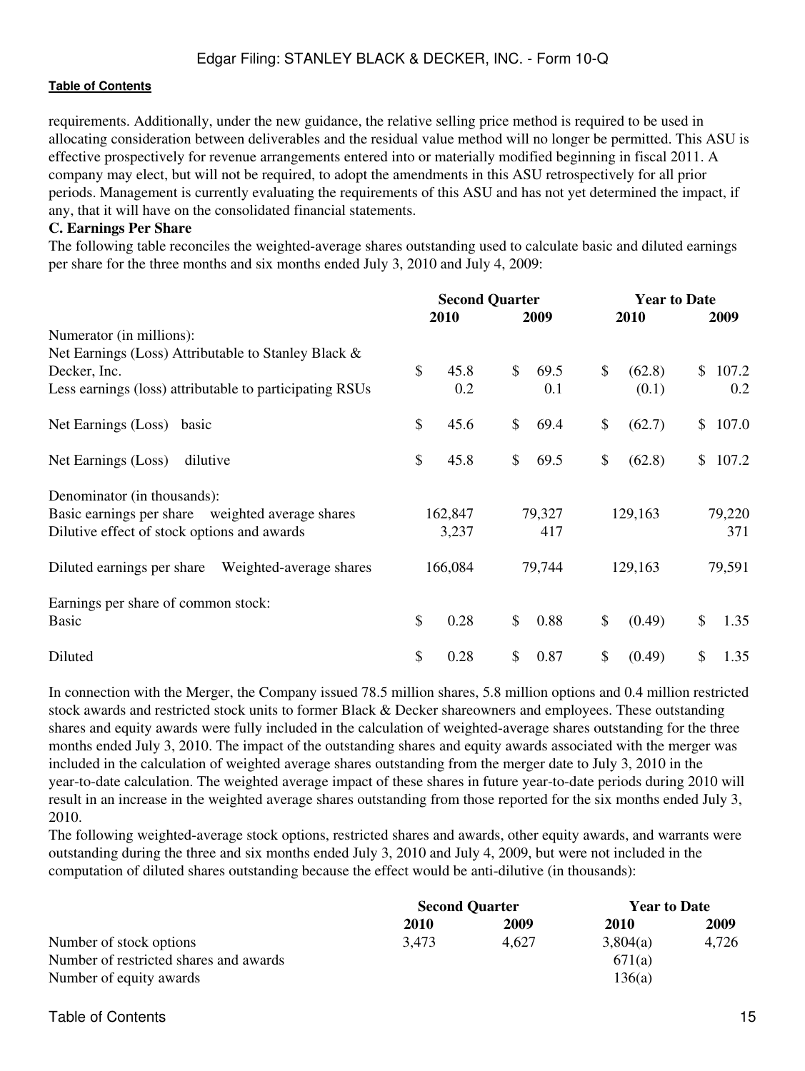requirements. Additionally, under the new guidance, the relative selling price method is required to be used in allocating consideration between deliverables and the residual value method will no longer be permitted. This ASU is effective prospectively for revenue arrangements entered into or materially modified beginning in fiscal 2011. A company may elect, but will not be required, to adopt the amendments in this ASU retrospectively for all prior periods. Management is currently evaluating the requirements of this ASU and has not yet determined the impact, if any, that it will have on the consolidated financial statements.

**C. Earnings Per Share**

The following table reconciles the weighted-average shares outstanding used to calculate basic and diluted earnings per share for the three months and six months ended July 3, 2010 and July 4, 2009:

| | Second Quarter | | Year to Date | |
|---|---|---|---|---|
| | 2010 | 2009 | 2010 | 2009 |
| Numerator (in millions): | | | | |
| Net Earnings (Loss) Attributable to Stanley Black & Decker, Inc. | $ 45.8 | $ 69.5 | $ (62.8) | $ 107.2 |
| Less earnings (loss) attributable to participating RSUs | 0.2 | 0.1 | (0.1) | 0.2 |
| Net Earnings (Loss) basic | $ 45.6 | $ 69.4 | $ (62.7) | $ 107.0 |
| Net Earnings (Loss) dilutive | $ 45.8 | $ 69.5 | $ (62.8) | $ 107.2 |
| Denominator (in thousands): | | | | |
| Basic earnings per share weighted average shares | 162,847 | 79,327 | 129,163 | 79,220 |
| Dilutive effect of stock options and awards | 3,237 | 417 | | 371 |
| Diluted earnings per share Weighted-average shares | 166,084 | 79,744 | 129,163 | 79,591 |
| Earnings per share of common stock: | | | | |
| Basic | $ 0.28 | $ 0.88 | $ (0.49) | $ 1.35 |
| Diluted | $ 0.28 | $ 0.87 | $ (0.49) | $ 1.35 |

In connection with the Merger, the Company issued 78.5 million shares, 5.8 million options and 0.4 million restricted stock awards and restricted stock units to former Black & Decker shareowners and employees. These outstanding shares and equity awards were fully included in the calculation of weighted-average shares outstanding for the three months ended July 3, 2010. The impact of the outstanding shares and equity awards associated with the merger was included in the calculation of weighted average shares outstanding from the merger date to July 3, 2010 in the year-to-date calculation. The weighted average impact of these shares in future year-to-date periods during 2010 will result in an increase in the weighted average shares outstanding from those reported for the six months ended July 3, 2010.

The following weighted-average stock options, restricted shares and awards, other equity awards, and warrants were outstanding during the three and six months ended July 3, 2010 and July 4, 2009, but were not included in the computation of diluted shares outstanding because the effect would be anti-dilutive (in thousands):

| | Second Quarter | | Year to Date | |
|---|---|---|---|---|
| | 2010 | 2009 | 2010 | 2009 |
| Number of stock options | 3,473 | 4,627 | 3,804(a) | 4,726 |
| Number of restricted shares and awards | | | 671(a) | |
| Number of equity awards | | | 136(a) | |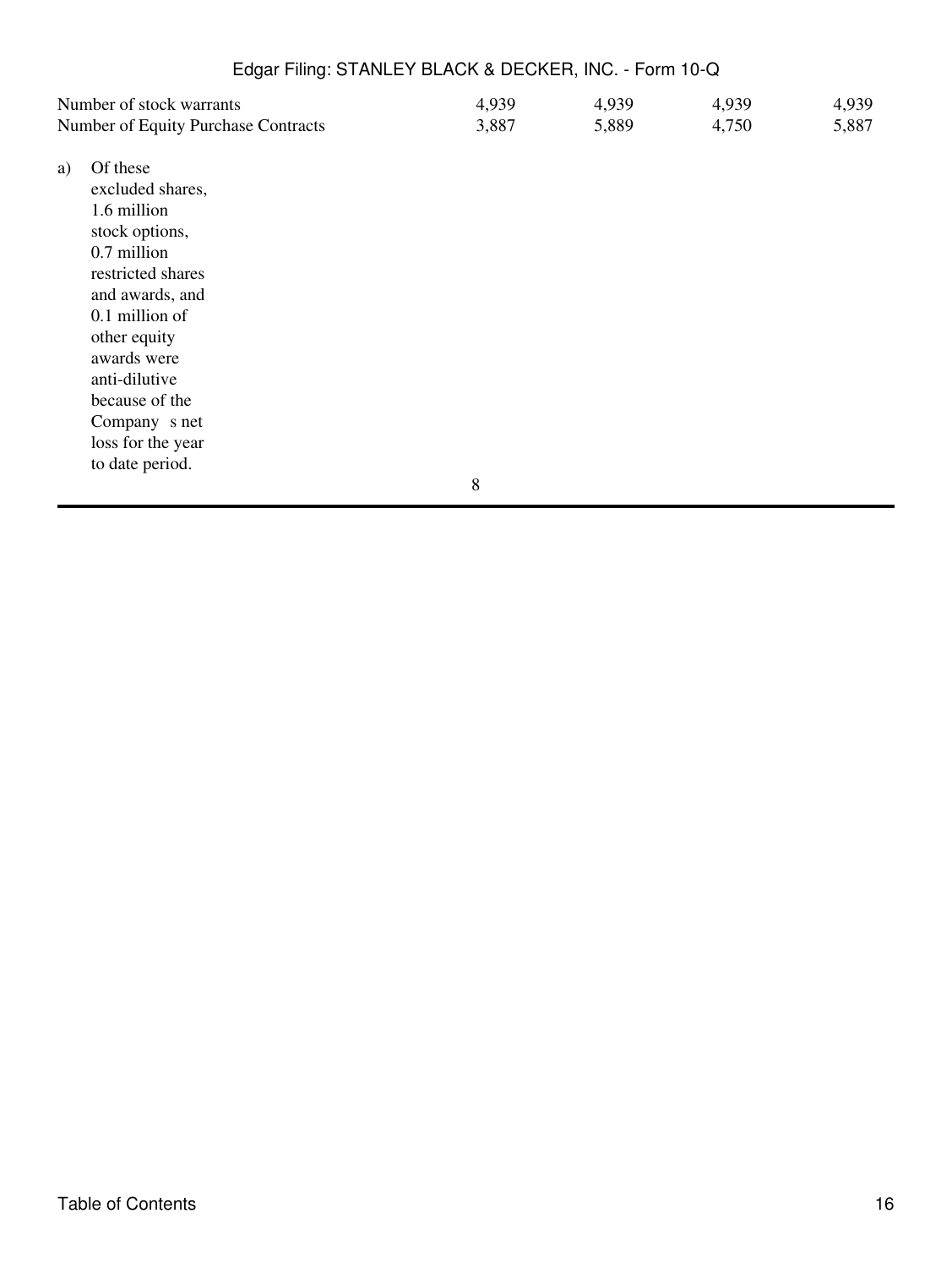| | | | | |
|---|---|---|---|---|
| Number of stock warrants | 4,939 | 4,939 | 4,939 | 4,939 |
| Number of Equity Purchase Contracts | 3,887 | 5,889 | 4,750 | 5,887 |

a) Of these excluded shares, 1.6 million stock options, 0.7 million restricted shares and awards, and 0.1 million of other equity awards were anti-dilutive because of the Company s net loss for the year to date period.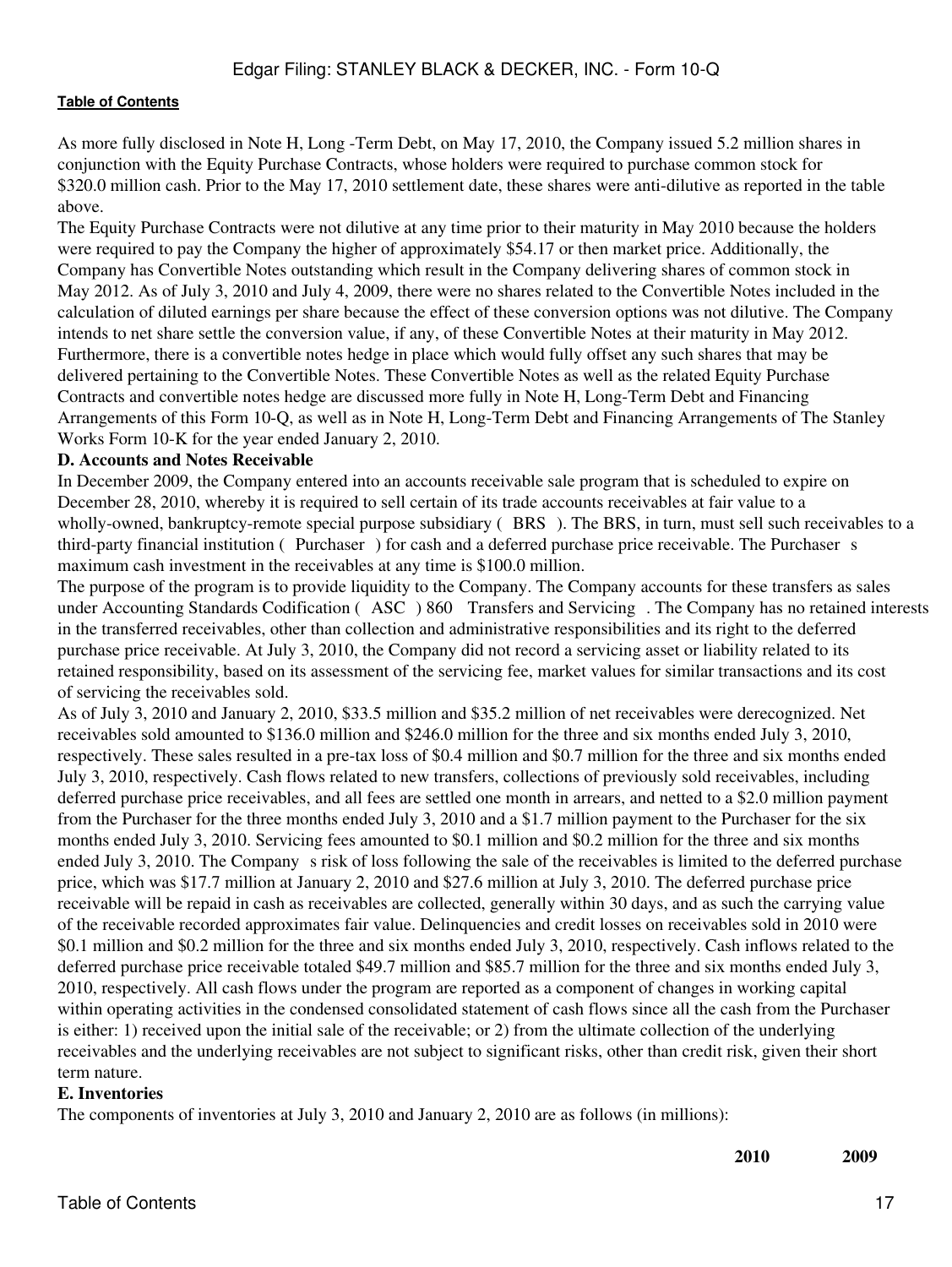As more fully disclosed in Note H, Long -Term Debt, on May 17, 2010, the Company issued 5.2 million shares in conjunction with the Equity Purchase Contracts, whose holders were required to purchase common stock for $320.0 million cash. Prior to the May 17, 2010 settlement date, these shares were anti-dilutive as reported in the table above.

The Equity Purchase Contracts were not dilutive at any time prior to their maturity in May 2010 because the holders were required to pay the Company the higher of approximately $54.17 or then market price. Additionally, the Company has Convertible Notes outstanding which result in the Company delivering shares of common stock in May 2012. As of July 3, 2010 and July 4, 2009, there were no shares related to the Convertible Notes included in the calculation of diluted earnings per share because the effect of these conversion options was not dilutive. The Company intends to net share settle the conversion value, if any, of these Convertible Notes at their maturity in May 2012. Furthermore, there is a convertible notes hedge in place which would fully offset any such shares that may be delivered pertaining to the Convertible Notes. These Convertible Notes as well as the related Equity Purchase Contracts and convertible notes hedge are discussed more fully in Note H, Long-Term Debt and Financing Arrangements of this Form 10-Q, as well as in Note H, Long-Term Debt and Financing Arrangements of The Stanley Works Form 10-K for the year ended January 2, 2010.

**D. Accounts and Notes Receivable**

In December 2009, the Company entered into an accounts receivable sale program that is scheduled to expire on December 28, 2010, whereby it is required to sell certain of its trade accounts receivables at fair value to a wholly-owned, bankruptcy-remote special purpose subsidiary ( BRS ). The BRS, in turn, must sell such receivables to a third-party financial institution ( Purchaser ) for cash and a deferred purchase price receivable. The Purchaser s maximum cash investment in the receivables at any time is $100.0 million.

The purpose of the program is to provide liquidity to the Company. The Company accounts for these transfers as sales under Accounting Standards Codification ( ASC ) 860 Transfers and Servicing . The Company has no retained interests in the transferred receivables, other than collection and administrative responsibilities and its right to the deferred purchase price receivable. At July 3, 2010, the Company did not record a servicing asset or liability related to its retained responsibility, based on its assessment of the servicing fee, market values for similar transactions and its cost of servicing the receivables sold.

As of July 3, 2010 and January 2, 2010, $33.5 million and $35.2 million of net receivables were derecognized. Net receivables sold amounted to $136.0 million and $246.0 million for the three and six months ended July 3, 2010, respectively. These sales resulted in a pre-tax loss of $0.4 million and $0.7 million for the three and six months ended July 3, 2010, respectively. Cash flows related to new transfers, collections of previously sold receivables, including deferred purchase price receivables, and all fees are settled one month in arrears, and netted to a $2.0 million payment from the Purchaser for the three months ended July 3, 2010 and a $1.7 million payment to the Purchaser for the six months ended July 3, 2010. Servicing fees amounted to $0.1 million and $0.2 million for the three and six months ended July 3, 2010. The Company s risk of loss following the sale of the receivables is limited to the deferred purchase price, which was $17.7 million at January 2, 2010 and $27.6 million at July 3, 2010. The deferred purchase price receivable will be repaid in cash as receivables are collected, generally within 30 days, and as such the carrying value of the receivable recorded approximates fair value. Delinquencies and credit losses on receivables sold in 2010 were $0.1 million and $0.2 million for the three and six months ended July 3, 2010, respectively. Cash inflows related to the deferred purchase price receivable totaled $49.7 million and $85.7 million for the three and six months ended July 3, 2010, respectively. All cash flows under the program are reported as a component of changes in working capital within operating activities in the condensed consolidated statement of cash flows since all the cash from the Purchaser is either: 1) received upon the initial sale of the receivable; or 2) from the ultimate collection of the underlying receivables and the underlying receivables are not subject to significant risks, other than credit risk, given their short term nature.

**E. Inventories**

The components of inventories at July 3, 2010 and January 2, 2010 are as follows (in millions):

| | **2010** | **2009** |
|---|---|---|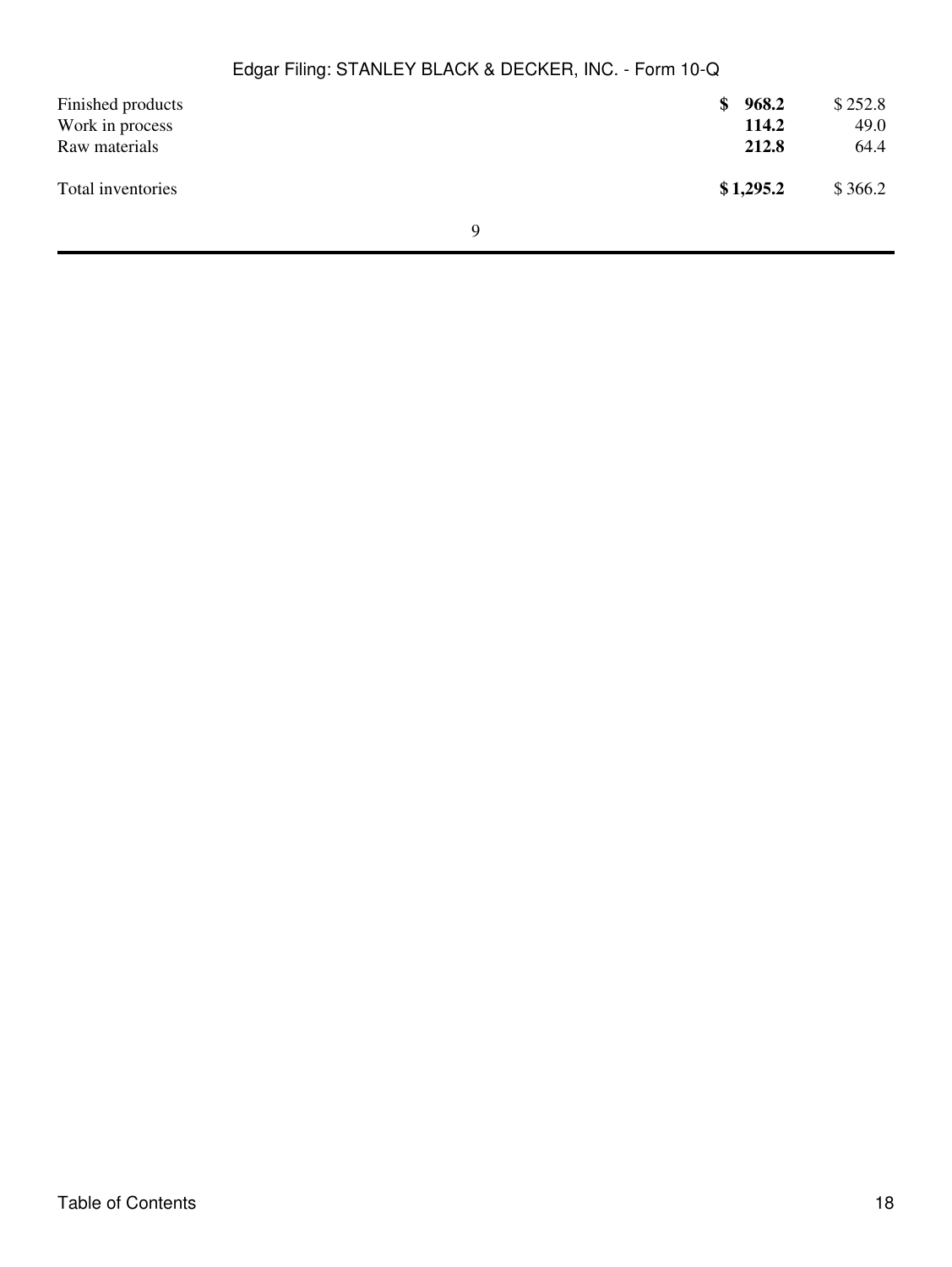| | | |
|---|---|---|
| Finished products | **$ 968.2** | $ 252.8 |
| Work in process | **114.2** | 49.0 |
| Raw materials | **212.8** | 64.4 |
| Total inventories | **$ 1,295.2** | $ 366.2 |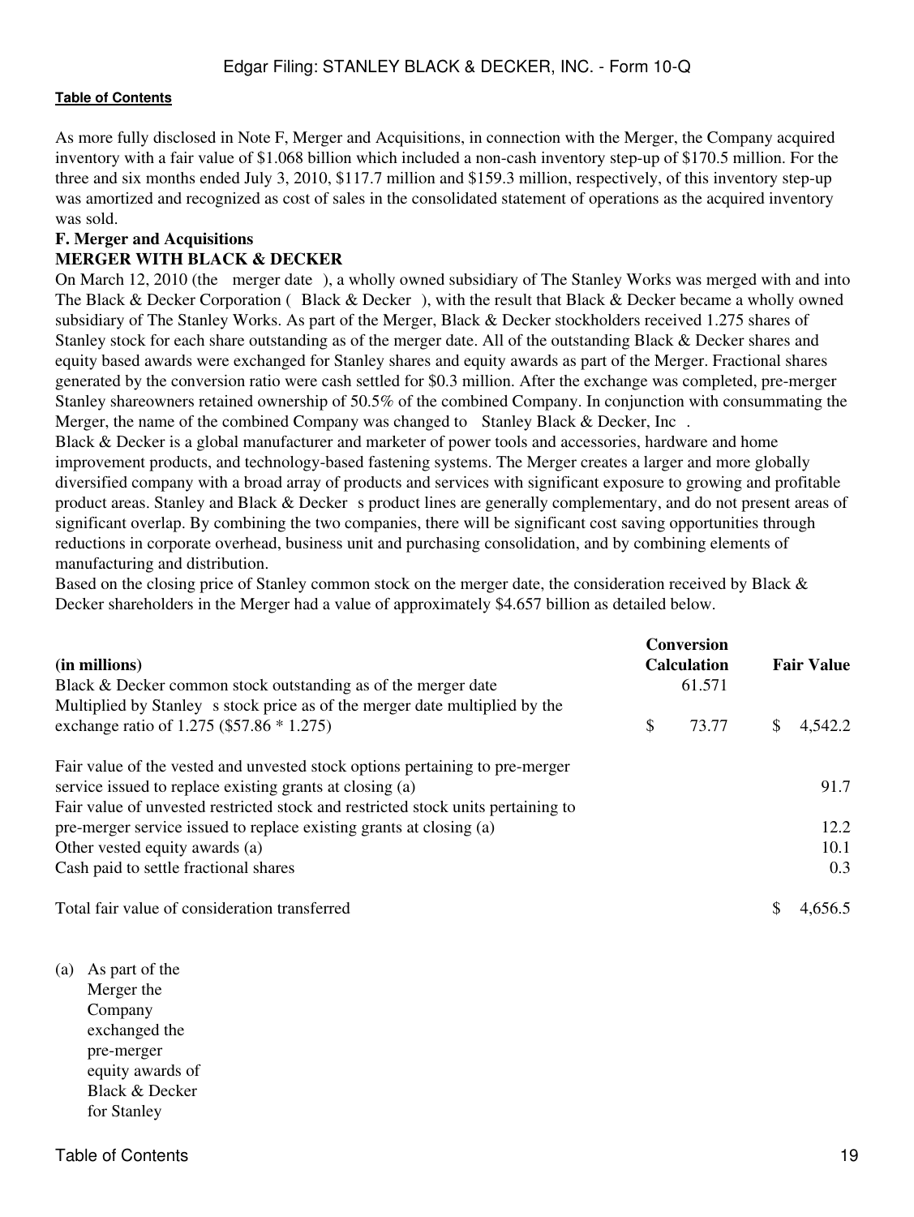As more fully disclosed in Note F, Merger and Acquisitions, in connection with the Merger, the Company acquired inventory with a fair value of $1.068 billion which included a non-cash inventory step-up of $170.5 million. For the three and six months ended July 3, 2010, $117.7 million and $159.3 million, respectively, of this inventory step-up was amortized and recognized as cost of sales in the consolidated statement of operations as the acquired inventory was sold.

**F. Merger and Acquisitions**

**MERGER WITH BLACK & DECKER**

On March 12, 2010 (the merger date ), a wholly owned subsidiary of The Stanley Works was merged with and into The Black & Decker Corporation ( Black & Decker ), with the result that Black & Decker became a wholly owned subsidiary of The Stanley Works. As part of the Merger, Black & Decker stockholders received 1.275 shares of Stanley stock for each share outstanding as of the merger date. All of the outstanding Black & Decker shares and equity based awards were exchanged for Stanley shares and equity awards as part of the Merger. Fractional shares generated by the conversion ratio were cash settled for $0.3 million. After the exchange was completed, pre-merger Stanley shareowners retained ownership of 50.5% of the combined Company. In conjunction with consummating the Merger, the name of the combined Company was changed to Stanley Black & Decker, Inc .

Black & Decker is a global manufacturer and marketer of power tools and accessories, hardware and home improvement products, and technology-based fastening systems. The Merger creates a larger and more globally diversified company with a broad array of products and services with significant exposure to growing and profitable product areas. Stanley and Black & Decker s product lines are generally complementary, and do not present areas of significant overlap. By combining the two companies, there will be significant cost saving opportunities through reductions in corporate overhead, business unit and purchasing consolidation, and by combining elements of manufacturing and distribution.

Based on the closing price of Stanley common stock on the merger date, the consideration received by Black & Decker shareholders in the Merger had a value of approximately $4.657 billion as detailed below.

| (in millions) | Conversion Calculation | Fair Value |
|---|---|---|
| Black & Decker common stock outstanding as of the merger date | 61.571 | |
| Multiplied by Stanley s stock price as of the merger date multiplied by the exchange ratio of 1.275 ($57.86 * 1.275) | $ 73.77 | $ 4,542.2 |
| Fair value of the vested and unvested stock options pertaining to pre-merger service issued to replace existing grants at closing (a) | | 91.7 |
| Fair value of unvested restricted stock and restricted stock units pertaining to pre-merger service issued to replace existing grants at closing (a) | | 12.2 |
| Other vested equity awards (a) | | 10.1 |
| Cash paid to settle fractional shares | | 0.3 |
| Total fair value of consideration transferred | | $ 4,656.5 |

(a) As part of the Merger the Company exchanged the pre-merger equity awards of Black & Decker for Stanley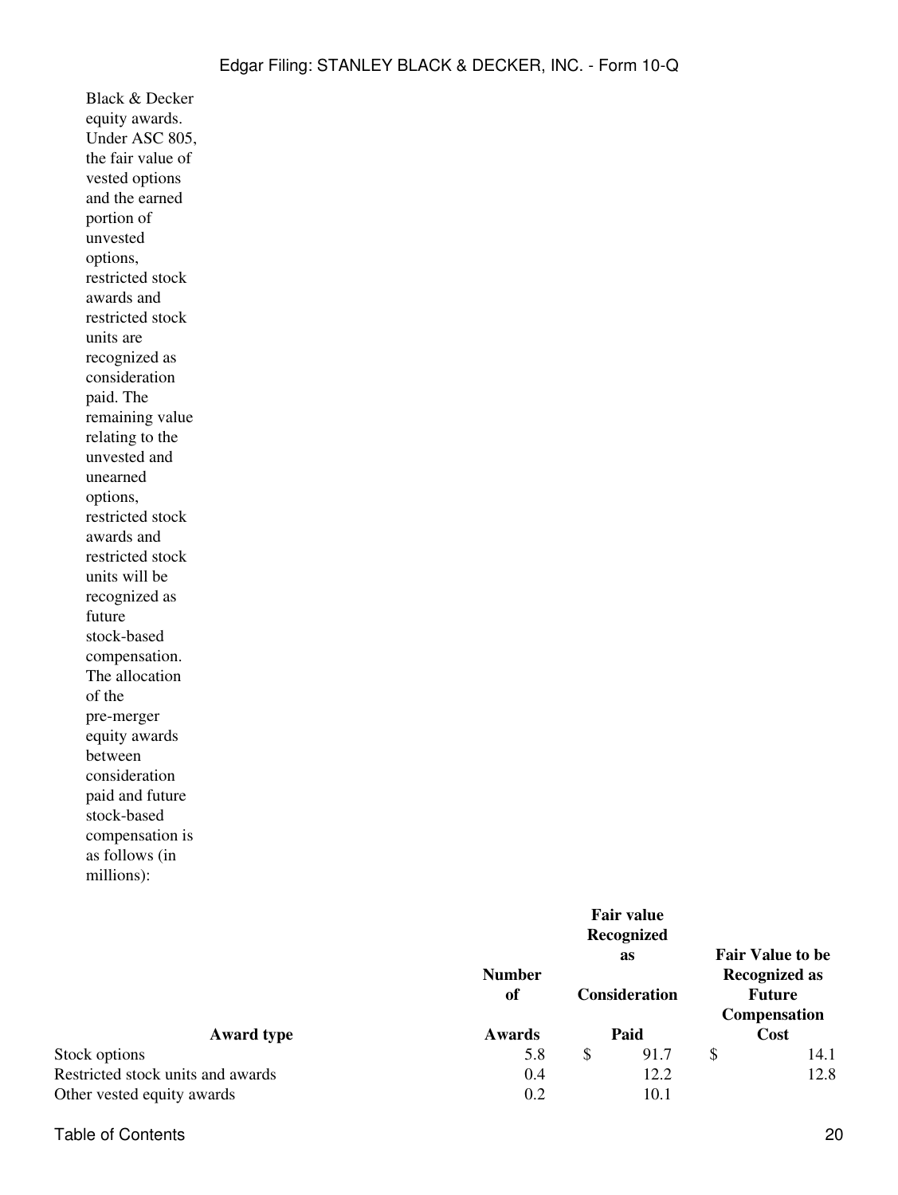Black & Decker equity awards. Under ASC 805, the fair value of vested options and the earned portion of unvested options, restricted stock awards and restricted stock units are recognized as consideration paid. The remaining value relating to the unvested and unearned options, restricted stock awards and restricted stock units will be recognized as future stock-based compensation. The allocation of the pre-merger equity awards between consideration paid and future stock-based compensation is as follows (in millions):

| Award type | Number of Awards | Fair value Recognized as Consideration Paid | Fair Value to be Recognized as Future Compensation Cost |
|---|---|---|---|
| Stock options | 5.8 | $ 91.7 | $ 14.1 |
| Restricted stock units and awards | 0.4 | 12.2 | 12.8 |
| Other vested equity awards | 0.2 | 10.1 | |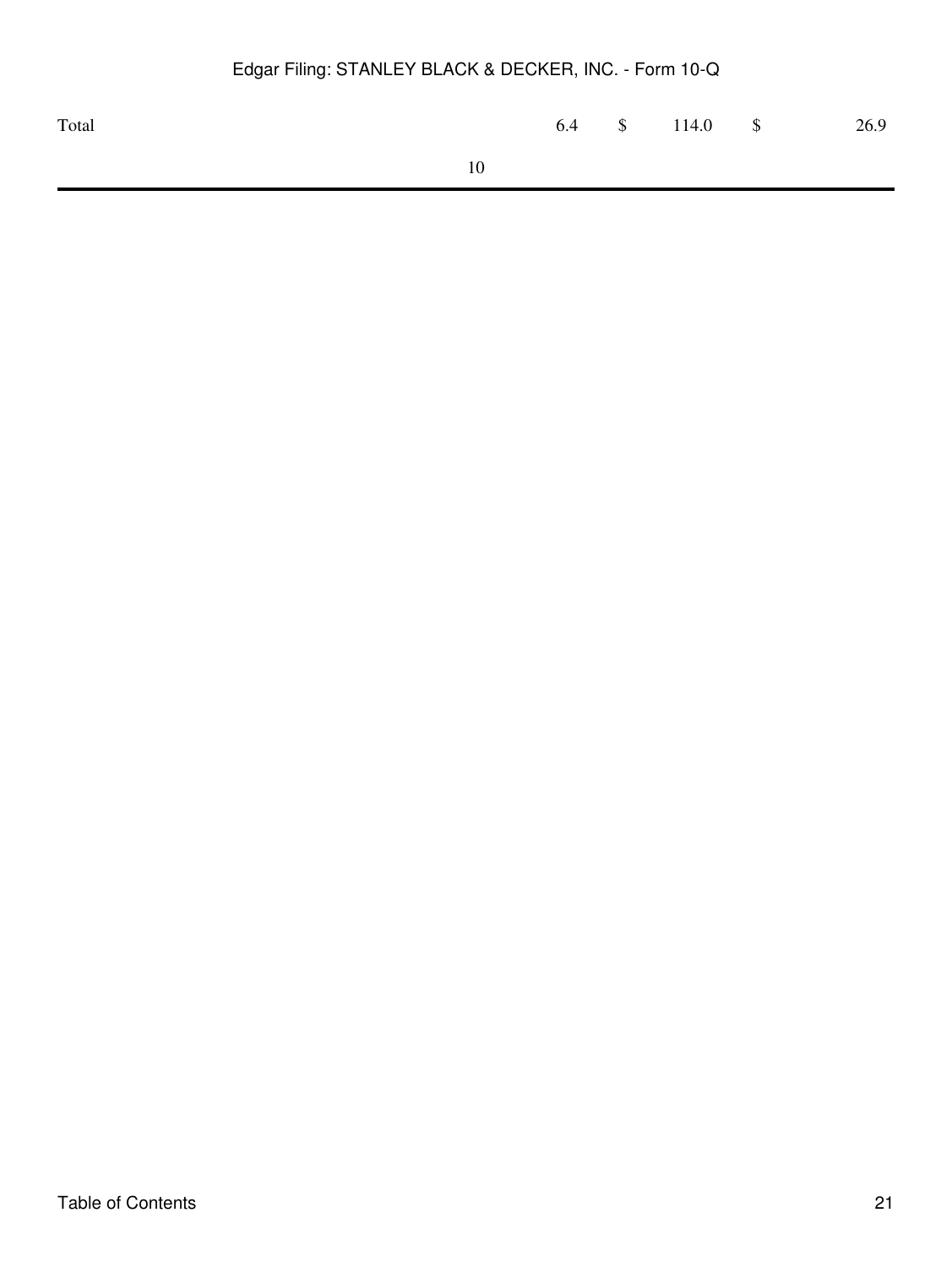| Total | 6.4 | $ | 114.0 | $ | 26.9 |
| --- | --- | --- | --- | --- | --- |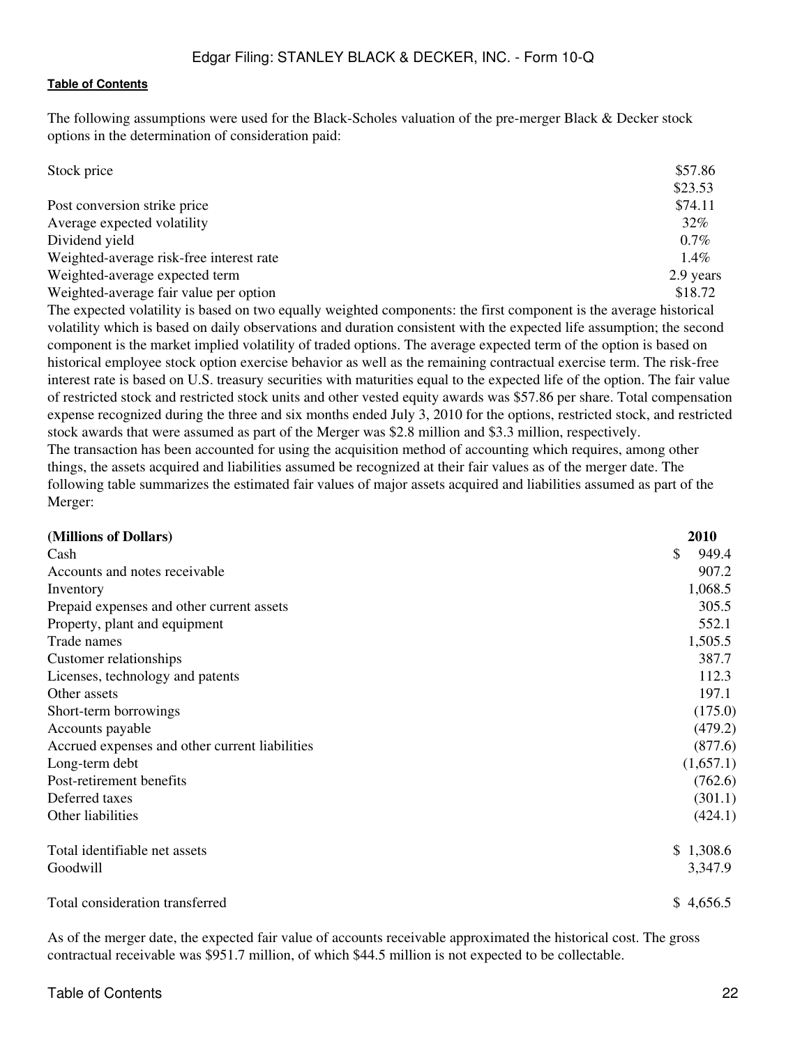The following assumptions were used for the Black-Scholes valuation of the pre-merger Black & Decker stock options in the determination of consideration paid:

| | |
|---|---|
| Stock price | $57.86 |
| | $23.53 |
| Post conversion strike price | $74.11 |
| Average expected volatility | 32% |
| Dividend yield | 0.7% |
| Weighted-average risk-free interest rate | 1.4% |
| Weighted-average expected term | 2.9 years |
| Weighted-average fair value per option | $18.72 |

The expected volatility is based on two equally weighted components: the first component is the average historical volatility which is based on daily observations and duration consistent with the expected life assumption; the second component is the market implied volatility of traded options. The average expected term of the option is based on historical employee stock option exercise behavior as well as the remaining contractual exercise term. The risk-free interest rate is based on U.S. treasury securities with maturities equal to the expected life of the option. The fair value of restricted stock and restricted stock units and other vested equity awards was $57.86 per share. Total compensation expense recognized during the three and six months ended July 3, 2010 for the options, restricted stock, and restricted stock awards that were assumed as part of the Merger was $2.8 million and $3.3 million, respectively.

The transaction has been accounted for using the acquisition method of accounting which requires, among other things, the assets acquired and liabilities assumed be recognized at their fair values as of the merger date. The following table summarizes the estimated fair values of major assets acquired and liabilities assumed as part of the Merger:

| **(Millions of Dollars)** | **2010** |
|---|---|
| Cash | $ 949.4 |
| Accounts and notes receivable | 907.2 |
| Inventory | 1,068.5 |
| Prepaid expenses and other current assets | 305.5 |
| Property, plant and equipment | 552.1 |
| Trade names | 1,505.5 |
| Customer relationships | 387.7 |
| Licenses, technology and patents | 112.3 |
| Other assets | 197.1 |
| Short-term borrowings | (175.0) |
| Accounts payable | (479.2) |
| Accrued expenses and other current liabilities | (877.6) |
| Long-term debt | (1,657.1) |
| Post-retirement benefits | (762.6) |
| Deferred taxes | (301.1) |
| Other liabilities | (424.1) |
| Total identifiable net assets | $ 1,308.6 |
| Goodwill | 3,347.9 |
| Total consideration transferred | $ 4,656.5 |

As of the merger date, the expected fair value of accounts receivable approximated the historical cost. The gross contractual receivable was $951.7 million, of which $44.5 million is not expected to be collectable.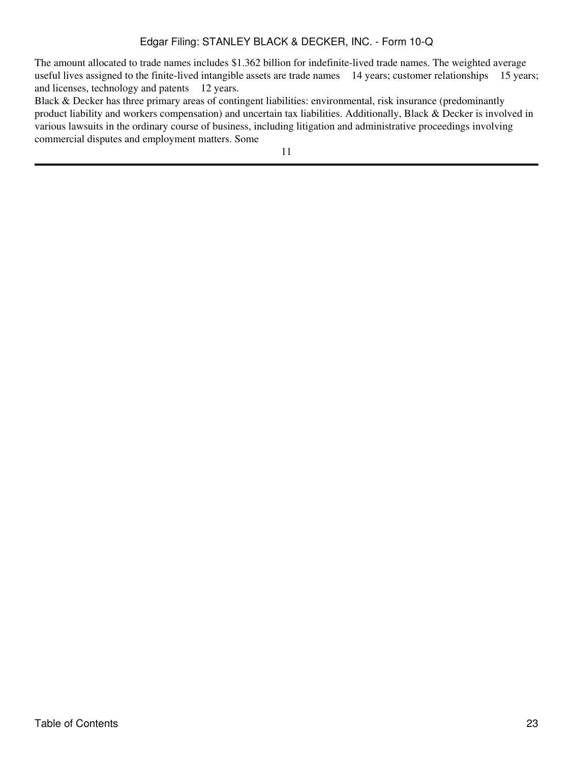The amount allocated to trade names includes $1.362 billion for indefinite-lived trade names. The weighted average useful lives assigned to the finite-lived intangible assets are trade names — 14 years; customer relationships — 15 years; and licenses, technology and patents — 12 years.

Black & Decker has three primary areas of contingent liabilities: environmental, risk insurance (predominantly product liability and workers compensation) and uncertain tax liabilities. Additionally, Black & Decker is involved in various lawsuits in the ordinary course of business, including litigation and administrative proceedings involving commercial disputes and employment matters. Some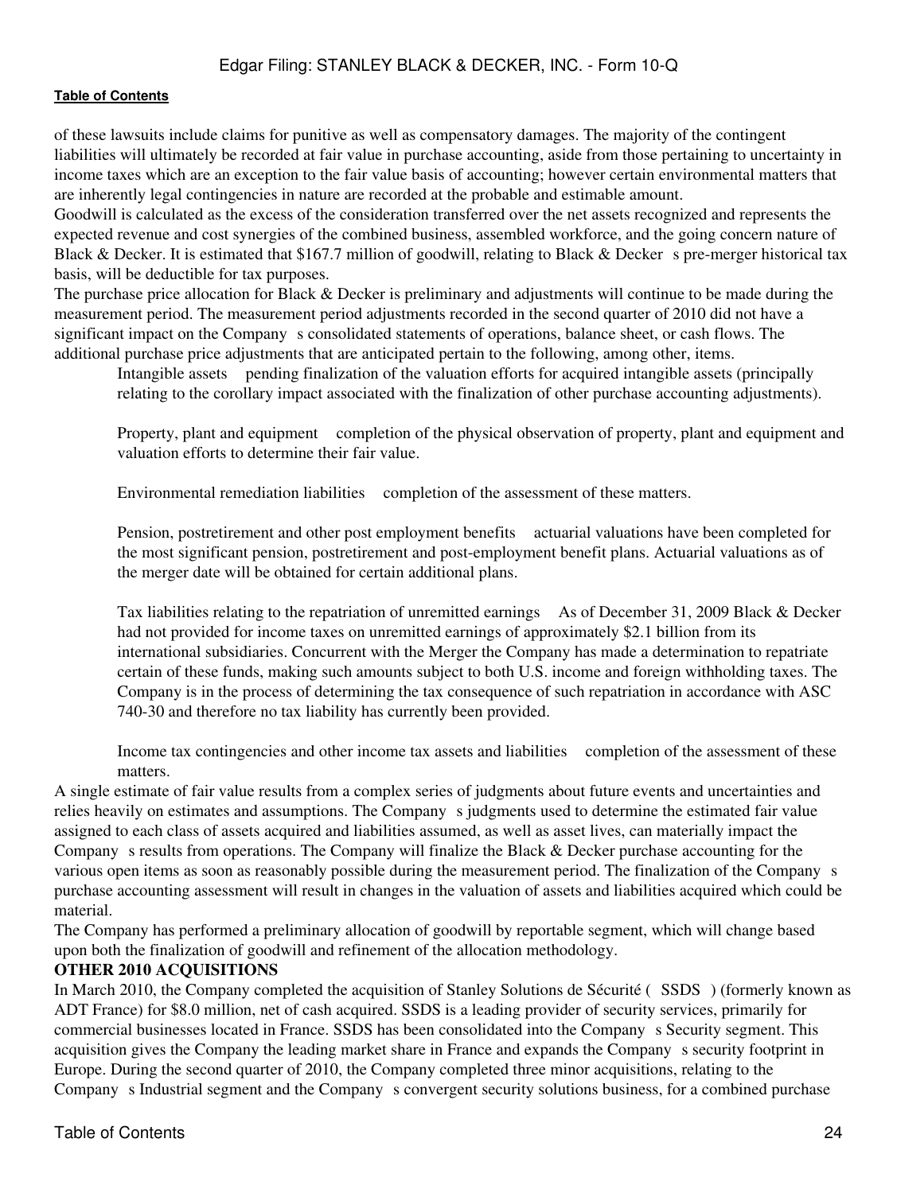of these lawsuits include claims for punitive as well as compensatory damages. The majority of the contingent liabilities will ultimately be recorded at fair value in purchase accounting, aside from those pertaining to uncertainty in income taxes which are an exception to the fair value basis of accounting; however certain environmental matters that are inherently legal contingencies in nature are recorded at the probable and estimable amount.

Goodwill is calculated as the excess of the consideration transferred over the net assets recognized and represents the expected revenue and cost synergies of the combined business, assembled workforce, and the going concern nature of Black & Decker. It is estimated that $167.7 million of goodwill, relating to Black & Decker s pre-merger historical tax basis, will be deductible for tax purposes.

The purchase price allocation for Black & Decker is preliminary and adjustments will continue to be made during the measurement period. The measurement period adjustments recorded in the second quarter of 2010 did not have a significant impact on the Company s consolidated statements of operations, balance sheet, or cash flows. The additional purchase price adjustments that are anticipated pertain to the following, among other, items.

Intangible assets pending finalization of the valuation efforts for acquired intangible assets (principally relating to the corollary impact associated with the finalization of other purchase accounting adjustments).

Property, plant and equipment completion of the physical observation of property, plant and equipment and valuation efforts to determine their fair value.

Environmental remediation liabilities completion of the assessment of these matters.

Pension, postretirement and other post employment benefits actuarial valuations have been completed for the most significant pension, postretirement and post-employment benefit plans. Actuarial valuations as of the merger date will be obtained for certain additional plans.

Tax liabilities relating to the repatriation of unremitted earnings As of December 31, 2009 Black & Decker had not provided for income taxes on unremitted earnings of approximately $2.1 billion from its international subsidiaries. Concurrent with the Merger the Company has made a determination to repatriate certain of these funds, making such amounts subject to both U.S. income and foreign withholding taxes. The Company is in the process of determining the tax consequence of such repatriation in accordance with ASC 740-30 and therefore no tax liability has currently been provided.

Income tax contingencies and other income tax assets and liabilities completion of the assessment of these matters.

A single estimate of fair value results from a complex series of judgments about future events and uncertainties and relies heavily on estimates and assumptions. The Company s judgments used to determine the estimated fair value assigned to each class of assets acquired and liabilities assumed, as well as asset lives, can materially impact the Company s results from operations. The Company will finalize the Black & Decker purchase accounting for the various open items as soon as reasonably possible during the measurement period. The finalization of the Company s purchase accounting assessment will result in changes in the valuation of assets and liabilities acquired which could be material.

The Company has performed a preliminary allocation of goodwill by reportable segment, which will change based upon both the finalization of goodwill and refinement of the allocation methodology.

**OTHER 2010 ACQUISITIONS**

In March 2010, the Company completed the acquisition of Stanley Solutions de Sécurité ( SSDS ) (formerly known as ADT France) for $8.0 million, net of cash acquired. SSDS is a leading provider of security services, primarily for commercial businesses located in France. SSDS has been consolidated into the Company s Security segment. This acquisition gives the Company the leading market share in France and expands the Company s security footprint in Europe. During the second quarter of 2010, the Company completed three minor acquisitions, relating to the Company s Industrial segment and the Company s convergent security solutions business, for a combined purchase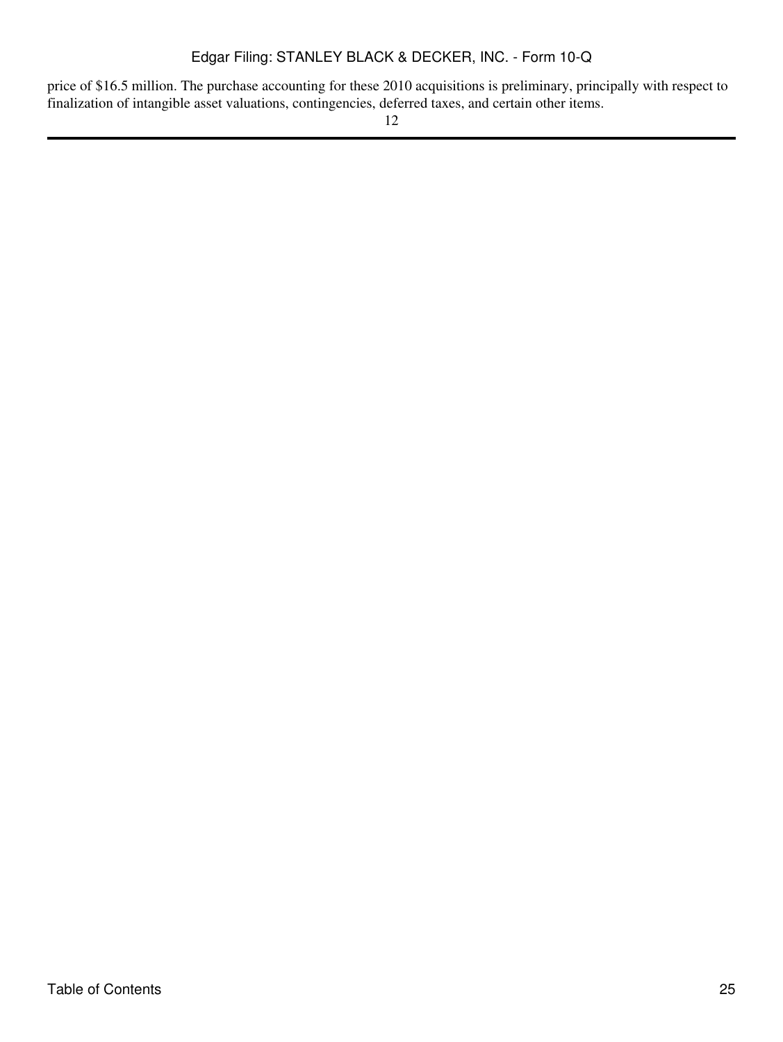price of $16.5 million. The purchase accounting for these 2010 acquisitions is preliminary, principally with respect to finalization of intangible asset valuations, contingencies, deferred taxes, and certain other items.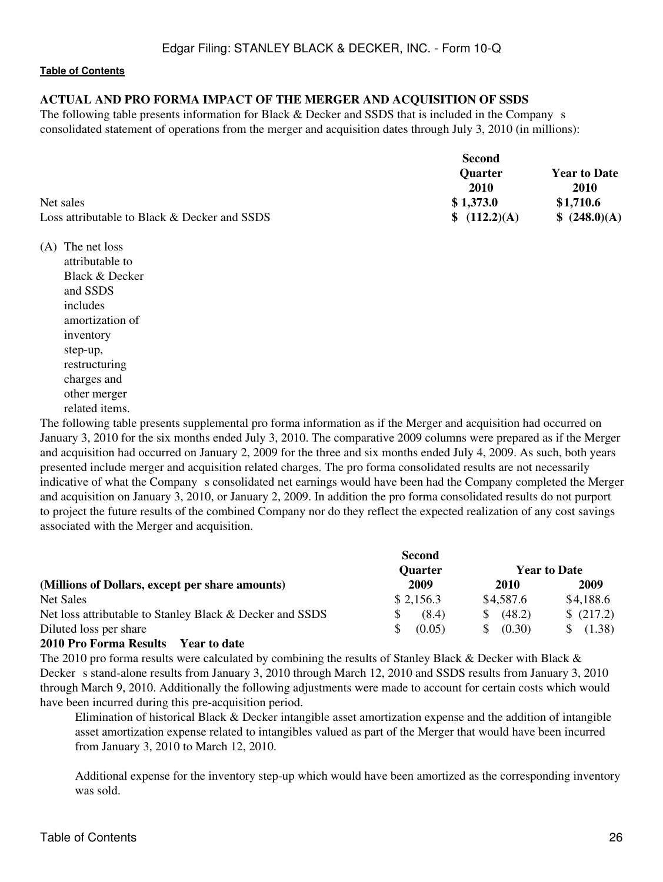[Table of Contents](#)

## ACTUAL AND PRO FORMA IMPACT OF THE MERGER AND ACQUISITION OF SSDS

The following table presents information for Black & Decker and SSDS that is included in the Company s consolidated statement of operations from the merger and acquisition dates through July 3, 2010 (in millions):

| | Second Quarter 2010 | Year to Date 2010 |
|---|---|---|
| Net sales | $ 1,373.0 | $1,710.6 |
| Loss attributable to Black & Decker and SSDS | $ (112.2)(A) | $ (248.0)(A) |

(A) The net loss attributable to Black & Decker and SSDS includes amortization of inventory step-up, restructuring charges and other merger related items.

The following table presents supplemental pro forma information as if the Merger and acquisition had occurred on January 3, 2010 for the six months ended July 3, 2010. The comparative 2009 columns were prepared as if the Merger and acquisition had occurred on January 2, 2009 for the three and six months ended July 4, 2009. As such, both years presented include merger and acquisition related charges. The pro forma consolidated results are not necessarily indicative of what the Company s consolidated net earnings would have been had the Company completed the Merger and acquisition on January 3, 2010, or January 2, 2009. In addition the pro forma consolidated results do not purport to project the future results of the combined Company nor do they reflect the expected realization of any cost savings associated with the Merger and acquisition.

| | Second Quarter | Year to Date | |
|---|---|---|---|
| **(Millions of Dollars, except per share amounts)** | **2009** | **2010** | **2009** |
| Net Sales | $ 2,156.3 | $4,587.6 | $4,188.6 |
| Net loss attributable to Stanley Black & Decker and SSDS | $ (8.4) | $ (48.2) | $ (217.2) |
| Diluted loss per share | $ (0.05) | $ (0.30) | $ (1.38) |

**2010 Pro Forma Results Year to date**

The 2010 pro forma results were calculated by combining the results of Stanley Black & Decker with Black & Decker s stand-alone results from January 3, 2010 through March 12, 2010 and SSDS results from January 3, 2010 through March 9, 2010. Additionally the following adjustments were made to account for certain costs which would have been incurred during this pre-acquisition period.

Elimination of historical Black & Decker intangible asset amortization expense and the addition of intangible asset amortization expense related to intangibles valued as part of the Merger that would have been incurred from January 3, 2010 to March 12, 2010.

Additional expense for the inventory step-up which would have been amortized as the corresponding inventory was sold.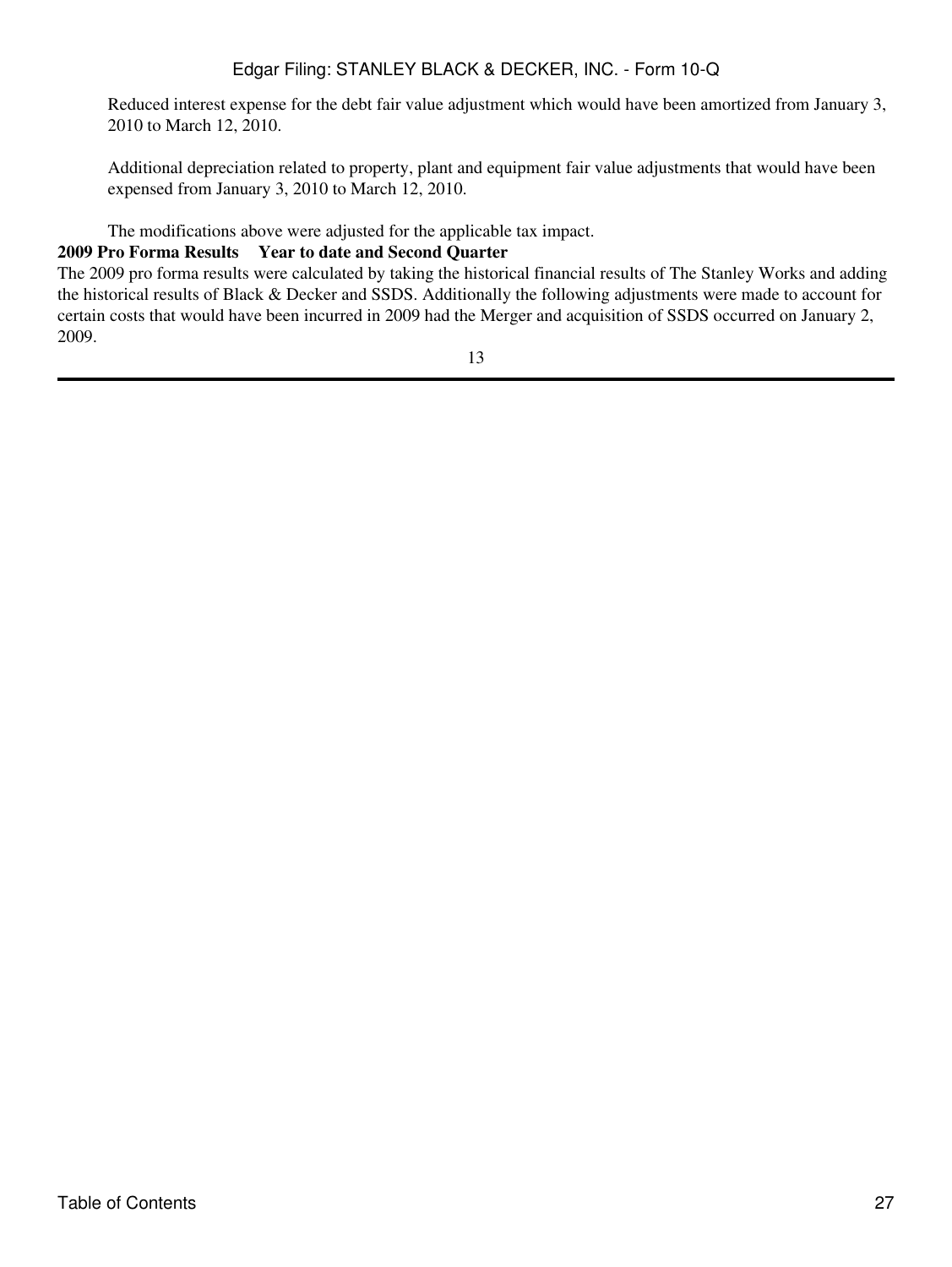Reduced interest expense for the debt fair value adjustment which would have been amortized from January 3, 2010 to March 12, 2010.

Additional depreciation related to property, plant and equipment fair value adjustments that would have been expensed from January 3, 2010 to March 12, 2010.

The modifications above were adjusted for the applicable tax impact.

**2009 Pro Forma Results Year to date and Second Quarter**

The 2009 pro forma results were calculated by taking the historical financial results of The Stanley Works and adding the historical results of Black & Decker and SSDS. Additionally the following adjustments were made to account for certain costs that would have been incurred in 2009 had the Merger and acquisition of SSDS occurred on January 2, 2009.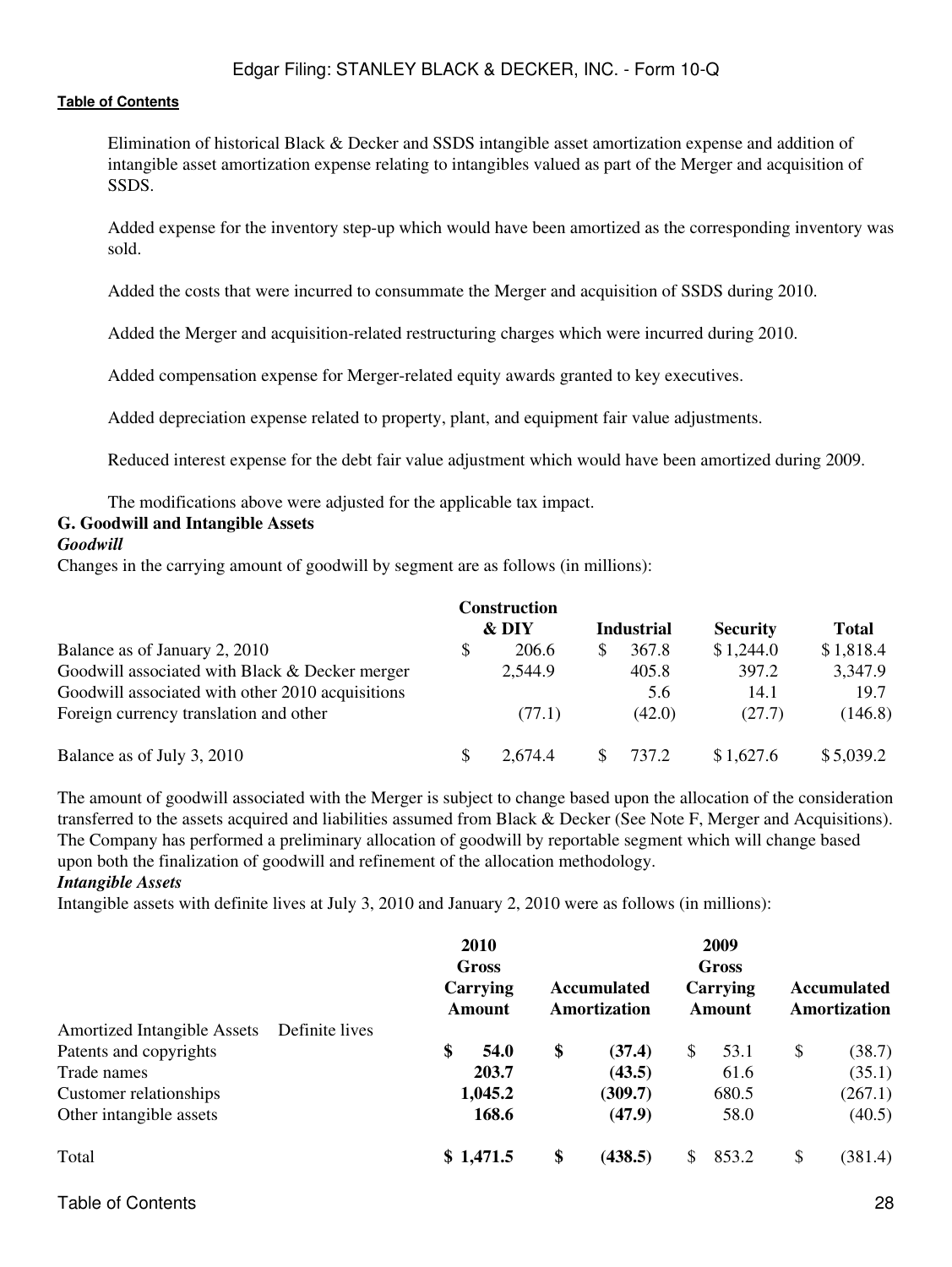Elimination of historical Black & Decker and SSDS intangible asset amortization expense and addition of intangible asset amortization expense relating to intangibles valued as part of the Merger and acquisition of SSDS.

Added expense for the inventory step-up which would have been amortized as the corresponding inventory was sold.

Added the costs that were incurred to consummate the Merger and acquisition of SSDS during 2010.

Added the Merger and acquisition-related restructuring charges which were incurred during 2010.

Added compensation expense for Merger-related equity awards granted to key executives.

Added depreciation expense related to property, plant, and equipment fair value adjustments.

Reduced interest expense for the debt fair value adjustment which would have been amortized during 2009.

The modifications above were adjusted for the applicable tax impact.

## G. Goodwill and Intangible Assets

### *Goodwill*

Changes in the carrying amount of goodwill by segment are as follows (in millions):

| | Construction & DIY | Industrial | Security | Total |
|---|---|---|---|---|
| Balance as of January 2, 2010 | $ 206.6 | $ 367.8 | $ 1,244.0 | $ 1,818.4 |
| Goodwill associated with Black & Decker merger | 2,544.9 | 405.8 | 397.2 | 3,347.9 |
| Goodwill associated with other 2010 acquisitions | | 5.6 | 14.1 | 19.7 |
| Foreign currency translation and other | (77.1) | (42.0) | (27.7) | (146.8) |
| Balance as of July 3, 2010 | $ 2,674.4 | $ 737.2 | $ 1,627.6 | $ 5,039.2 |

The amount of goodwill associated with the Merger is subject to change based upon the allocation of the consideration transferred to the assets acquired and liabilities assumed from Black & Decker (See Note F, Merger and Acquisitions). The Company has performed a preliminary allocation of goodwill by reportable segment which will change based upon both the finalization of goodwill and refinement of the allocation methodology.

### *Intangible Assets*

Intangible assets with definite lives at July 3, 2010 and January 2, 2010 were as follows (in millions):

| | | 2010 Gross Carrying Amount | Accumulated Amortization | 2009 Gross Carrying Amount | Accumulated Amortization |
|---|---|---|---|---|---|
| Amortized Intangible Assets | Definite lives | | | | |
| Patents and copyrights | | **$ 54.0** | **$ (37.4)** | $ 53.1 | $ (38.7) |
| Trade names | | **203.7** | **(43.5)** | 61.6 | (35.1) |
| Customer relationships | | **1,045.2** | **(309.7)** | 680.5 | (267.1) |
| Other intangible assets | | **168.6** | **(47.9)** | 58.0 | (40.5) |
| Total | | **$ 1,471.5** | **$ (438.5)** | $ 853.2 | $ (381.4) |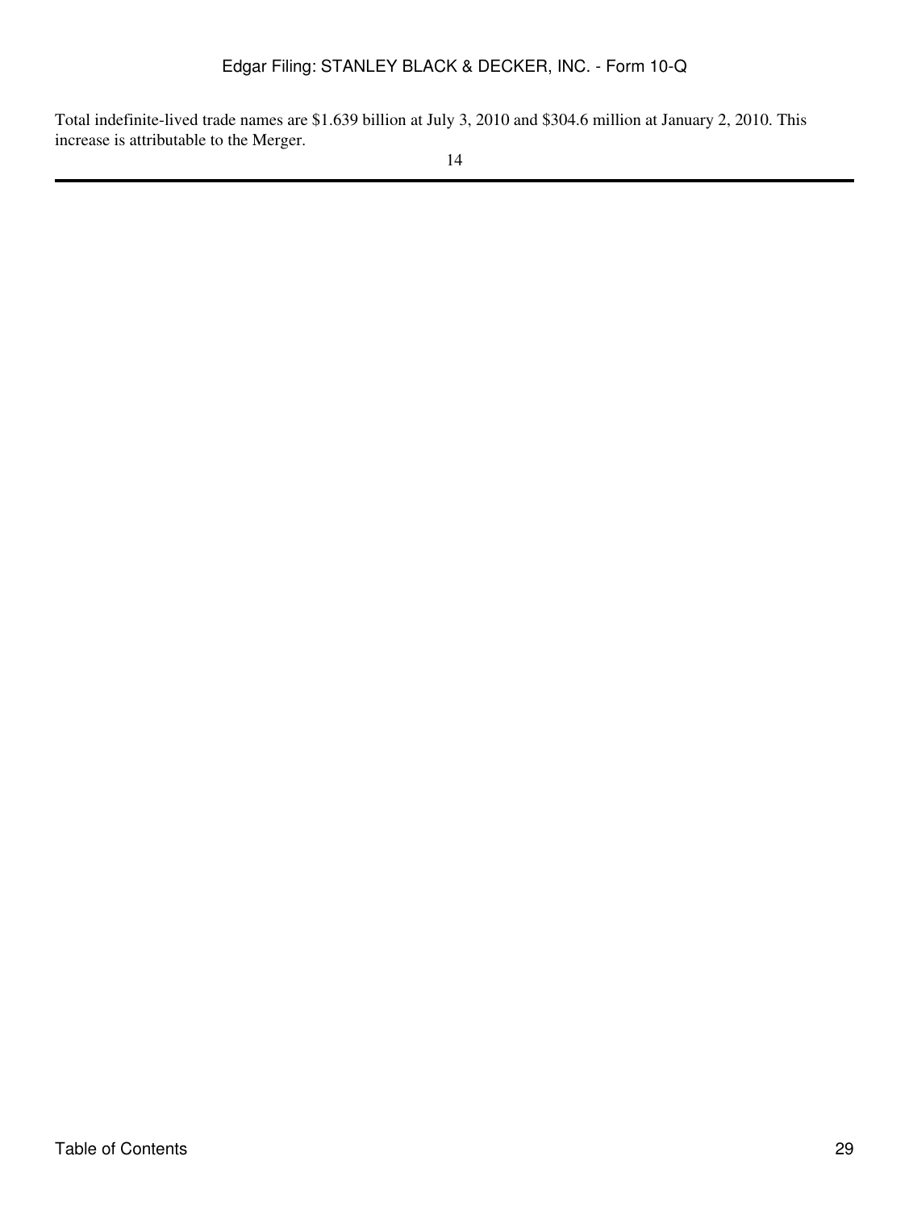Total indefinite-lived trade names are $1.639 billion at July 3, 2010 and $304.6 million at January 2, 2010. This increase is attributable to the Merger.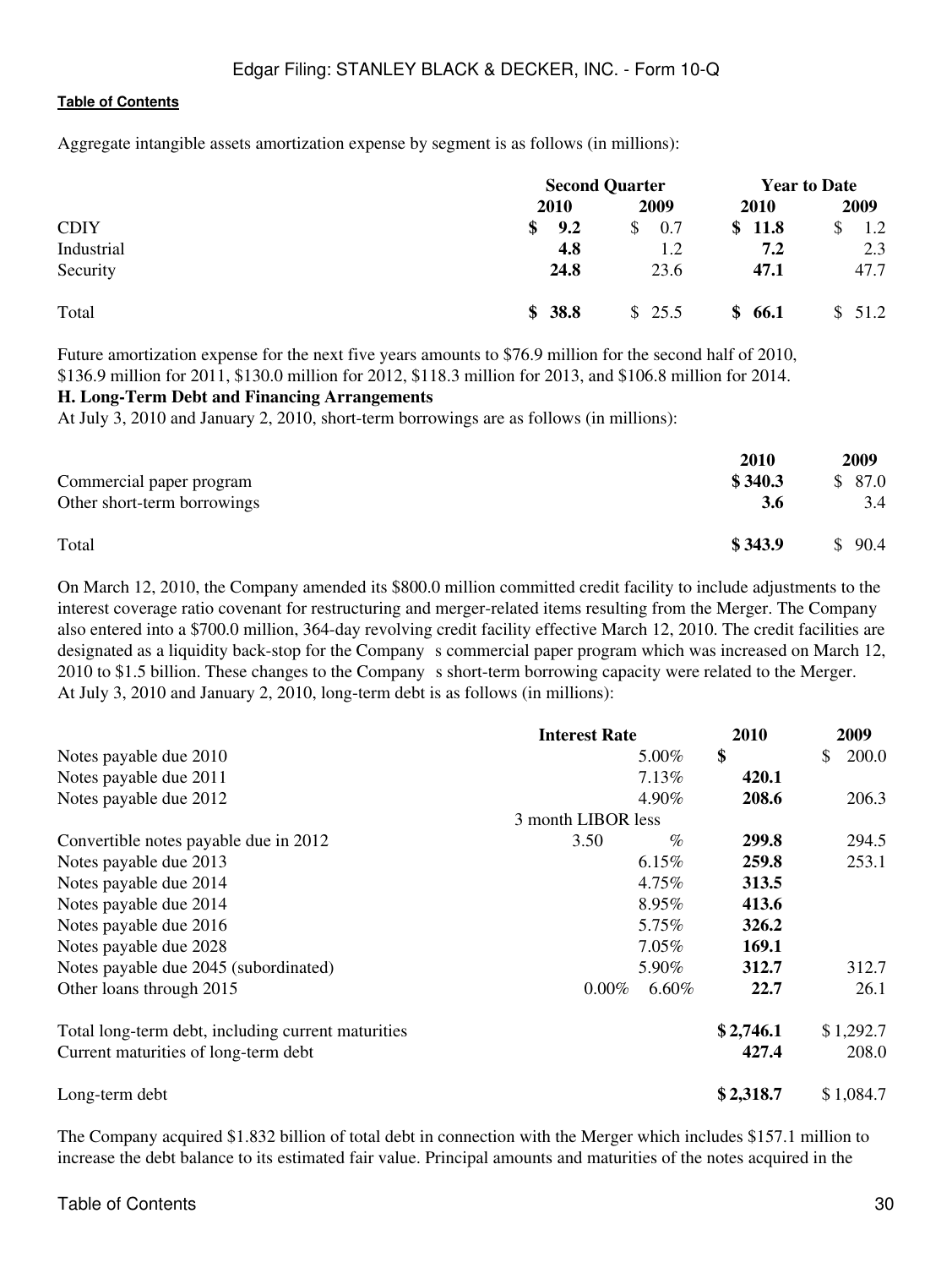Aggregate intangible assets amortization expense by segment is as follows (in millions):

| | Second Quarter | | Year to Date | |
|---|---|---|---|---|
| | **2010** | 2009 | **2010** | 2009 |
| CDIY | **$ 9.2** | $ 0.7 | **$ 11.8** | $ 1.2 |
| Industrial | **4.8** | 1.2 | **7.2** | 2.3 |
| Security | **24.8** | 23.6 | **47.1** | 47.7 |
| Total | **$ 38.8** | $ 25.5 | **$ 66.1** | $ 51.2 |

Future amortization expense for the next five years amounts to $76.9 million for the second half of 2010, $136.9 million for 2011, $130.0 million for 2012, $118.3 million for 2013, and $106.8 million for 2014.

**H. Long-Term Debt and Financing Arrangements**

At July 3, 2010 and January 2, 2010, short-term borrowings are as follows (in millions):

| | **2010** | **2009** |
|---|---|---|
| Commercial paper program | **$ 340.3** | $ 87.0 |
| Other short-term borrowings | **3.6** | 3.4 |
| Total | **$ 343.9** | $ 90.4 |

On March 12, 2010, the Company amended its $800.0 million committed credit facility to include adjustments to the interest coverage ratio covenant for restructuring and merger-related items resulting from the Merger. The Company also entered into a $700.0 million, 364-day revolving credit facility effective March 12, 2010. The credit facilities are designated as a liquidity back-stop for the Company s commercial paper program which was increased on March 12, 2010 to $1.5 billion. These changes to the Company s short-term borrowing capacity were related to the Merger.

At July 3, 2010 and January 2, 2010, long-term debt is as follows (in millions):

| | **Interest Rate** | **2010** | **2009** |
|---|---|---|---|
| Notes payable due 2010 | 5.00% | **$** | $ 200.0 |
| Notes payable due 2011 | 7.13% | **420.1** | |
| Notes payable due 2012 | 4.90% | **208.6** | 206.3 |
| Convertible notes payable due in 2012 | 3 month LIBOR less 3.50 % | **299.8** | 294.5 |
| Notes payable due 2013 | 6.15% | **259.8** | 253.1 |
| Notes payable due 2014 | 4.75% | **313.5** | |
| Notes payable due 2014 | 8.95% | **413.6** | |
| Notes payable due 2016 | 5.75% | **326.2** | |
| Notes payable due 2028 | 7.05% | **169.1** | |
| Notes payable due 2045 (subordinated) | 5.90% | **312.7** | 312.7 |
| Other loans through 2015 | 0.00% 6.60% | **22.7** | 26.1 |
| Total long-term debt, including current maturities | | **$ 2,746.1** | $ 1,292.7 |
| Current maturities of long-term debt | | **427.4** | 208.0 |
| Long-term debt | | **$ 2,318.7** | $ 1,084.7 |

The Company acquired $1.832 billion of total debt in connection with the Merger which includes $157.1 million to increase the debt balance to its estimated fair value. Principal amounts and maturities of the notes acquired in the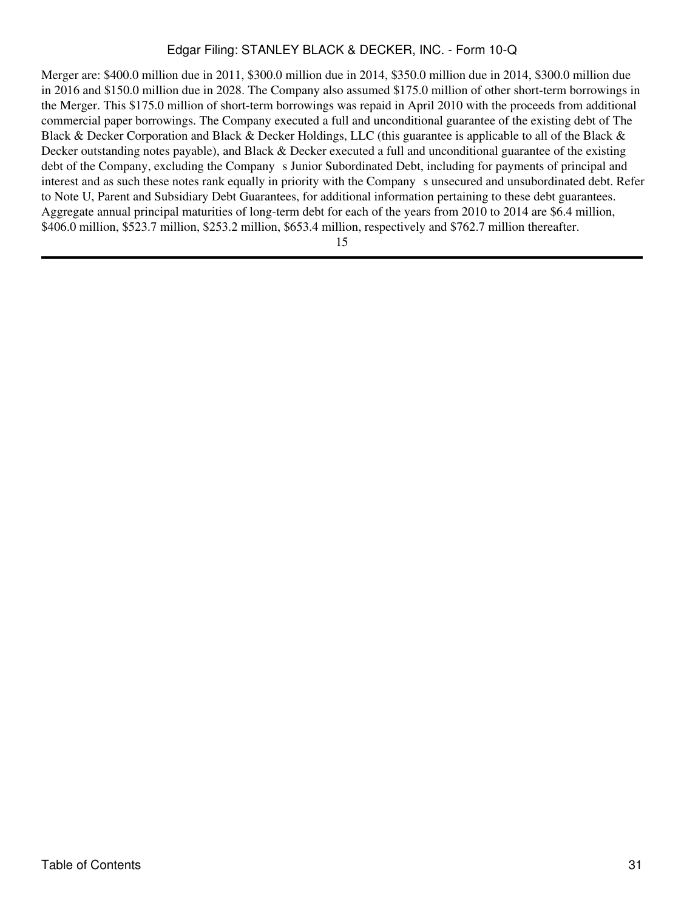Merger are: $400.0 million due in 2011, $300.0 million due in 2014, $350.0 million due in 2014, $300.0 million due in 2016 and $150.0 million due in 2028. The Company also assumed $175.0 million of other short-term borrowings in the Merger. This $175.0 million of short-term borrowings was repaid in April 2010 with the proceeds from additional commercial paper borrowings. The Company executed a full and unconditional guarantee of the existing debt of The Black & Decker Corporation and Black & Decker Holdings, LLC (this guarantee is applicable to all of the Black & Decker outstanding notes payable), and Black & Decker executed a full and unconditional guarantee of the existing debt of the Company, excluding the Company s Junior Subordinated Debt, including for payments of principal and interest and as such these notes rank equally in priority with the Company s unsecured and unsubordinated debt. Refer to Note U, Parent and Subsidiary Debt Guarantees, for additional information pertaining to these debt guarantees. Aggregate annual principal maturities of long-term debt for each of the years from 2010 to 2014 are $6.4 million, $406.0 million, $523.7 million, $253.2 million, $653.4 million, respectively and $762.7 million thereafter.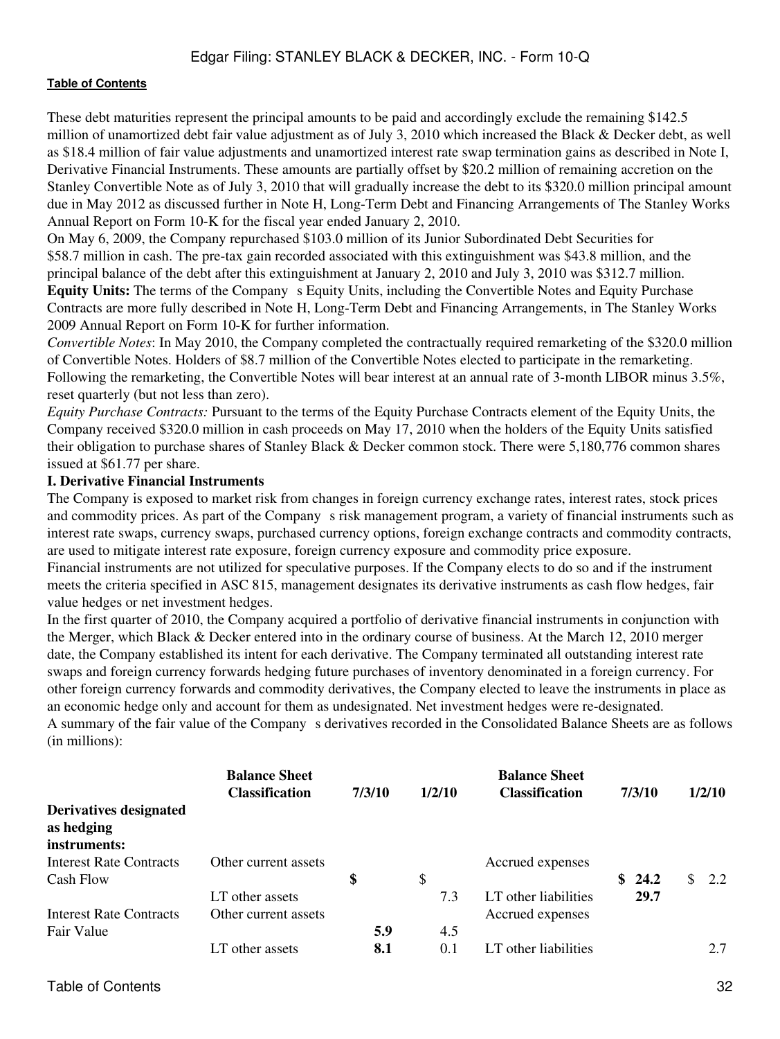These debt maturities represent the principal amounts to be paid and accordingly exclude the remaining $142.5 million of unamortized debt fair value adjustment as of July 3, 2010 which increased the Black & Decker debt, as well as $18.4 million of fair value adjustments and unamortized interest rate swap termination gains as described in Note I, Derivative Financial Instruments. These amounts are partially offset by $20.2 million of remaining accretion on the Stanley Convertible Note as of July 3, 2010 that will gradually increase the debt to its $320.0 million principal amount due in May 2012 as discussed further in Note H, Long-Term Debt and Financing Arrangements of The Stanley Works Annual Report on Form 10-K for the fiscal year ended January 2, 2010.

On May 6, 2009, the Company repurchased $103.0 million of its Junior Subordinated Debt Securities for $58.7 million in cash. The pre-tax gain recorded associated with this extinguishment was $43.8 million, and the principal balance of the debt after this extinguishment at January 2, 2010 and July 3, 2010 was $312.7 million.

**Equity Units:** The terms of the Company s Equity Units, including the Convertible Notes and Equity Purchase Contracts are more fully described in Note H, Long-Term Debt and Financing Arrangements, in The Stanley Works 2009 Annual Report on Form 10-K for further information.

*Convertible Notes*: In May 2010, the Company completed the contractually required remarketing of the $320.0 million of Convertible Notes. Holders of $8.7 million of the Convertible Notes elected to participate in the remarketing. Following the remarketing, the Convertible Notes will bear interest at an annual rate of 3-month LIBOR minus 3.5%, reset quarterly (but not less than zero).

*Equity Purchase Contracts:* Pursuant to the terms of the Equity Purchase Contracts element of the Equity Units, the Company received $320.0 million in cash proceeds on May 17, 2010 when the holders of the Equity Units satisfied their obligation to purchase shares of Stanley Black & Decker common stock. There were 5,180,776 common shares issued at $61.77 per share.

**I. Derivative Financial Instruments**

The Company is exposed to market risk from changes in foreign currency exchange rates, interest rates, stock prices and commodity prices. As part of the Company s risk management program, a variety of financial instruments such as interest rate swaps, currency swaps, purchased currency options, foreign exchange contracts and commodity contracts, are used to mitigate interest rate exposure, foreign currency exposure and commodity price exposure.

Financial instruments are not utilized for speculative purposes. If the Company elects to do so and if the instrument meets the criteria specified in ASC 815, management designates its derivative instruments as cash flow hedges, fair value hedges or net investment hedges.

In the first quarter of 2010, the Company acquired a portfolio of derivative financial instruments in conjunction with the Merger, which Black & Decker entered into in the ordinary course of business. At the March 12, 2010 merger date, the Company established its intent for each derivative. The Company terminated all outstanding interest rate swaps and foreign currency forwards hedging future purchases of inventory denominated in a foreign currency. For other foreign currency forwards and commodity derivatives, the Company elected to leave the instruments in place as an economic hedge only and account for them as undesignated. Net investment hedges were re-designated.

A summary of the fair value of the Company s derivatives recorded in the Consolidated Balance Sheets are as follows (in millions):

| | Balance Sheet Classification | 7/3/10 | 1/2/10 | Balance Sheet Classification | 7/3/10 | 1/2/10 |
|---|---|---|---|---|---|---|
| **Derivatives designated as hedging instruments:** | | | | | | |
| Interest Rate Contracts Cash Flow | Other current assets | $ | $ | Accrued expenses | $ 24.2 | $ 2.2 |
| | LT other assets | | 7.3 | LT other liabilities | 29.7 | |
| Interest Rate Contracts Fair Value | Other current assets | 5.9 | 4.5 | Accrued expenses | | |
| | LT other assets | 8.1 | 0.1 | LT other liabilities | | 2.7 |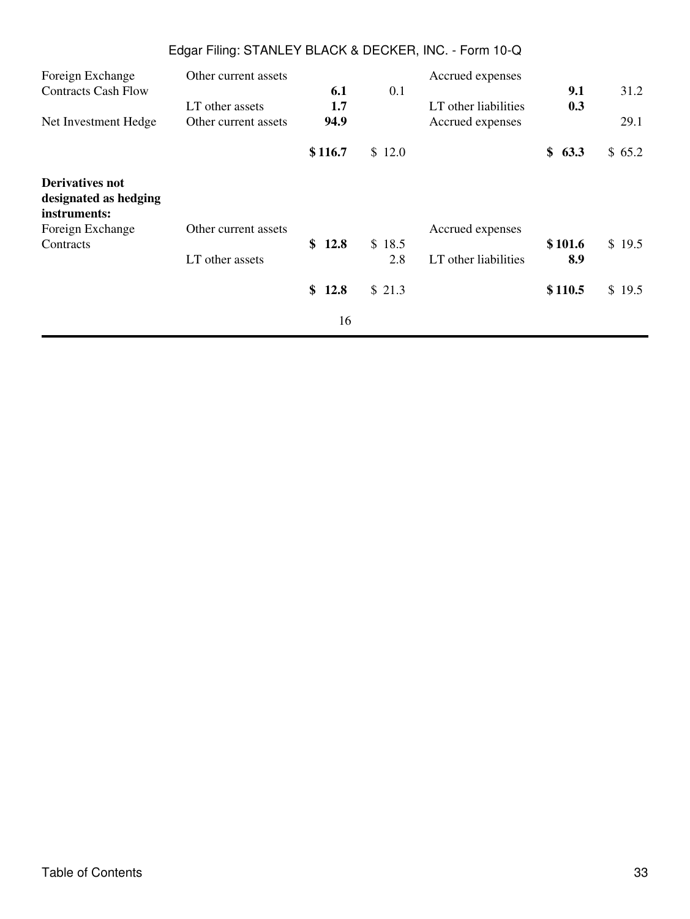| | | | | | | |
|---|---|---|---|---|---|---|
| Foreign Exchange Contracts Cash Flow | Other current assets | **6.1** | 0.1 | Accrued expenses | **9.1** | 31.2 |
| | LT other assets | **1.7** | | LT other liabilities | **0.3** | |
| Net Investment Hedge | Other current assets | **94.9** | | Accrued expenses | | 29.1 |
| | | **$ 116.7** | $ 12.0 | | **$ 63.3** | $ 65.2 |
| **Derivatives not designated as hedging instruments:** | | | | | | |
| Foreign Exchange Contracts | Other current assets | **$ 12.8** | $ 18.5 | Accrued expenses | **$ 101.6** | $ 19.5 |
| | LT other assets | | 2.8 | LT other liabilities | **8.9** | |
| | | **$ 12.8** | $ 21.3 | | **$ 110.5** | $ 19.5 |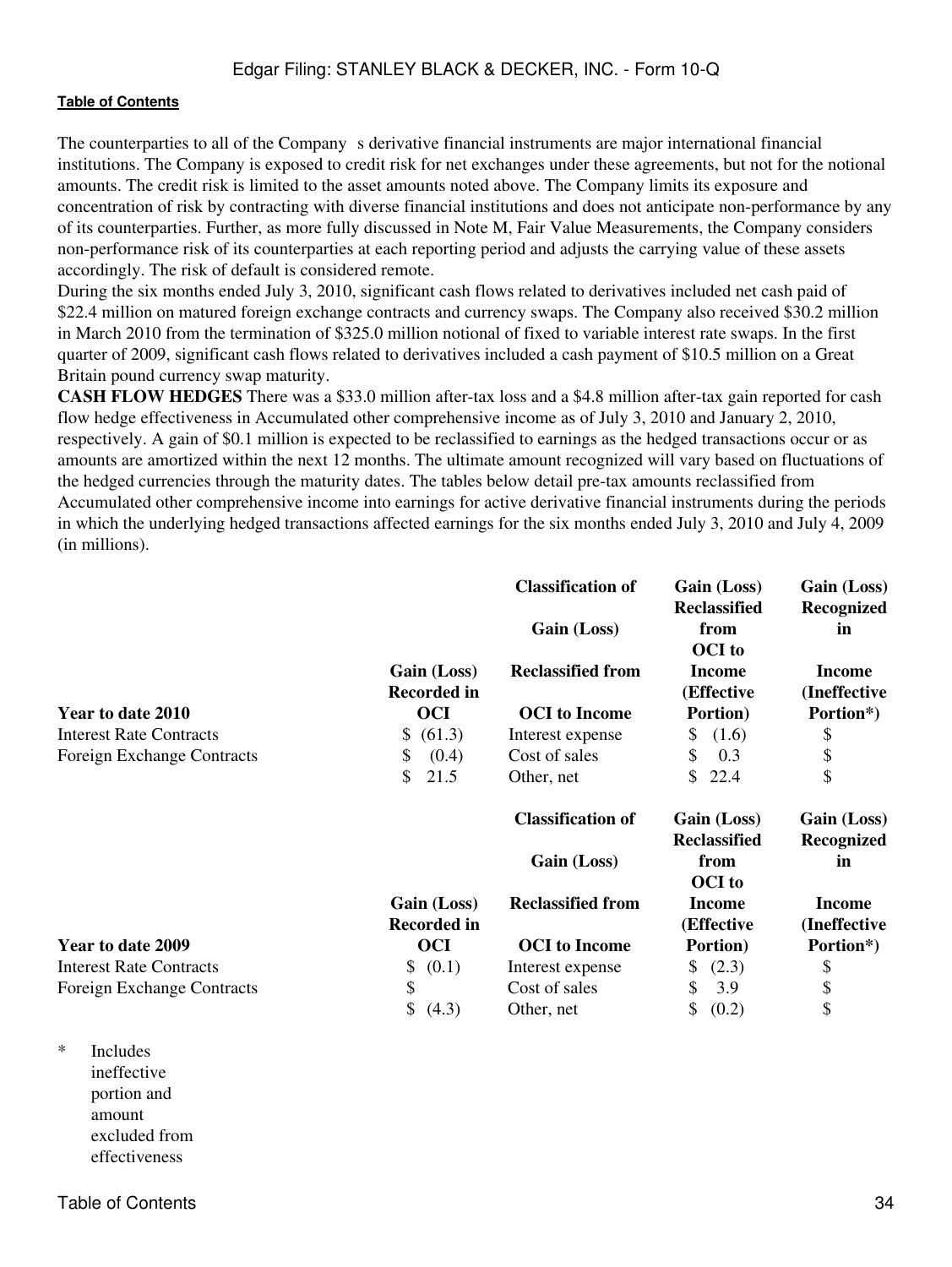The counterparties to all of the Company s derivative financial instruments are major international financial institutions. The Company is exposed to credit risk for net exchanges under these agreements, but not for the notional amounts. The credit risk is limited to the asset amounts noted above. The Company limits its exposure and concentration of risk by contracting with diverse financial institutions and does not anticipate non-performance by any of its counterparties. Further, as more fully discussed in Note M, Fair Value Measurements, the Company considers non-performance risk of its counterparties at each reporting period and adjusts the carrying value of these assets accordingly. The risk of default is considered remote.

During the six months ended July 3, 2010, significant cash flows related to derivatives included net cash paid of $22.4 million on matured foreign exchange contracts and currency swaps. The Company also received $30.2 million in March 2010 from the termination of $325.0 million notional of fixed to variable interest rate swaps. In the first quarter of 2009, significant cash flows related to derivatives included a cash payment of $10.5 million on a Great Britain pound currency swap maturity.

**CASH FLOW HEDGES** There was a $33.0 million after-tax loss and a $4.8 million after-tax gain reported for cash flow hedge effectiveness in Accumulated other comprehensive income as of July 3, 2010 and January 2, 2010, respectively. A gain of $0.1 million is expected to be reclassified to earnings as the hedged transactions occur or as amounts are amortized within the next 12 months. The ultimate amount recognized will vary based on fluctuations of the hedged currencies through the maturity dates. The tables below detail pre-tax amounts reclassified from Accumulated other comprehensive income into earnings for active derivative financial instruments during the periods in which the underlying hedged transactions affected earnings for the six months ended July 3, 2010 and July 4, 2009 (in millions).

| Year to date 2010 | Gain (Loss) Recorded in OCI | Classification of Gain (Loss) Reclassified from OCI to Income | Gain (Loss) Reclassified from OCI to Income (Effective Portion) | Gain (Loss) Recognized in Income (Ineffective Portion*) |
|---|---|---|---|---|
| Interest Rate Contracts | $ (61.3) | Interest expense | $ (1.6) | $ |
| Foreign Exchange Contracts | $ (0.4) | Cost of sales | $ 0.3 | $ |
| | $ 21.5 | Other, net | $ 22.4 | $ |

| Year to date 2009 | Gain (Loss) Recorded in OCI | Classification of Gain (Loss) Reclassified from OCI to Income | Gain (Loss) Reclassified from OCI to Income (Effective Portion) | Gain (Loss) Recognized in Income (Ineffective Portion*) |
|---|---|---|---|---|
| Interest Rate Contracts | $ (0.1) | Interest expense | $ (2.3) | $ |
| Foreign Exchange Contracts | $ | Cost of sales | $ 3.9 | $ |
| | $ (4.3) | Other, net | $ (0.2) | $ |

\* Includes ineffective portion and amount excluded from effectiveness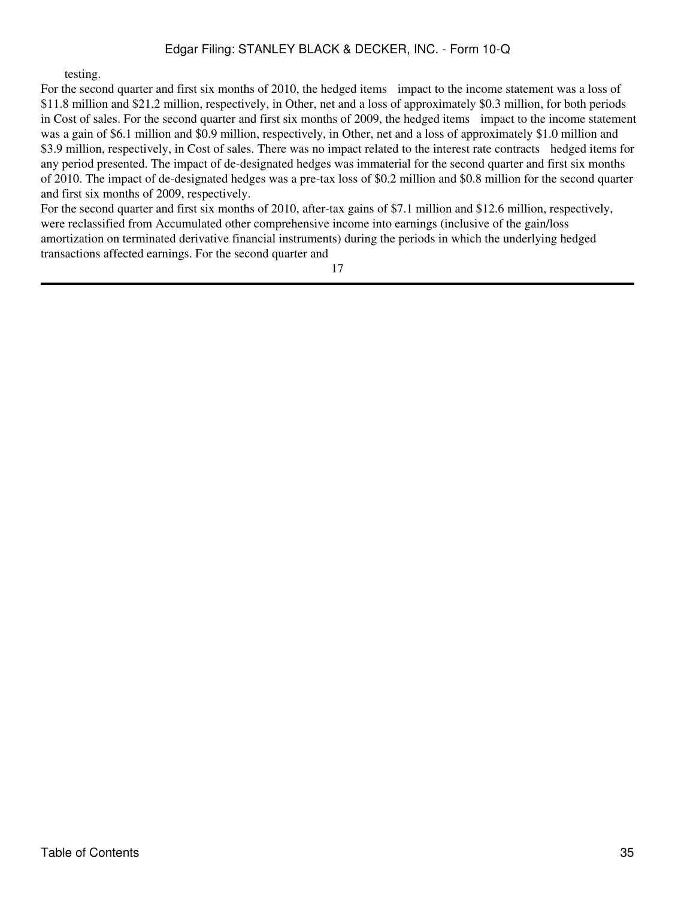testing.

For the second quarter and first six months of 2010, the hedged items impact to the income statement was a loss of $11.8 million and $21.2 million, respectively, in Other, net and a loss of approximately $0.3 million, for both periods in Cost of sales. For the second quarter and first six months of 2009, the hedged items impact to the income statement was a gain of $6.1 million and $0.9 million, respectively, in Other, net and a loss of approximately $1.0 million and $3.9 million, respectively, in Cost of sales. There was no impact related to the interest rate contracts hedged items for any period presented. The impact of de-designated hedges was immaterial for the second quarter and first six months of 2010. The impact of de-designated hedges was a pre-tax loss of $0.2 million and $0.8 million for the second quarter and first six months of 2009, respectively.

For the second quarter and first six months of 2010, after-tax gains of $7.1 million and $12.6 million, respectively, were reclassified from Accumulated other comprehensive income into earnings (inclusive of the gain/loss amortization on terminated derivative financial instruments) during the periods in which the underlying hedged transactions affected earnings. For the second quarter and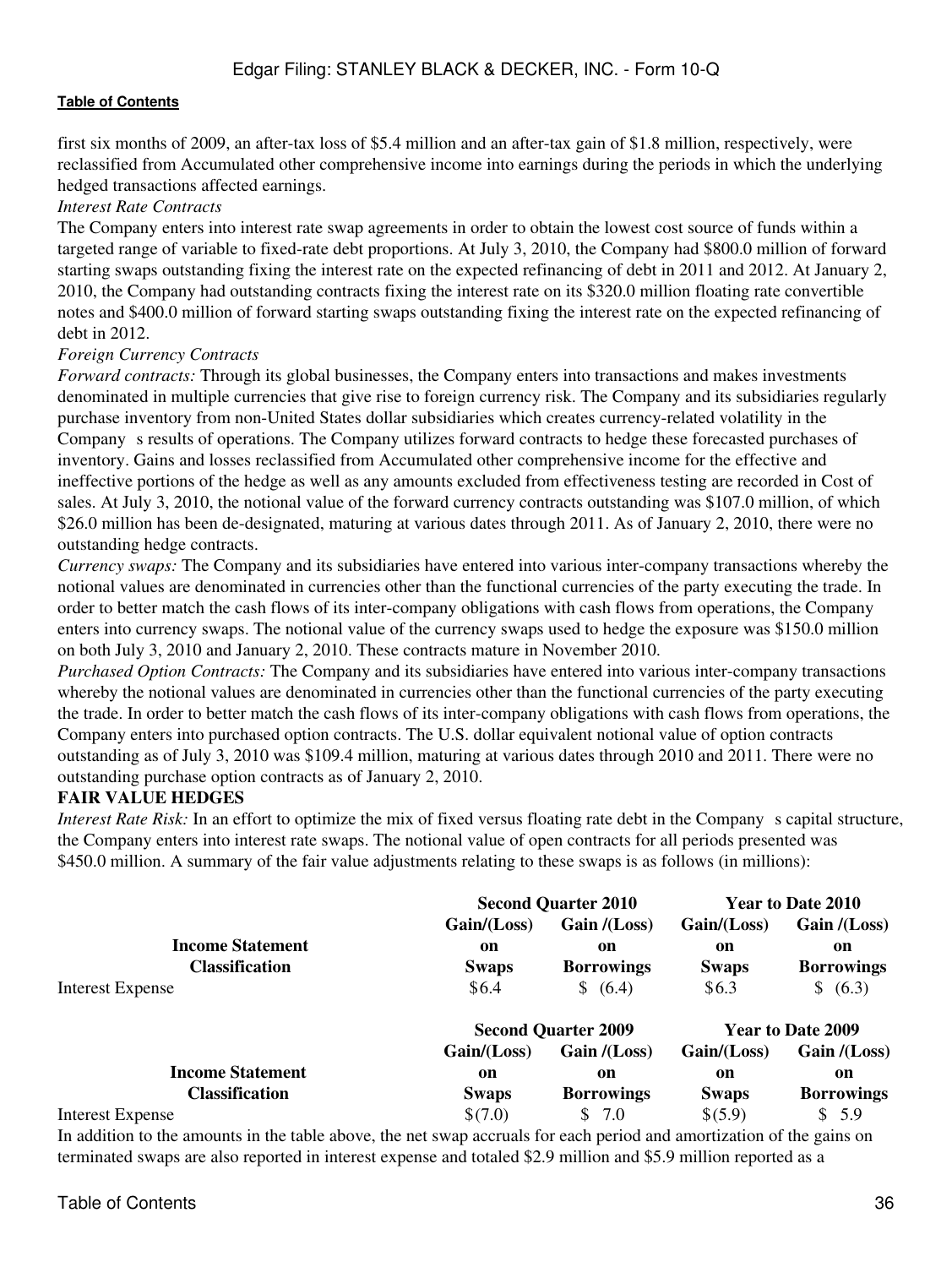first six months of 2009, an after-tax loss of $5.4 million and an after-tax gain of $1.8 million, respectively, were reclassified from Accumulated other comprehensive income into earnings during the periods in which the underlying hedged transactions affected earnings.

*Interest Rate Contracts*

The Company enters into interest rate swap agreements in order to obtain the lowest cost source of funds within a targeted range of variable to fixed-rate debt proportions. At July 3, 2010, the Company had $800.0 million of forward starting swaps outstanding fixing the interest rate on the expected refinancing of debt in 2011 and 2012. At January 2, 2010, the Company had outstanding contracts fixing the interest rate on its $320.0 million floating rate convertible notes and $400.0 million of forward starting swaps outstanding fixing the interest rate on the expected refinancing of debt in 2012.

*Foreign Currency Contracts*

*Forward contracts:* Through its global businesses, the Company enters into transactions and makes investments denominated in multiple currencies that give rise to foreign currency risk. The Company and its subsidiaries regularly purchase inventory from non-United States dollar subsidiaries which creates currency-related volatility in the Company s results of operations. The Company utilizes forward contracts to hedge these forecasted purchases of inventory. Gains and losses reclassified from Accumulated other comprehensive income for the effective and ineffective portions of the hedge as well as any amounts excluded from effectiveness testing are recorded in Cost of sales. At July 3, 2010, the notional value of the forward currency contracts outstanding was $107.0 million, of which $26.0 million has been de-designated, maturing at various dates through 2011. As of January 2, 2010, there were no outstanding hedge contracts.

*Currency swaps:* The Company and its subsidiaries have entered into various inter-company transactions whereby the notional values are denominated in currencies other than the functional currencies of the party executing the trade. In order to better match the cash flows of its inter-company obligations with cash flows from operations, the Company enters into currency swaps. The notional value of the currency swaps used to hedge the exposure was $150.0 million on both July 3, 2010 and January 2, 2010. These contracts mature in November 2010.

*Purchased Option Contracts:* The Company and its subsidiaries have entered into various inter-company transactions whereby the notional values are denominated in currencies other than the functional currencies of the party executing the trade. In order to better match the cash flows of its inter-company obligations with cash flows from operations, the Company enters into purchased option contracts. The U.S. dollar equivalent notional value of option contracts outstanding as of July 3, 2010 was $109.4 million, maturing at various dates through 2010 and 2011. There were no outstanding purchase option contracts as of January 2, 2010.

**FAIR VALUE HEDGES**

*Interest Rate Risk:* In an effort to optimize the mix of fixed versus floating rate debt in the Company s capital structure, the Company enters into interest rate swaps. The notional value of open contracts for all periods presented was $450.0 million. A summary of the fair value adjustments relating to these swaps is as follows (in millions):

| | Second Quarter 2010 | | Year to Date 2010 | |
|---|---|---|---|---|
| Income Statement Classification | Gain/(Loss) on Swaps | Gain /(Loss) on Borrowings | Gain/(Loss) on Swaps | Gain /(Loss) on Borrowings |
| Interest Expense | $6.4 | $ (6.4) | $6.3 | $ (6.3) |

| | Second Quarter 2009 | | Year to Date 2009 | |
|---|---|---|---|---|
| Income Statement Classification | Gain/(Loss) on Swaps | Gain /(Loss) on Borrowings | Gain/(Loss) on Swaps | Gain /(Loss) on Borrowings |
| Interest Expense | $(7.0) | $ 7.0 | $(5.9) | $ 5.9 |

In addition to the amounts in the table above, the net swap accruals for each period and amortization of the gains on terminated swaps are also reported in interest expense and totaled $2.9 million and $5.9 million reported as a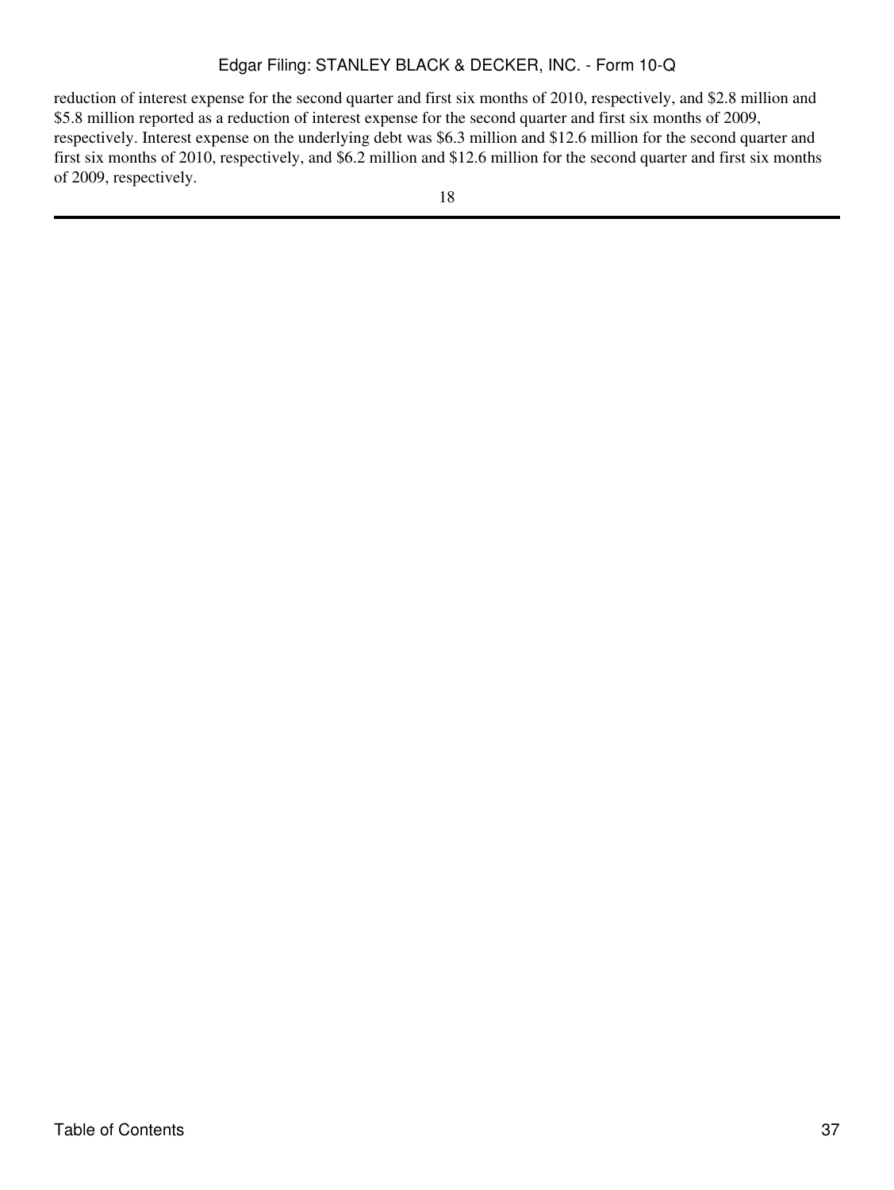reduction of interest expense for the second quarter and first six months of 2010, respectively, and $2.8 million and $5.8 million reported as a reduction of interest expense for the second quarter and first six months of 2009, respectively. Interest expense on the underlying debt was $6.3 million and $12.6 million for the second quarter and first six months of 2010, respectively, and $6.2 million and $12.6 million for the second quarter and first six months of 2009, respectively.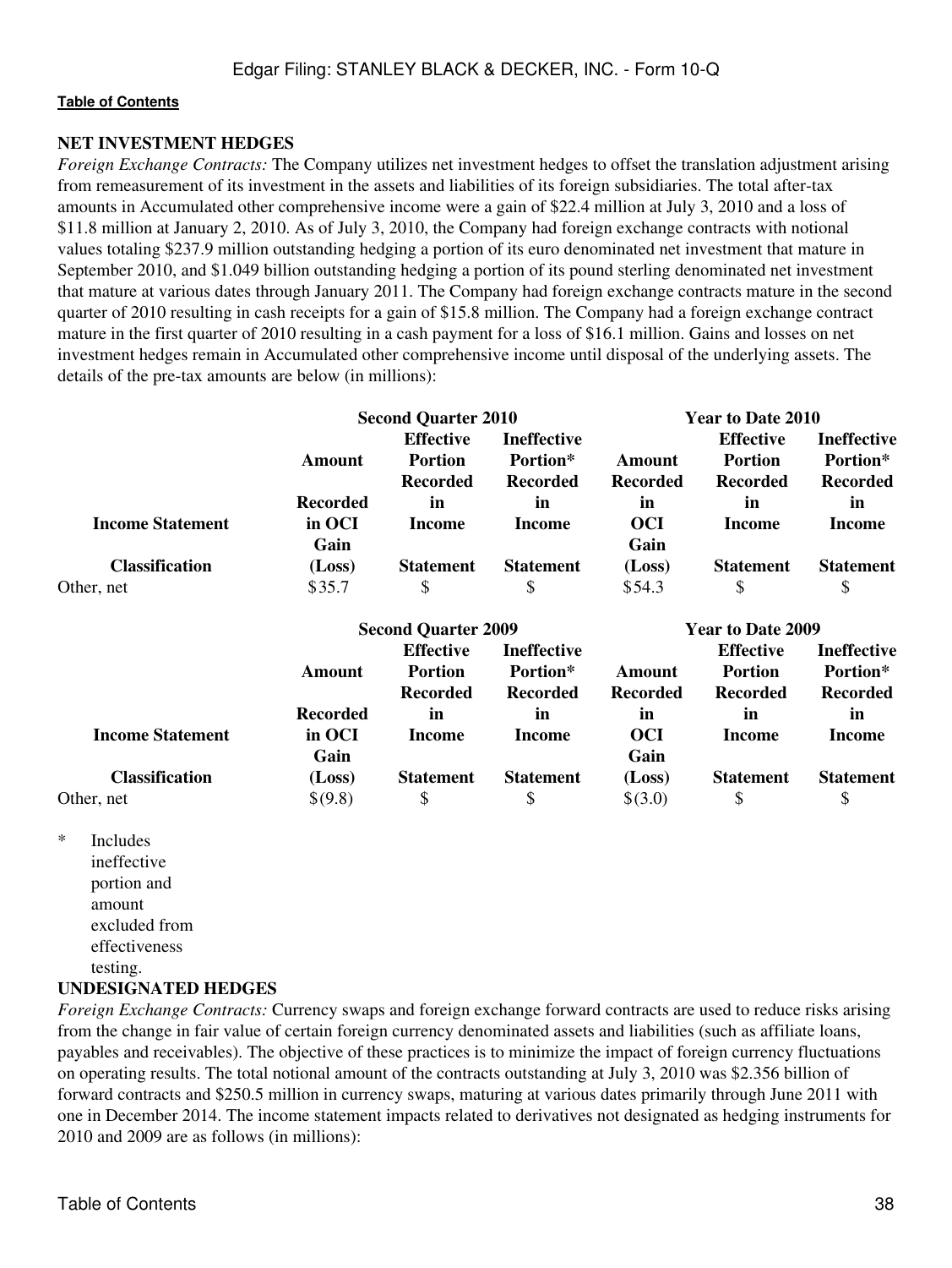## NET INVESTMENT HEDGES

*Foreign Exchange Contracts:* The Company utilizes net investment hedges to offset the translation adjustment arising from remeasurement of its investment in the assets and liabilities of its foreign subsidiaries. The total after-tax amounts in Accumulated other comprehensive income were a gain of $22.4 million at July 3, 2010 and a loss of $11.8 million at January 2, 2010. As of July 3, 2010, the Company had foreign exchange contracts with notional values totaling $237.9 million outstanding hedging a portion of its euro denominated net investment that mature in September 2010, and $1.049 billion outstanding hedging a portion of its pound sterling denominated net investment that mature at various dates through January 2011. The Company had foreign exchange contracts mature in the second quarter of 2010 resulting in cash receipts for a gain of $15.8 million. The Company had a foreign exchange contract mature in the first quarter of 2010 resulting in a cash payment for a loss of $16.1 million. Gains and losses on net investment hedges remain in Accumulated other comprehensive income until disposal of the underlying assets. The details of the pre-tax amounts are below (in millions):

| | Second Quarter 2010 | | | Year to Date 2010 | | |
|---|---|---|---|---|---|---|
| Income Statement Classification | Amount Recorded in OCI Gain (Loss) | Effective Portion Recorded in Income Statement | Ineffective Portion* Recorded in Income Statement | Amount Recorded in OCI Gain (Loss) | Effective Portion Recorded in Income Statement | Ineffective Portion* Recorded in Income Statement |
| Other, net | $35.7 | $ | $ | $54.3 | $ | $ |

| | Second Quarter 2009 | | | Year to Date 2009 | | |
|---|---|---|---|---|---|---|
| Income Statement Classification | Amount Recorded in OCI Gain (Loss) | Effective Portion Recorded in Income Statement | Ineffective Portion* Recorded in Income Statement | Amount Recorded in OCI Gain (Loss) | Effective Portion Recorded in Income Statement | Ineffective Portion* Recorded in Income Statement |
| Other, net | $(9.8) | $ | $ | $(3.0) | $ | $ |

\* Includes ineffective portion and amount excluded from effectiveness testing.

## UNDESIGNATED HEDGES

*Foreign Exchange Contracts:* Currency swaps and foreign exchange forward contracts are used to reduce risks arising from the change in fair value of certain foreign currency denominated assets and liabilities (such as affiliate loans, payables and receivables). The objective of these practices is to minimize the impact of foreign currency fluctuations on operating results. The total notional amount of the contracts outstanding at July 3, 2010 was $2.356 billion of forward contracts and $250.5 million in currency swaps, maturing at various dates primarily through June 2011 with one in December 2014. The income statement impacts related to derivatives not designated as hedging instruments for 2010 and 2009 are as follows (in millions):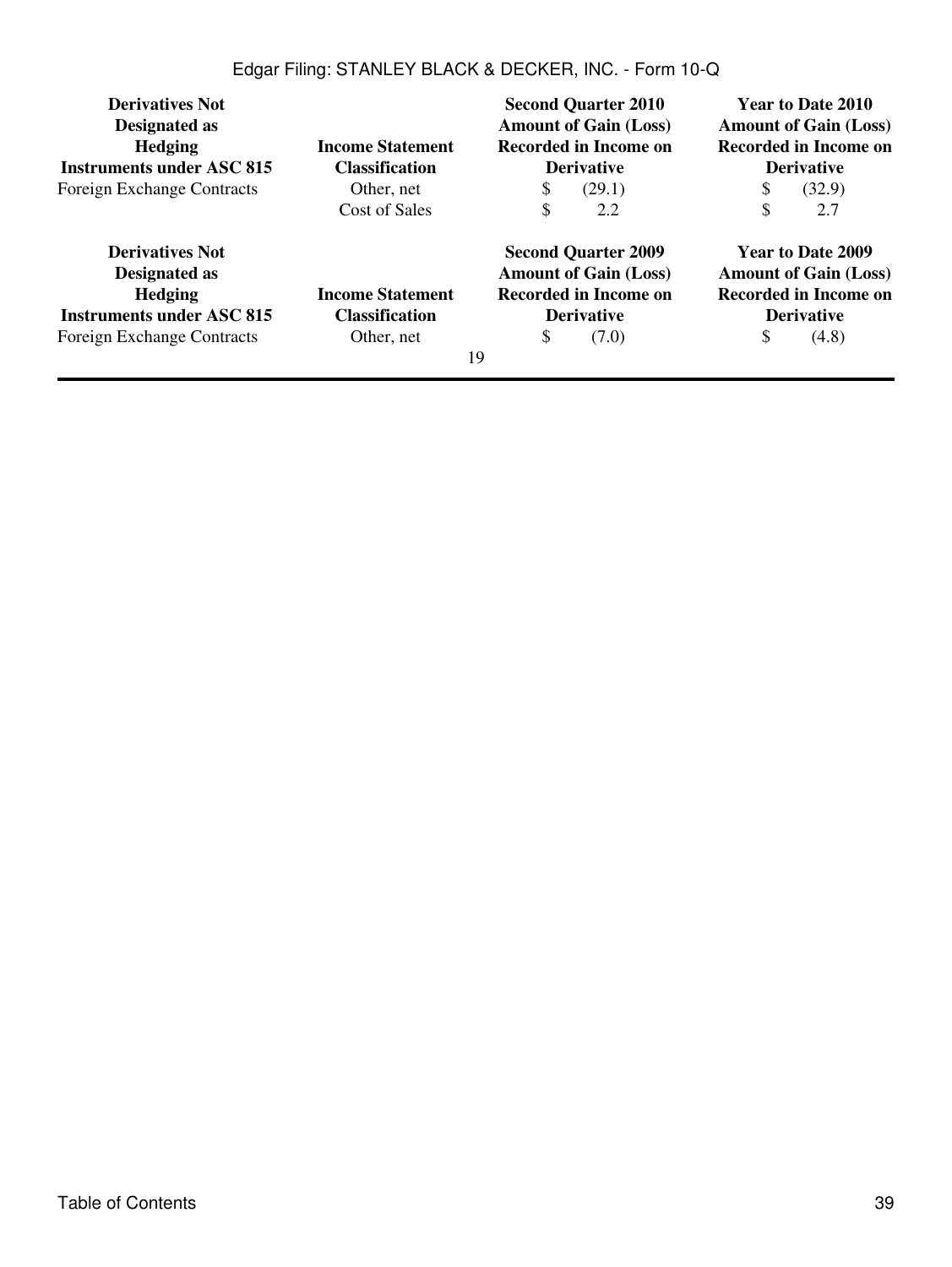| Derivatives Not Designated as Hedging Instruments under ASC 815 | Income Statement Classification | Second Quarter 2010 Amount of Gain (Loss) Recorded in Income on Derivative | Year to Date 2010 Amount of Gain (Loss) Recorded in Income on Derivative |
|---|---|---|---|
| Foreign Exchange Contracts | Other, net | $ (29.1) | $ (32.9) |
| | Cost of Sales | $ 2.2 | $ 2.7 |

| Derivatives Not Designated as Hedging Instruments under ASC 815 | Income Statement Classification | Second Quarter 2009 Amount of Gain (Loss) Recorded in Income on Derivative | Year to Date 2009 Amount of Gain (Loss) Recorded in Income on Derivative |
|---|---|---|---|
| Foreign Exchange Contracts | Other, net | $ (7.0) | $ (4.8) |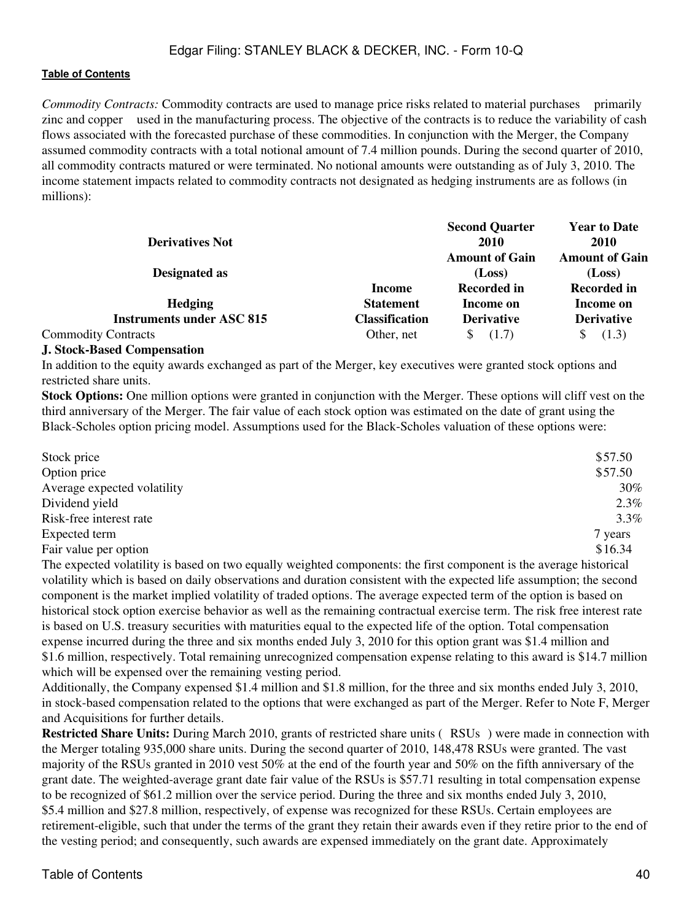*Commodity Contracts:* Commodity contracts are used to manage price risks related to material purchases primarily zinc and copper used in the manufacturing process. The objective of the contracts is to reduce the variability of cash flows associated with the forecasted purchase of these commodities. In conjunction with the Merger, the Company assumed commodity contracts with a total notional amount of 7.4 million pounds. During the second quarter of 2010, all commodity contracts matured or were terminated. No notional amounts were outstanding as of July 3, 2010. The income statement impacts related to commodity contracts not designated as hedging instruments are as follows (in millions):

| Derivatives Not Designated as Hedging Instruments under ASC 815 | Income Statement Classification | Second Quarter 2010 Amount of Gain (Loss) Recorded in Income on Derivative | Year to Date 2010 Amount of Gain (Loss) Recorded in Income on Derivative |
|---|---|---|---|
| Commodity Contracts | Other, net | $ (1.7) | $ (1.3) |

**J. Stock-Based Compensation**

In addition to the equity awards exchanged as part of the Merger, key executives were granted stock options and restricted share units.

**Stock Options:** One million options were granted in conjunction with the Merger. These options will cliff vest on the third anniversary of the Merger. The fair value of each stock option was estimated on the date of grant using the Black-Scholes option pricing model. Assumptions used for the Black-Scholes valuation of these options were:

| | |
|---|---|
| Stock price | $57.50 |
| Option price | $57.50 |
| Average expected volatility | 30% |
| Dividend yield | 2.3% |
| Risk-free interest rate | 3.3% |
| Expected term | 7 years |
| Fair value per option | $16.34 |

The expected volatility is based on two equally weighted components: the first component is the average historical volatility which is based on daily observations and duration consistent with the expected life assumption; the second component is the market implied volatility of traded options. The average expected term of the option is based on historical stock option exercise behavior as well as the remaining contractual exercise term. The risk free interest rate is based on U.S. treasury securities with maturities equal to the expected life of the option. Total compensation expense incurred during the three and six months ended July 3, 2010 for this option grant was $1.4 million and $1.6 million, respectively. Total remaining unrecognized compensation expense relating to this award is $14.7 million which will be expensed over the remaining vesting period.

Additionally, the Company expensed $1.4 million and $1.8 million, for the three and six months ended July 3, 2010, in stock-based compensation related to the options that were exchanged as part of the Merger. Refer to Note F, Merger and Acquisitions for further details.

**Restricted Share Units:** During March 2010, grants of restricted share units ( RSUs ) were made in connection with the Merger totaling 935,000 share units. During the second quarter of 2010, 148,478 RSUs were granted. The vast majority of the RSUs granted in 2010 vest 50% at the end of the fourth year and 50% on the fifth anniversary of the grant date. The weighted-average grant date fair value of the RSUs is $57.71 resulting in total compensation expense to be recognized of $61.2 million over the service period. During the three and six months ended July 3, 2010, $5.4 million and $27.8 million, respectively, of expense was recognized for these RSUs. Certain employees are retirement-eligible, such that under the terms of the grant they retain their awards even if they retire prior to the end of the vesting period; and consequently, such awards are expensed immediately on the grant date. Approximately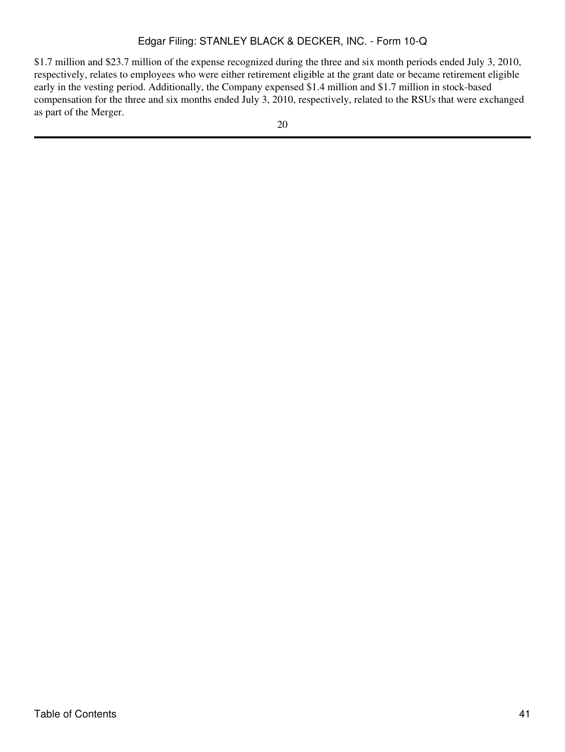$1.7 million and $23.7 million of the expense recognized during the three and six month periods ended July 3, 2010, respectively, relates to employees who were either retirement eligible at the grant date or became retirement eligible early in the vesting period. Additionally, the Company expensed $1.4 million and $1.7 million in stock-based compensation for the three and six months ended July 3, 2010, respectively, related to the RSUs that were exchanged as part of the Merger.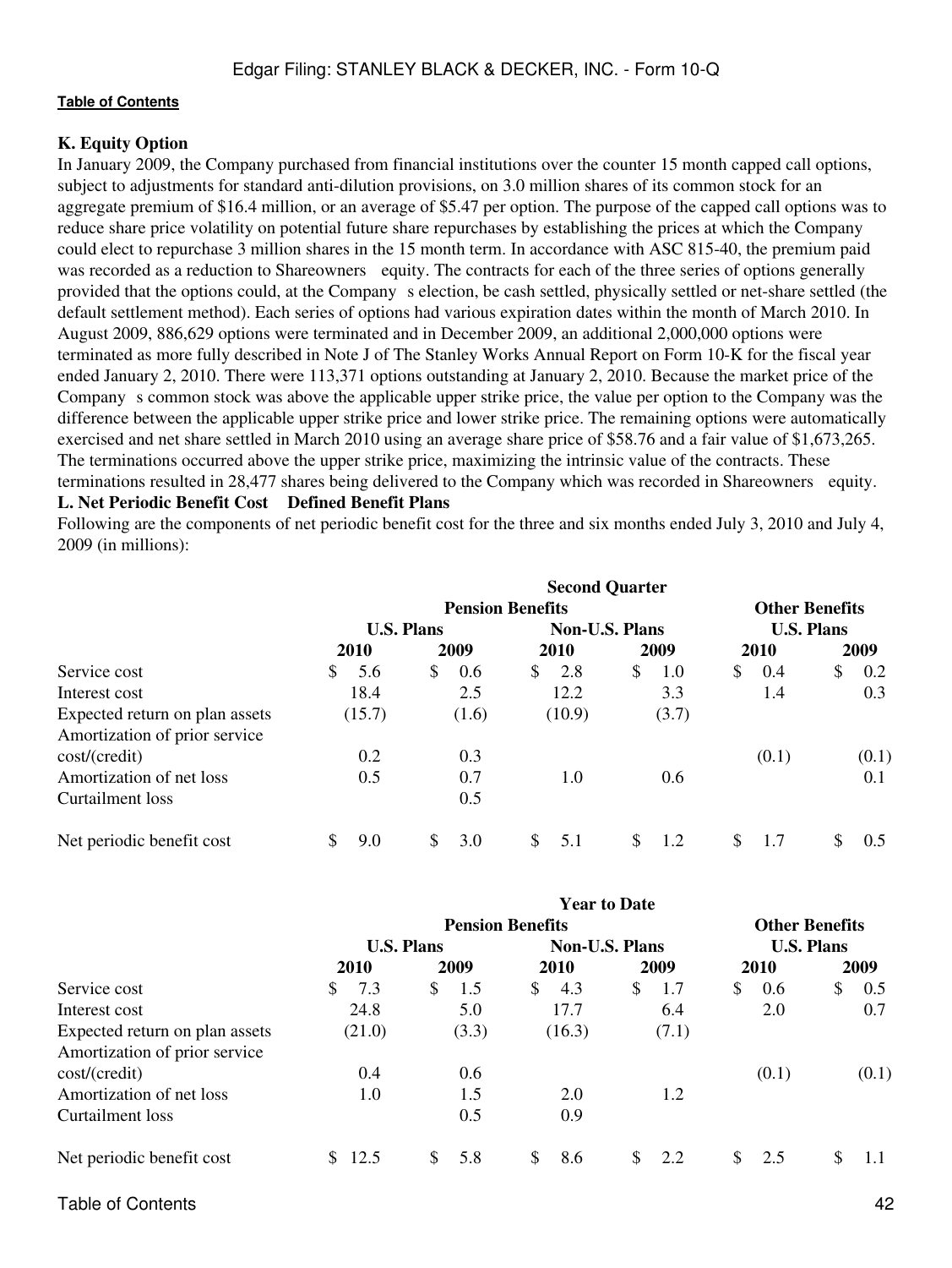**K. Equity Option**

In January 2009, the Company purchased from financial institutions over the counter 15 month capped call options, subject to adjustments for standard anti-dilution provisions, on 3.0 million shares of its common stock for an aggregate premium of $16.4 million, or an average of $5.47 per option. The purpose of the capped call options was to reduce share price volatility on potential future share repurchases by establishing the prices at which the Company could elect to repurchase 3 million shares in the 15 month term. In accordance with ASC 815-40, the premium paid was recorded as a reduction to Shareowners equity. The contracts for each of the three series of options generally provided that the options could, at the Company s election, be cash settled, physically settled or net-share settled (the default settlement method). Each series of options had various expiration dates within the month of March 2010. In August 2009, 886,629 options were terminated and in December 2009, an additional 2,000,000 options were terminated as more fully described in Note J of The Stanley Works Annual Report on Form 10-K for the fiscal year ended January 2, 2010. There were 113,371 options outstanding at January 2, 2010. Because the market price of the Company s common stock was above the applicable upper strike price, the value per option to the Company was the difference between the applicable upper strike price and lower strike price. The remaining options were automatically exercised and net share settled in March 2010 using an average share price of $58.76 and a fair value of $1,673,265. The terminations occurred above the upper strike price, maximizing the intrinsic value of the contracts. These terminations resulted in 28,477 shares being delivered to the Company which was recorded in Shareowners equity.

**L. Net Periodic Benefit Cost Defined Benefit Plans**

Following are the components of net periodic benefit cost for the three and six months ended July 3, 2010 and July 4, 2009 (in millions):

| | Second Quarter | | | | | |
|---|---|---|---|---|---|---|
| | Pension Benefits | | | | Other Benefits | |
| | U.S. Plans | | Non-U.S. Plans | | U.S. Plans | |
| | 2010 | 2009 | 2010 | 2009 | 2010 | 2009 |
| Service cost | $ 5.6 | $ 0.6 | $ 2.8 | $ 1.0 | $ 0.4 | $ 0.2 |
| Interest cost | 18.4 | 2.5 | 12.2 | 3.3 | 1.4 | 0.3 |
| Expected return on plan assets | (15.7) | (1.6) | (10.9) | (3.7) | | |
| Amortization of prior service cost/(credit) | 0.2 | 0.3 | | | (0.1) | (0.1) |
| Amortization of net loss | 0.5 | 0.7 | 1.0 | 0.6 | | 0.1 |
| Curtailment loss | | 0.5 | | | | |
| Net periodic benefit cost | $ 9.0 | $ 3.0 | $ 5.1 | $ 1.2 | $ 1.7 | $ 0.5 |

| | Year to Date | | | | | |
|---|---|---|---|---|---|---|
| | Pension Benefits | | | | Other Benefits | |
| | U.S. Plans | | Non-U.S. Plans | | U.S. Plans | |
| | 2010 | 2009 | 2010 | 2009 | 2010 | 2009 |
| Service cost | $ 7.3 | $ 1.5 | $ 4.3 | $ 1.7 | $ 0.6 | $ 0.5 |
| Interest cost | 24.8 | 5.0 | 17.7 | 6.4 | 2.0 | 0.7 |
| Expected return on plan assets | (21.0) | (3.3) | (16.3) | (7.1) | | |
| Amortization of prior service cost/(credit) | 0.4 | 0.6 | | | (0.1) | (0.1) |
| Amortization of net loss | 1.0 | 1.5 | 2.0 | 1.2 | | |
| Curtailment loss | | 0.5 | 0.9 | | | |
| Net periodic benefit cost | $ 12.5 | $ 5.8 | $ 8.6 | $ 2.2 | $ 2.5 | $ 1.1 |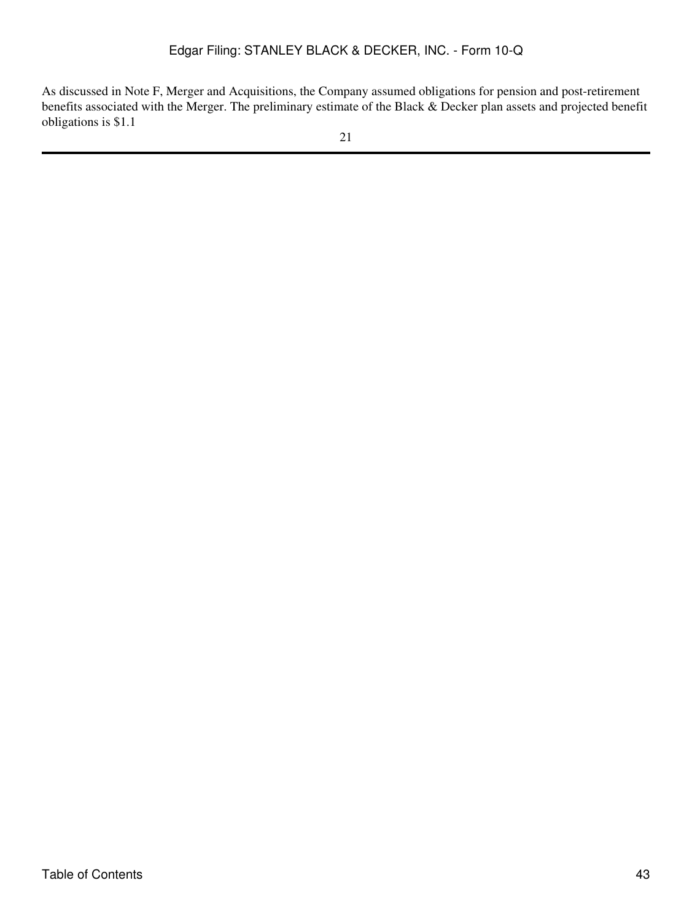As discussed in Note F, Merger and Acquisitions, the Company assumed obligations for pension and post-retirement benefits associated with the Merger. The preliminary estimate of the Black & Decker plan assets and projected benefit obligations is $1.1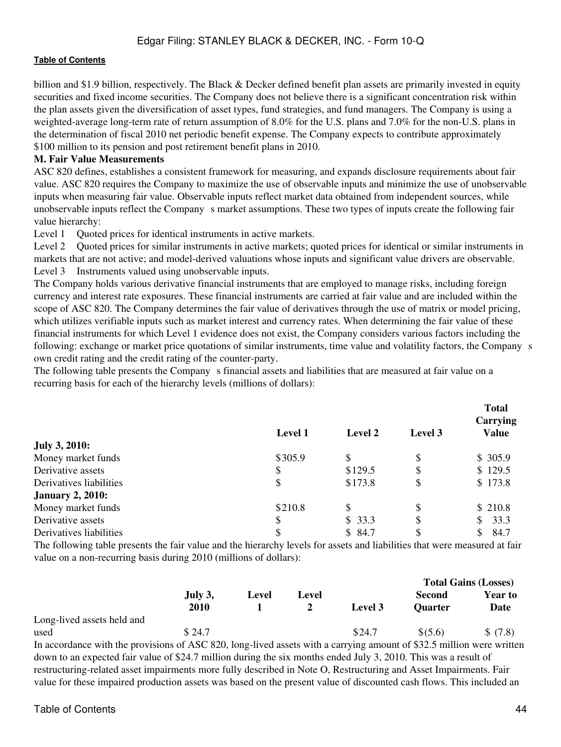billion and $1.9 billion, respectively. The Black & Decker defined benefit plan assets are primarily invested in equity securities and fixed income securities. The Company does not believe there is a significant concentration risk within the plan assets given the diversification of asset types, fund strategies, and fund managers. The Company is using a weighted-average long-term rate of return assumption of 8.0% for the U.S. plans and 7.0% for the non-U.S. plans in the determination of fiscal 2010 net periodic benefit expense. The Company expects to contribute approximately $100 million to its pension and post retirement benefit plans in 2010.

**M. Fair Value Measurements**

ASC 820 defines, establishes a consistent framework for measuring, and expands disclosure requirements about fair value. ASC 820 requires the Company to maximize the use of observable inputs and minimize the use of unobservable inputs when measuring fair value. Observable inputs reflect market data obtained from independent sources, while unobservable inputs reflect the Company s market assumptions. These two types of inputs create the following fair value hierarchy:

Level 1 Quoted prices for identical instruments in active markets.

Level 2 Quoted prices for similar instruments in active markets; quoted prices for identical or similar instruments in markets that are not active; and model-derived valuations whose inputs and significant value drivers are observable.

Level 3 Instruments valued using unobservable inputs.

The Company holds various derivative financial instruments that are employed to manage risks, including foreign currency and interest rate exposures. These financial instruments are carried at fair value and are included within the scope of ASC 820. The Company determines the fair value of derivatives through the use of matrix or model pricing, which utilizes verifiable inputs such as market interest and currency rates. When determining the fair value of these financial instruments for which Level 1 evidence does not exist, the Company considers various factors including the following: exchange or market price quotations of similar instruments, time value and volatility factors, the Company s own credit rating and the credit rating of the counter-party.

The following table presents the Company s financial assets and liabilities that are measured at fair value on a recurring basis for each of the hierarchy levels (millions of dollars):

| | Level 1 | Level 2 | Level 3 | Total Carrying Value |
|---|---|---|---|---|
| **July 3, 2010:** | | | | |
| Money market funds | $305.9 | $ | $ | $ 305.9 |
| Derivative assets | $ | $129.5 | $ | $ 129.5 |
| Derivatives liabilities | $ | $173.8 | $ | $ 173.8 |
| **January 2, 2010:** | | | | |
| Money market funds | $210.8 | $ | $ | $ 210.8 |
| Derivative assets | $ | $ 33.3 | $ | $ 33.3 |
| Derivatives liabilities | $ | $ 84.7 | $ | $ 84.7 |

The following table presents the fair value and the hierarchy levels for assets and liabilities that were measured at fair value on a non-recurring basis during 2010 (millions of dollars):

| | July 3, 2010 | Level 1 | Level 2 | Level 3 | Total Gains (Losses) Second Quarter | Year to Date |
|---|---|---|---|---|---|---|
| Long-lived assets held and used | $ 24.7 | | | $24.7 | $(5.6) | $ (7.8) |

In accordance with the provisions of ASC 820, long-lived assets with a carrying amount of $32.5 million were written down to an expected fair value of $24.7 million during the six months ended July 3, 2010. This was a result of restructuring-related asset impairments more fully described in Note O, Restructuring and Asset Impairments. Fair value for these impaired production assets was based on the present value of discounted cash flows. This included an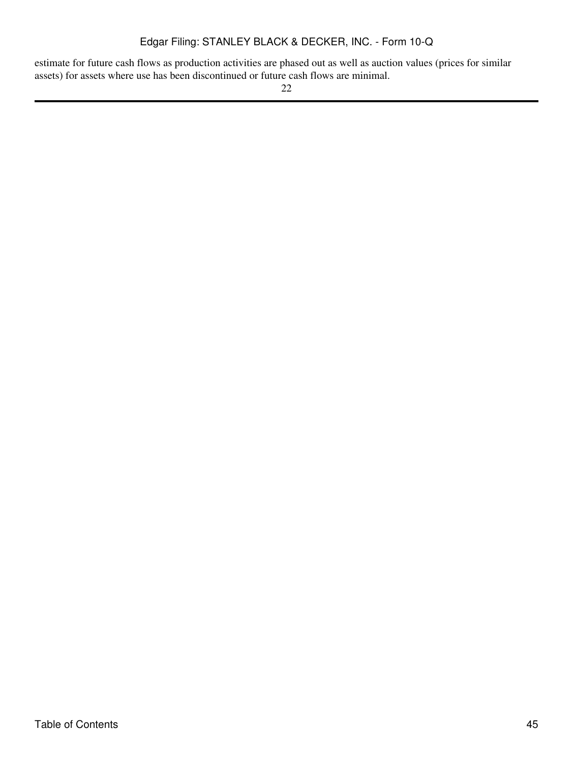estimate for future cash flows as production activities are phased out as well as auction values (prices for similar assets) for assets where use has been discontinued or future cash flows are minimal.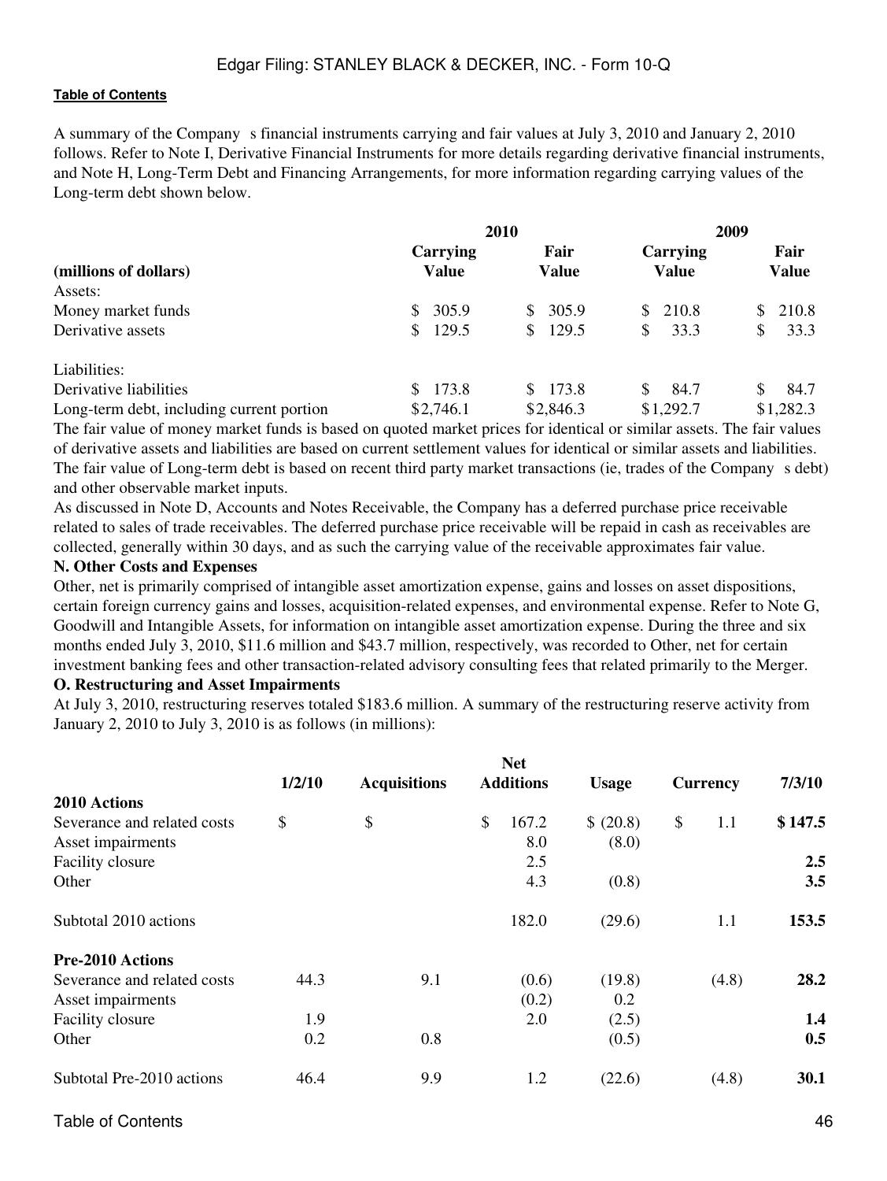A summary of the Company s financial instruments carrying and fair values at July 3, 2010 and January 2, 2010 follows. Refer to Note I, Derivative Financial Instruments for more details regarding derivative financial instruments, and Note H, Long-Term Debt and Financing Arrangements, for more information regarding carrying values of the Long-term debt shown below.

| | 2010 | | 2009 | |
|---|---|---|---|---|
| **(millions of dollars)** | **Carrying Value** | **Fair Value** | **Carrying Value** | **Fair Value** |
| Assets: | | | | |
| Money market funds | $ 305.9 | $ 305.9 | $ 210.8 | $ 210.8 |
| Derivative assets | $ 129.5 | $ 129.5 | $ 33.3 | $ 33.3 |
| Liabilities: | | | | |
| Derivative liabilities | $ 173.8 | $ 173.8 | $ 84.7 | $ 84.7 |
| Long-term debt, including current portion | $2,746.1 | $2,846.3 | $1,292.7 | $1,282.3 |

The fair value of money market funds is based on quoted market prices for identical or similar assets. The fair values of derivative assets and liabilities are based on current settlement values for identical or similar assets and liabilities. The fair value of Long-term debt is based on recent third party market transactions (ie, trades of the Company s debt) and other observable market inputs.

As discussed in Note D, Accounts and Notes Receivable, the Company has a deferred purchase price receivable related to sales of trade receivables. The deferred purchase price receivable will be repaid in cash as receivables are collected, generally within 30 days, and as such the carrying value of the receivable approximates fair value.

**N. Other Costs and Expenses**

Other, net is primarily comprised of intangible asset amortization expense, gains and losses on asset dispositions, certain foreign currency gains and losses, acquisition-related expenses, and environmental expense. Refer to Note G, Goodwill and Intangible Assets, for information on intangible asset amortization expense. During the three and six months ended July 3, 2010, $11.6 million and $43.7 million, respectively, was recorded to Other, net for certain investment banking fees and other transaction-related advisory consulting fees that related primarily to the Merger.

**O. Restructuring and Asset Impairments**

At July 3, 2010, restructuring reserves totaled $183.6 million. A summary of the restructuring reserve activity from January 2, 2010 to July 3, 2010 is as follows (in millions):

| | 1/2/10 | Acquisitions | Net Additions | Usage | Currency | 7/3/10 |
|---|---|---|---|---|---|---|
| **2010 Actions** | | | | | | |
| Severance and related costs | $ | $ | $ 167.2 | $ (20.8) | $ 1.1 | **$ 147.5** |
| Asset impairments | | | 8.0 | (8.0) | | |
| Facility closure | | | 2.5 | | | **2.5** |
| Other | | | 4.3 | (0.8) | | **3.5** |
| Subtotal 2010 actions | | | 182.0 | (29.6) | 1.1 | **153.5** |
| **Pre-2010 Actions** | | | | | | |
| Severance and related costs | 44.3 | 9.1 | (0.6) | (19.8) | (4.8) | **28.2** |
| Asset impairments | | | (0.2) | 0.2 | | |
| Facility closure | 1.9 | | 2.0 | (2.5) | | **1.4** |
| Other | 0.2 | 0.8 | | (0.5) | | **0.5** |
| Subtotal Pre-2010 actions | 46.4 | 9.9 | 1.2 | (22.6) | (4.8) | **30.1** |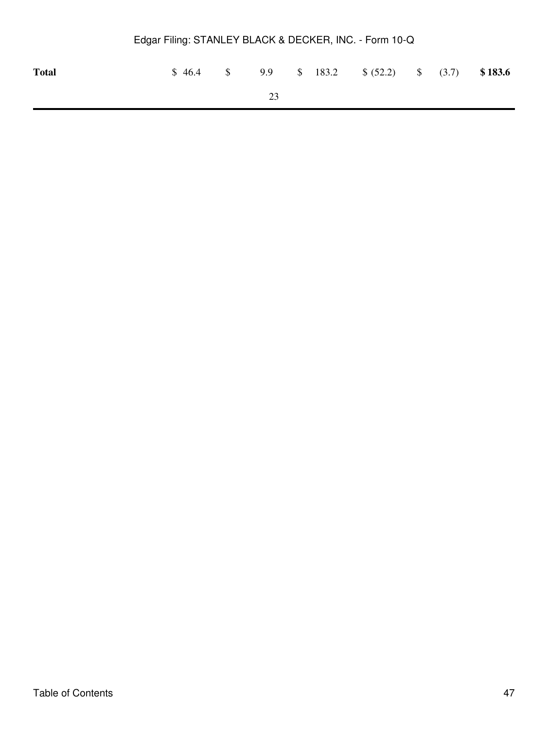| Total | $ 46.4 | $ 9.9 | $ 183.2 | $ (52.2) | $ (3.7) | **$ 183.6** |
|---|---|---|---|---|---|---|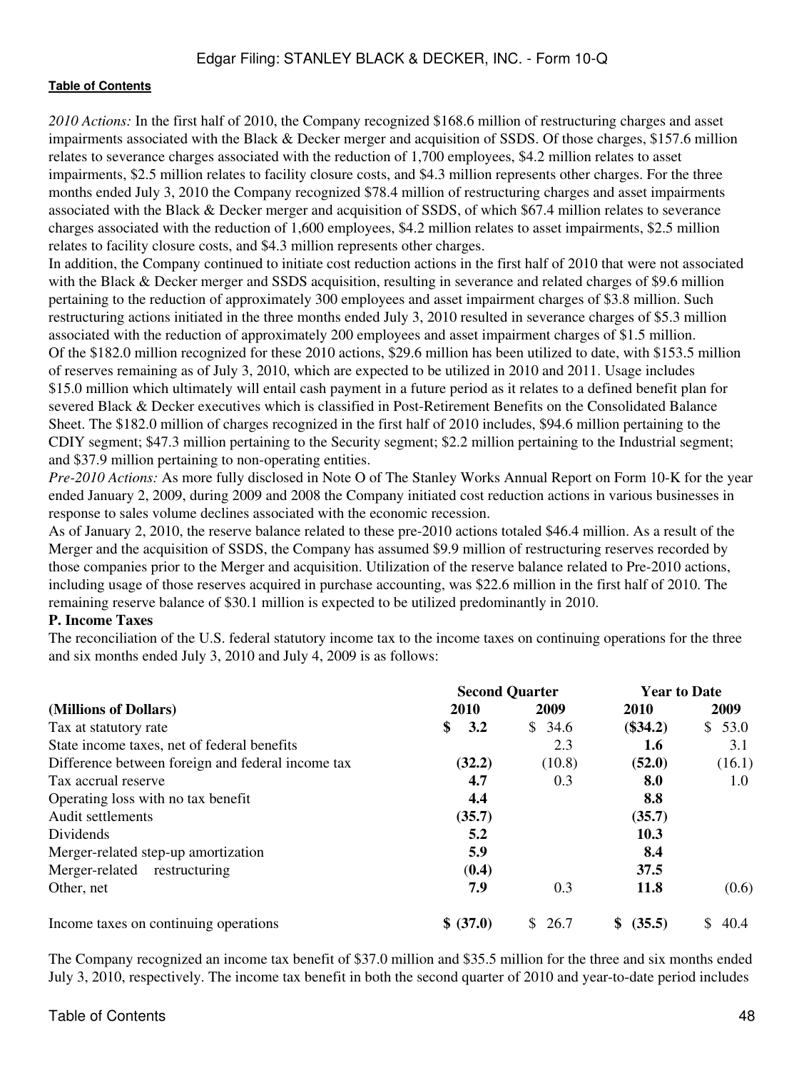*2010 Actions:* In the first half of 2010, the Company recognized $168.6 million of restructuring charges and asset impairments associated with the Black & Decker merger and acquisition of SSDS. Of those charges, $157.6 million relates to severance charges associated with the reduction of 1,700 employees, $4.2 million relates to asset impairments, $2.5 million relates to facility closure costs, and $4.3 million represents other charges. For the three months ended July 3, 2010 the Company recognized $78.4 million of restructuring charges and asset impairments associated with the Black & Decker merger and acquisition of SSDS, of which $67.4 million relates to severance charges associated with the reduction of 1,600 employees, $4.2 million relates to asset impairments, $2.5 million relates to facility closure costs, and $4.3 million represents other charges.

In addition, the Company continued to initiate cost reduction actions in the first half of 2010 that were not associated with the Black & Decker merger and SSDS acquisition, resulting in severance and related charges of $9.6 million pertaining to the reduction of approximately 300 employees and asset impairment charges of $3.8 million. Such restructuring actions initiated in the three months ended July 3, 2010 resulted in severance charges of $5.3 million associated with the reduction of approximately 200 employees and asset impairment charges of $1.5 million.

Of the $182.0 million recognized for these 2010 actions, $29.6 million has been utilized to date, with $153.5 million of reserves remaining as of July 3, 2010, which are expected to be utilized in 2010 and 2011. Usage includes $15.0 million which ultimately will entail cash payment in a future period as it relates to a defined benefit plan for severed Black & Decker executives which is classified in Post-Retirement Benefits on the Consolidated Balance Sheet. The $182.0 million of charges recognized in the first half of 2010 includes, $94.6 million pertaining to the CDIY segment; $47.3 million pertaining to the Security segment; $2.2 million pertaining to the Industrial segment; and $37.9 million pertaining to non-operating entities.

*Pre-2010 Actions:* As more fully disclosed in Note O of The Stanley Works Annual Report on Form 10-K for the year ended January 2, 2009, during 2009 and 2008 the Company initiated cost reduction actions in various businesses in response to sales volume declines associated with the economic recession.

As of January 2, 2010, the reserve balance related to these pre-2010 actions totaled $46.4 million. As a result of the Merger and the acquisition of SSDS, the Company has assumed $9.9 million of restructuring reserves recorded by those companies prior to the Merger and acquisition. Utilization of the reserve balance related to Pre-2010 actions, including usage of those reserves acquired in purchase accounting, was $22.6 million in the first half of 2010. The remaining reserve balance of $30.1 million is expected to be utilized predominantly in 2010.

**P. Income Taxes**

The reconciliation of the U.S. federal statutory income tax to the income taxes on continuing operations for the three and six months ended July 3, 2010 and July 4, 2009 is as follows:

| | Second Quarter | | Year to Date | |
|---|---|---|---|---|
| **(Millions of Dollars)** | **2010** | **2009** | **2010** | **2009** |
| Tax at statutory rate | **$ 3.2** | $ 34.6 | **($34.2)** | $ 53.0 |
| State income taxes, net of federal benefits | | 2.3 | **1.6** | 3.1 |
| Difference between foreign and federal income tax | **(32.2)** | (10.8) | **(52.0)** | (16.1) |
| Tax accrual reserve | **4.7** | 0.3 | **8.0** | 1.0 |
| Operating loss with no tax benefit | **4.4** | | **8.8** | |
| Audit settlements | **(35.7)** | | **(35.7)** | |
| Dividends | **5.2** | | **10.3** | |
| Merger-related step-up amortization | **5.9** | | **8.4** | |
| Merger-related restructuring | **(0.4)** | | **37.5** | |
| Other, net | **7.9** | 0.3 | **11.8** | (0.6) |
| Income taxes on continuing operations | **$ (37.0)** | $ 26.7 | **$ (35.5)** | $ 40.4 |

The Company recognized an income tax benefit of $37.0 million and $35.5 million for the three and six months ended July 3, 2010, respectively. The income tax benefit in both the second quarter of 2010 and year-to-date period includes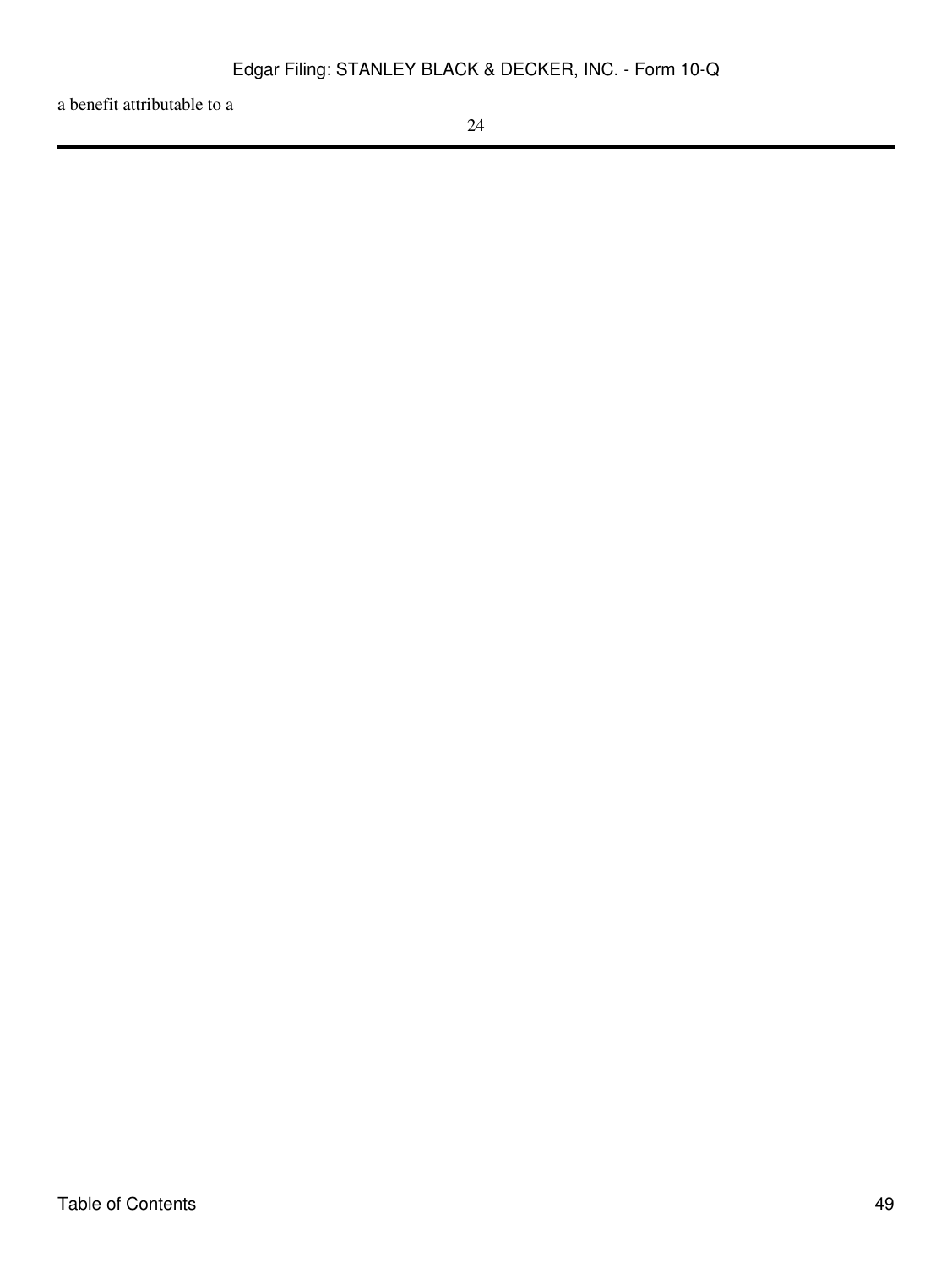a benefit attributable to a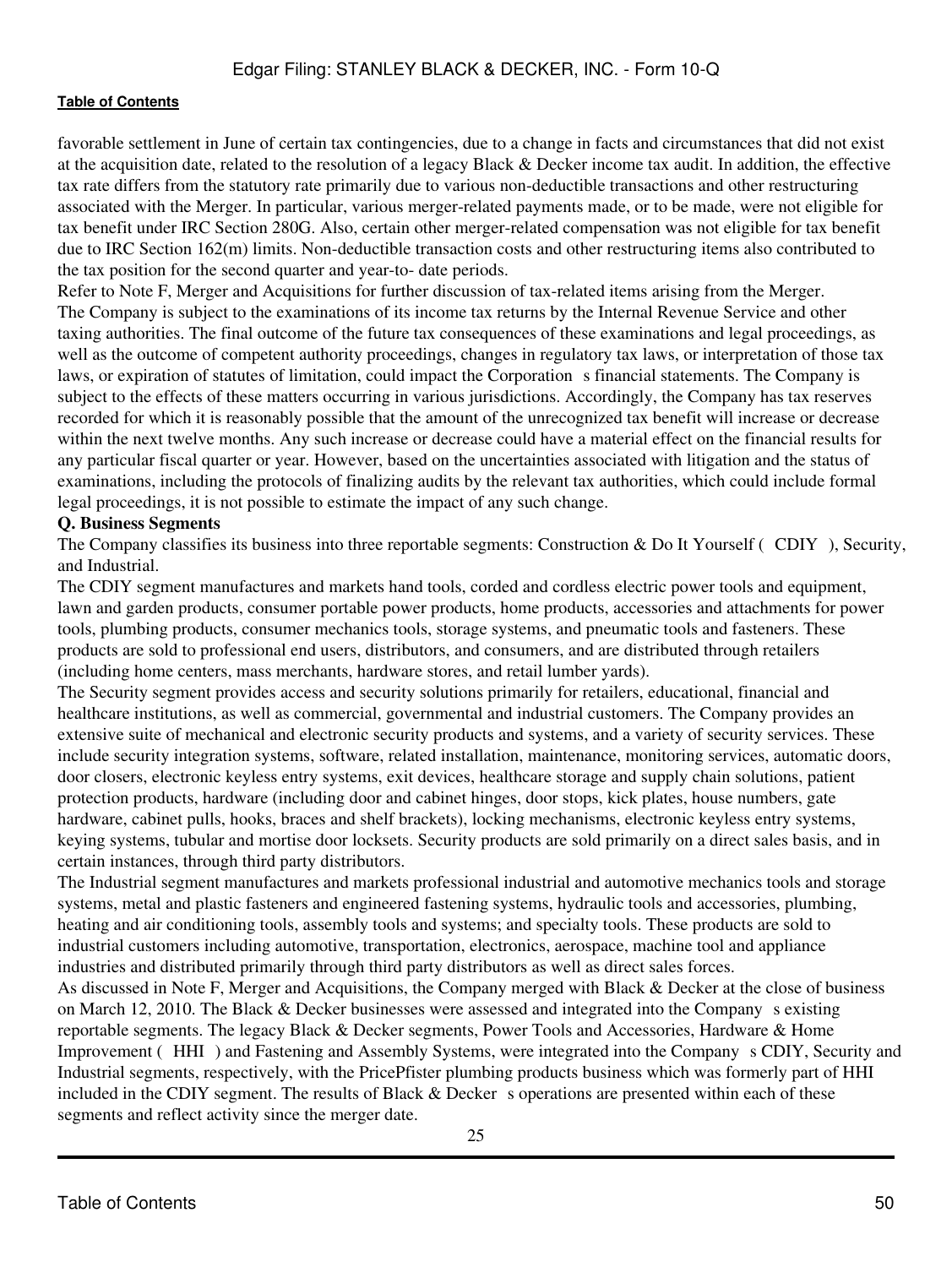favorable settlement in June of certain tax contingencies, due to a change in facts and circumstances that did not exist at the acquisition date, related to the resolution of a legacy Black & Decker income tax audit. In addition, the effective tax rate differs from the statutory rate primarily due to various non-deductible transactions and other restructuring associated with the Merger. In particular, various merger-related payments made, or to be made, were not eligible for tax benefit under IRC Section 280G. Also, certain other merger-related compensation was not eligible for tax benefit due to IRC Section 162(m) limits. Non-deductible transaction costs and other restructuring items also contributed to the tax position for the second quarter and year-to- date periods.

Refer to Note F, Merger and Acquisitions for further discussion of tax-related items arising from the Merger.

The Company is subject to the examinations of its income tax returns by the Internal Revenue Service and other taxing authorities. The final outcome of the future tax consequences of these examinations and legal proceedings, as well as the outcome of competent authority proceedings, changes in regulatory tax laws, or interpretation of those tax laws, or expiration of statutes of limitation, could impact the Corporation s financial statements. The Company is subject to the effects of these matters occurring in various jurisdictions. Accordingly, the Company has tax reserves recorded for which it is reasonably possible that the amount of the unrecognized tax benefit will increase or decrease within the next twelve months. Any such increase or decrease could have a material effect on the financial results for any particular fiscal quarter or year. However, based on the uncertainties associated with litigation and the status of examinations, including the protocols of finalizing audits by the relevant tax authorities, which could include formal legal proceedings, it is not possible to estimate the impact of any such change.

**Q. Business Segments**

The Company classifies its business into three reportable segments: Construction & Do It Yourself ( CDIY ), Security, and Industrial.

The CDIY segment manufactures and markets hand tools, corded and cordless electric power tools and equipment, lawn and garden products, consumer portable power products, home products, accessories and attachments for power tools, plumbing products, consumer mechanics tools, storage systems, and pneumatic tools and fasteners. These products are sold to professional end users, distributors, and consumers, and are distributed through retailers (including home centers, mass merchants, hardware stores, and retail lumber yards).

The Security segment provides access and security solutions primarily for retailers, educational, financial and healthcare institutions, as well as commercial, governmental and industrial customers. The Company provides an extensive suite of mechanical and electronic security products and systems, and a variety of security services. These include security integration systems, software, related installation, maintenance, monitoring services, automatic doors, door closers, electronic keyless entry systems, exit devices, healthcare storage and supply chain solutions, patient protection products, hardware (including door and cabinet hinges, door stops, kick plates, house numbers, gate hardware, cabinet pulls, hooks, braces and shelf brackets), locking mechanisms, electronic keyless entry systems, keying systems, tubular and mortise door locksets. Security products are sold primarily on a direct sales basis, and in certain instances, through third party distributors.

The Industrial segment manufactures and markets professional industrial and automotive mechanics tools and storage systems, metal and plastic fasteners and engineered fastening systems, hydraulic tools and accessories, plumbing, heating and air conditioning tools, assembly tools and systems; and specialty tools. These products are sold to industrial customers including automotive, transportation, electronics, aerospace, machine tool and appliance industries and distributed primarily through third party distributors as well as direct sales forces.

As discussed in Note F, Merger and Acquisitions, the Company merged with Black & Decker at the close of business on March 12, 2010. The Black & Decker businesses were assessed and integrated into the Company s existing reportable segments. The legacy Black & Decker segments, Power Tools and Accessories, Hardware & Home Improvement ( HHI ) and Fastening and Assembly Systems, were integrated into the Company s CDIY, Security and Industrial segments, respectively, with the PricePfister plumbing products business which was formerly part of HHI included in the CDIY segment. The results of Black & Decker s operations are presented within each of these segments and reflect activity since the merger date.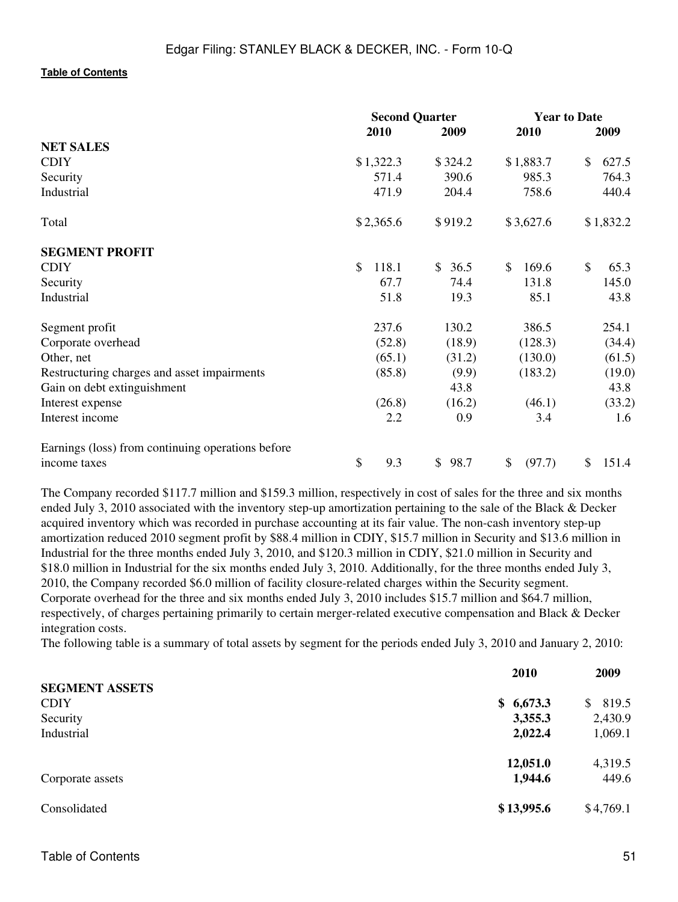|  | Second Quarter |  | Year to Date |  |
|---|---|---|---|---|
|  | 2010 | 2009 | 2010 | 2009 |
| **NET SALES** |  |  |  |  |
| CDIY | $1,322.3 | $324.2 | $1,883.7 | $ 627.5 |
| Security | 571.4 | 390.6 | 985.3 | 764.3 |
| Industrial | 471.9 | 204.4 | 758.6 | 440.4 |
| Total | $2,365.6 | $919.2 | $3,627.6 | $1,832.2 |
| **SEGMENT PROFIT** |  |  |  |  |
| CDIY | $ 118.1 | $ 36.5 | $ 169.6 | $ 65.3 |
| Security | 67.7 | 74.4 | 131.8 | 145.0 |
| Industrial | 51.8 | 19.3 | 85.1 | 43.8 |
| Segment profit | 237.6 | 130.2 | 386.5 | 254.1 |
| Corporate overhead | (52.8) | (18.9) | (128.3) | (34.4) |
| Other, net | (65.1) | (31.2) | (130.0) | (61.5) |
| Restructuring charges and asset impairments | (85.8) | (9.9) | (183.2) | (19.0) |
| Gain on debt extinguishment |  | 43.8 |  | 43.8 |
| Interest expense | (26.8) | (16.2) | (46.1) | (33.2) |
| Interest income | 2.2 | 0.9 | 3.4 | 1.6 |
| Earnings (loss) from continuing operations before income taxes | $ 9.3 | $ 98.7 | $ (97.7) | $ 151.4 |

The Company recorded $117.7 million and $159.3 million, respectively in cost of sales for the three and six months ended July 3, 2010 associated with the inventory step-up amortization pertaining to the sale of the Black & Decker acquired inventory which was recorded in purchase accounting at its fair value. The non-cash inventory step-up amortization reduced 2010 segment profit by $88.4 million in CDIY, $15.7 million in Security and $13.6 million in Industrial for the three months ended July 3, 2010, and $120.3 million in CDIY, $21.0 million in Security and $18.0 million in Industrial for the six months ended July 3, 2010. Additionally, for the three months ended July 3, 2010, the Company recorded $6.0 million of facility closure-related charges within the Security segment. Corporate overhead for the three and six months ended July 3, 2010 includes $15.7 million and $64.7 million, respectively, of charges pertaining primarily to certain merger-related executive compensation and Black & Decker integration costs.

The following table is a summary of total assets by segment for the periods ended July 3, 2010 and January 2, 2010:

|  | 2010 | 2009 |
|---|---|---|
| **SEGMENT ASSETS** |  |  |
| CDIY | **$ 6,673.3** | $ 819.5 |
| Security | **3,355.3** | 2,430.9 |
| Industrial | **2,022.4** | 1,069.1 |
|  | **12,051.0** | 4,319.5 |
| Corporate assets | **1,944.6** | 449.6 |
| Consolidated | **$13,995.6** | $4,769.1 |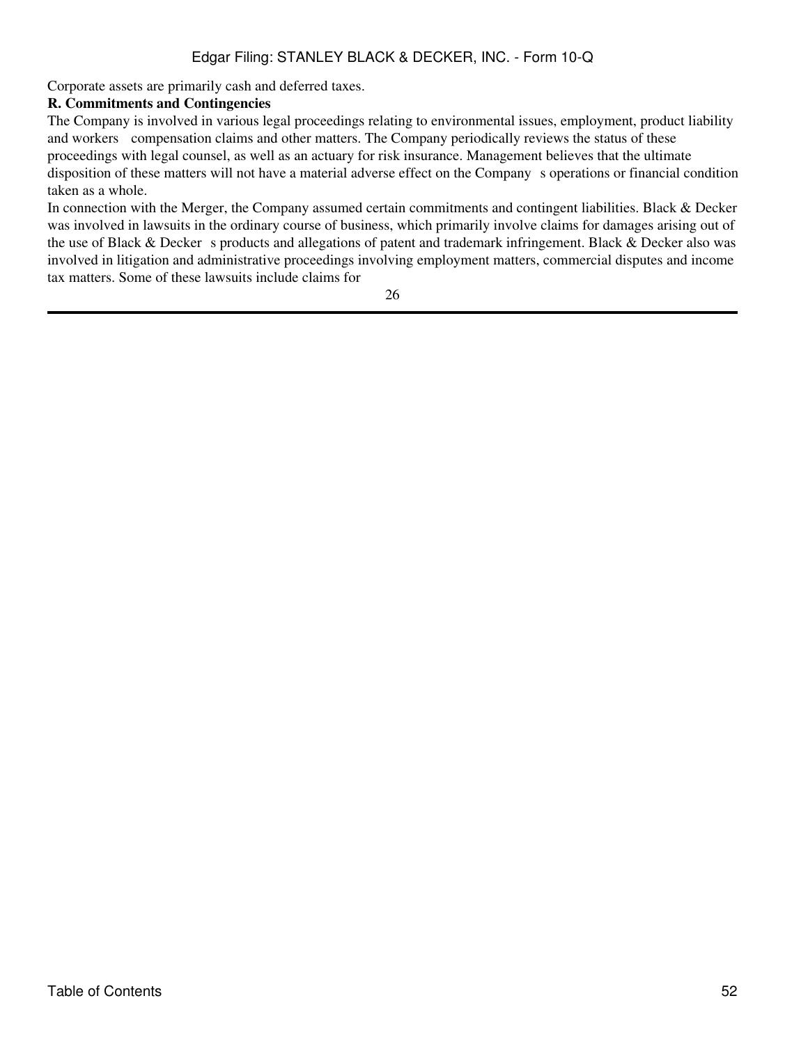Corporate assets are primarily cash and deferred taxes.

**R. Commitments and Contingencies**

The Company is involved in various legal proceedings relating to environmental issues, employment, product liability and workers compensation claims and other matters. The Company periodically reviews the status of these proceedings with legal counsel, as well as an actuary for risk insurance. Management believes that the ultimate disposition of these matters will not have a material adverse effect on the Company s operations or financial condition taken as a whole.

In connection with the Merger, the Company assumed certain commitments and contingent liabilities. Black & Decker was involved in lawsuits in the ordinary course of business, which primarily involve claims for damages arising out of the use of Black & Decker s products and allegations of patent and trademark infringement. Black & Decker also was involved in litigation and administrative proceedings involving employment matters, commercial disputes and income tax matters. Some of these lawsuits include claims for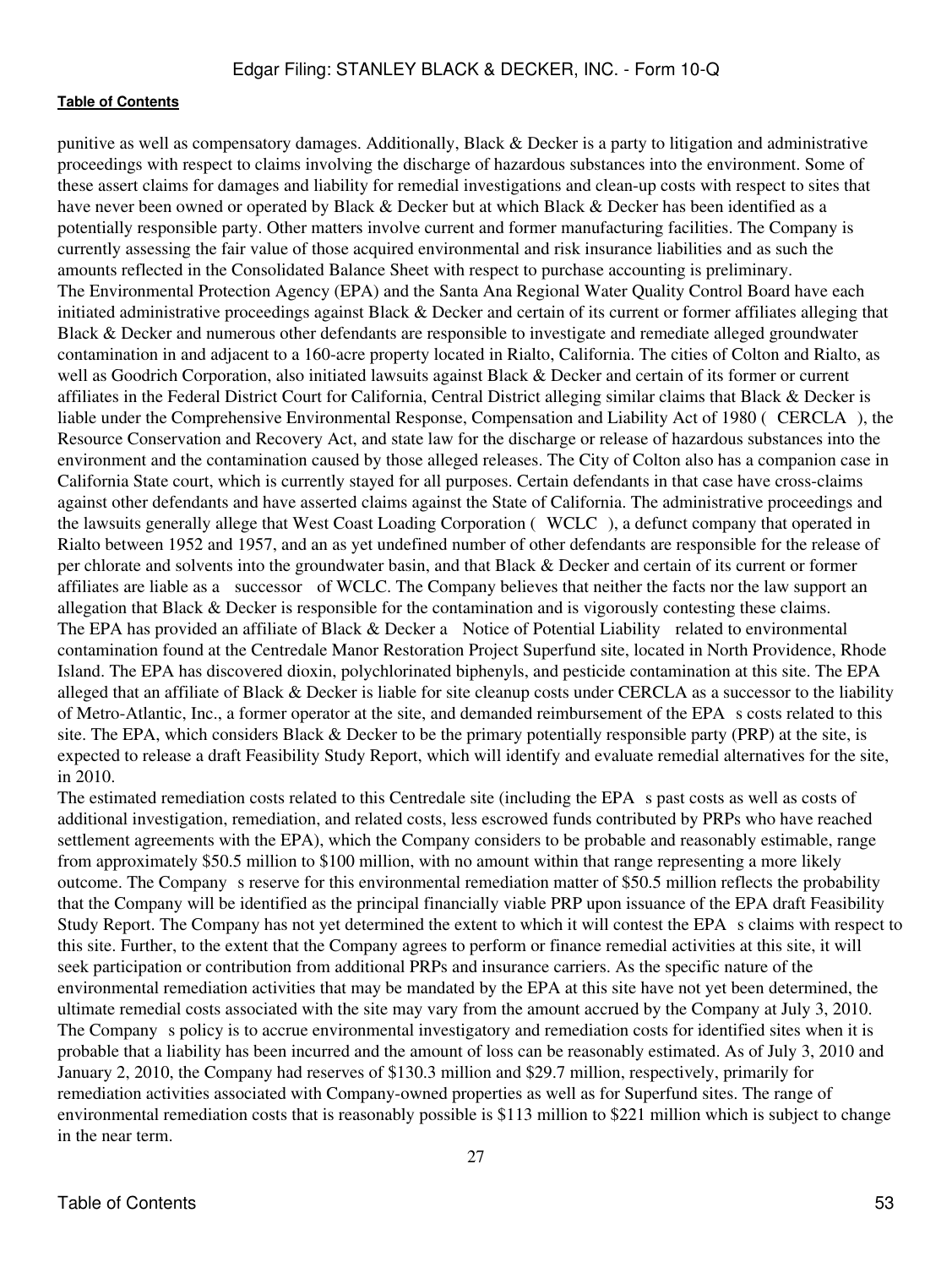punitive as well as compensatory damages. Additionally, Black & Decker is a party to litigation and administrative proceedings with respect to claims involving the discharge of hazardous substances into the environment. Some of these assert claims for damages and liability for remedial investigations and clean-up costs with respect to sites that have never been owned or operated by Black & Decker but at which Black & Decker has been identified as a potentially responsible party. Other matters involve current and former manufacturing facilities. The Company is currently assessing the fair value of those acquired environmental and risk insurance liabilities and as such the amounts reflected in the Consolidated Balance Sheet with respect to purchase accounting is preliminary.

The Environmental Protection Agency (EPA) and the Santa Ana Regional Water Quality Control Board have each initiated administrative proceedings against Black & Decker and certain of its current or former affiliates alleging that Black & Decker and numerous other defendants are responsible to investigate and remediate alleged groundwater contamination in and adjacent to a 160-acre property located in Rialto, California. The cities of Colton and Rialto, as well as Goodrich Corporation, also initiated lawsuits against Black & Decker and certain of its former or current affiliates in the Federal District Court for California, Central District alleging similar claims that Black & Decker is liable under the Comprehensive Environmental Response, Compensation and Liability Act of 1980 ( CERCLA ), the Resource Conservation and Recovery Act, and state law for the discharge or release of hazardous substances into the environment and the contamination caused by those alleged releases. The City of Colton also has a companion case in California State court, which is currently stayed for all purposes. Certain defendants in that case have cross-claims against other defendants and have asserted claims against the State of California. The administrative proceedings and the lawsuits generally allege that West Coast Loading Corporation ( WCLC ), a defunct company that operated in Rialto between 1952 and 1957, and an as yet undefined number of other defendants are responsible for the release of per chlorate and solvents into the groundwater basin, and that Black & Decker and certain of its current or former affiliates are liable as a successor of WCLC. The Company believes that neither the facts nor the law support an allegation that Black & Decker is responsible for the contamination and is vigorously contesting these claims.

The EPA has provided an affiliate of Black & Decker a Notice of Potential Liability related to environmental contamination found at the Centredale Manor Restoration Project Superfund site, located in North Providence, Rhode Island. The EPA has discovered dioxin, polychlorinated biphenyls, and pesticide contamination at this site. The EPA alleged that an affiliate of Black & Decker is liable for site cleanup costs under CERCLA as a successor to the liability of Metro-Atlantic, Inc., a former operator at the site, and demanded reimbursement of the EPA s costs related to this site. The EPA, which considers Black & Decker to be the primary potentially responsible party (PRP) at the site, is expected to release a draft Feasibility Study Report, which will identify and evaluate remedial alternatives for the site, in 2010.

The estimated remediation costs related to this Centredale site (including the EPA s past costs as well as costs of additional investigation, remediation, and related costs, less escrowed funds contributed by PRPs who have reached settlement agreements with the EPA), which the Company considers to be probable and reasonably estimable, range from approximately \$50.5 million to \$100 million, with no amount within that range representing a more likely outcome. The Company s reserve for this environmental remediation matter of \$50.5 million reflects the probability that the Company will be identified as the principal financially viable PRP upon issuance of the EPA draft Feasibility Study Report. The Company has not yet determined the extent to which it will contest the EPA s claims with respect to this site. Further, to the extent that the Company agrees to perform or finance remedial activities at this site, it will seek participation or contribution from additional PRPs and insurance carriers. As the specific nature of the environmental remediation activities that may be mandated by the EPA at this site have not yet been determined, the ultimate remedial costs associated with the site may vary from the amount accrued by the Company at July 3, 2010.

The Company s policy is to accrue environmental investigatory and remediation costs for identified sites when it is probable that a liability has been incurred and the amount of loss can be reasonably estimated. As of July 3, 2010 and January 2, 2010, the Company had reserves of \$130.3 million and \$29.7 million, respectively, primarily for remediation activities associated with Company-owned properties as well as for Superfund sites. The range of environmental remediation costs that is reasonably possible is \$113 million to \$221 million which is subject to change in the near term.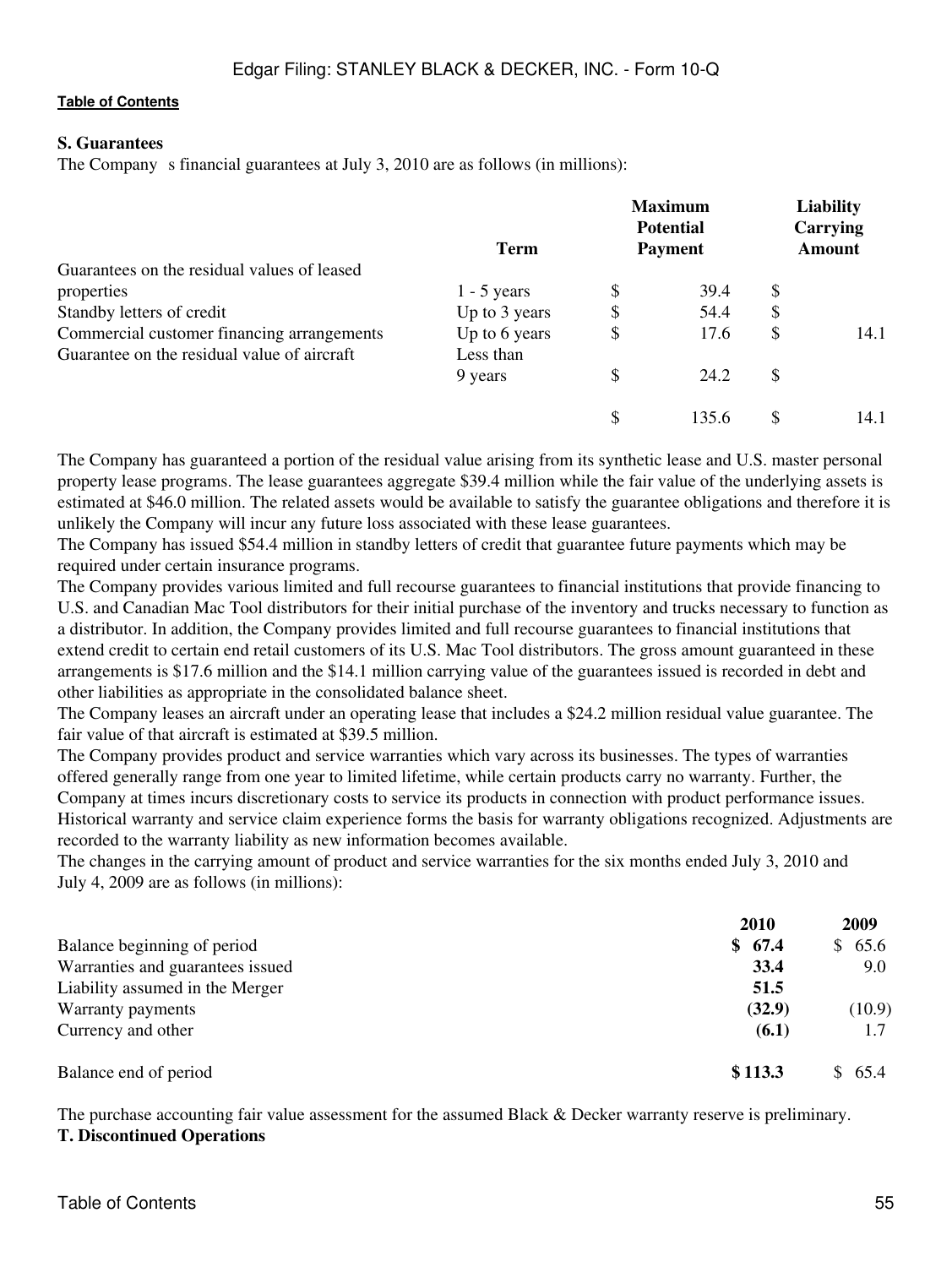**S. Guarantees**

The Company s financial guarantees at July 3, 2010 are as follows (in millions):

| | Term | Maximum Potential Payment | Liability Carrying Amount |
|---|---|---|---|
| Guarantees on the residual values of leased properties | 1 - 5 years | $ 39.4 | $ |
| Standby letters of credit | Up to 3 years | $ 54.4 | $ |
| Commercial customer financing arrangements | Up to 6 years | $ 17.6 | $ 14.1 |
| Guarantee on the residual value of aircraft | Less than 9 years | $ 24.2 | $ |
| | | $ 135.6 | $ 14.1 |

The Company has guaranteed a portion of the residual value arising from its synthetic lease and U.S. master personal property lease programs. The lease guarantees aggregate $39.4 million while the fair value of the underlying assets is estimated at $46.0 million. The related assets would be available to satisfy the guarantee obligations and therefore it is unlikely the Company will incur any future loss associated with these lease guarantees.

The Company has issued $54.4 million in standby letters of credit that guarantee future payments which may be required under certain insurance programs.

The Company provides various limited and full recourse guarantees to financial institutions that provide financing to U.S. and Canadian Mac Tool distributors for their initial purchase of the inventory and trucks necessary to function as a distributor. In addition, the Company provides limited and full recourse guarantees to financial institutions that extend credit to certain end retail customers of its U.S. Mac Tool distributors. The gross amount guaranteed in these arrangements is $17.6 million and the $14.1 million carrying value of the guarantees issued is recorded in debt and other liabilities as appropriate in the consolidated balance sheet.

The Company leases an aircraft under an operating lease that includes a $24.2 million residual value guarantee. The fair value of that aircraft is estimated at $39.5 million.

The Company provides product and service warranties which vary across its businesses. The types of warranties offered generally range from one year to limited lifetime, while certain products carry no warranty. Further, the Company at times incurs discretionary costs to service its products in connection with product performance issues. Historical warranty and service claim experience forms the basis for warranty obligations recognized. Adjustments are recorded to the warranty liability as new information becomes available.

The changes in the carrying amount of product and service warranties for the six months ended July 3, 2010 and July 4, 2009 are as follows (in millions):

| | 2010 | 2009 |
|---|---|---|
| Balance beginning of period | **$ 67.4** | $ 65.6 |
| Warranties and guarantees issued | **33.4** | 9.0 |
| Liability assumed in the Merger | **51.5** | |
| Warranty payments | **(32.9)** | (10.9) |
| Currency and other | **(6.1)** | 1.7 |
| Balance end of period | **$ 113.3** | $ 65.4 |

The purchase accounting fair value assessment for the assumed Black & Decker warranty reserve is preliminary.

**T. Discontinued Operations**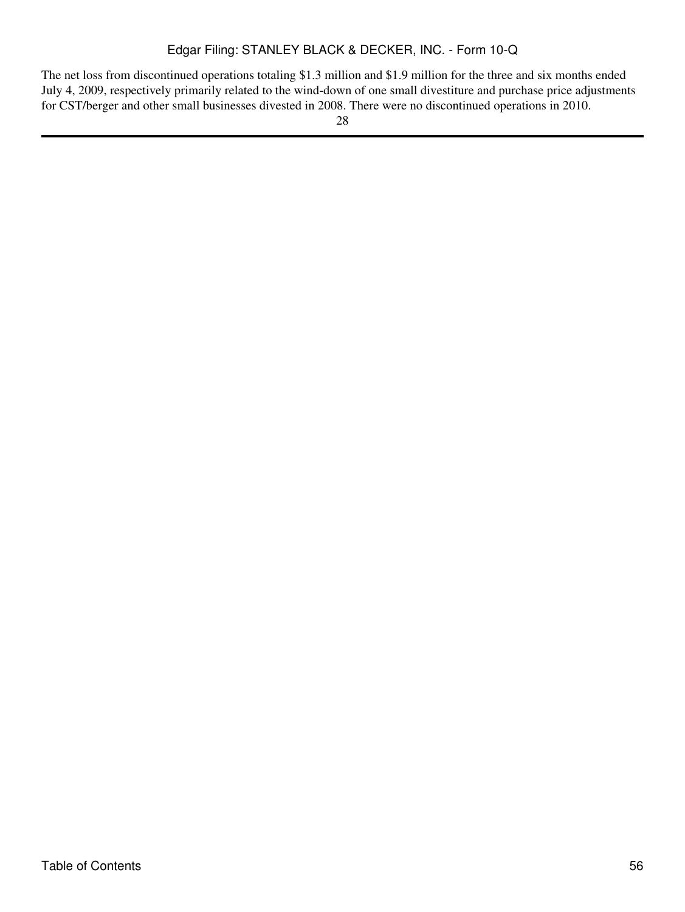The net loss from discontinued operations totaling $1.3 million and $1.9 million for the three and six months ended July 4, 2009, respectively primarily related to the wind-down of one small divestiture and purchase price adjustments for CST/berger and other small businesses divested in 2008. There were no discontinued operations in 2010.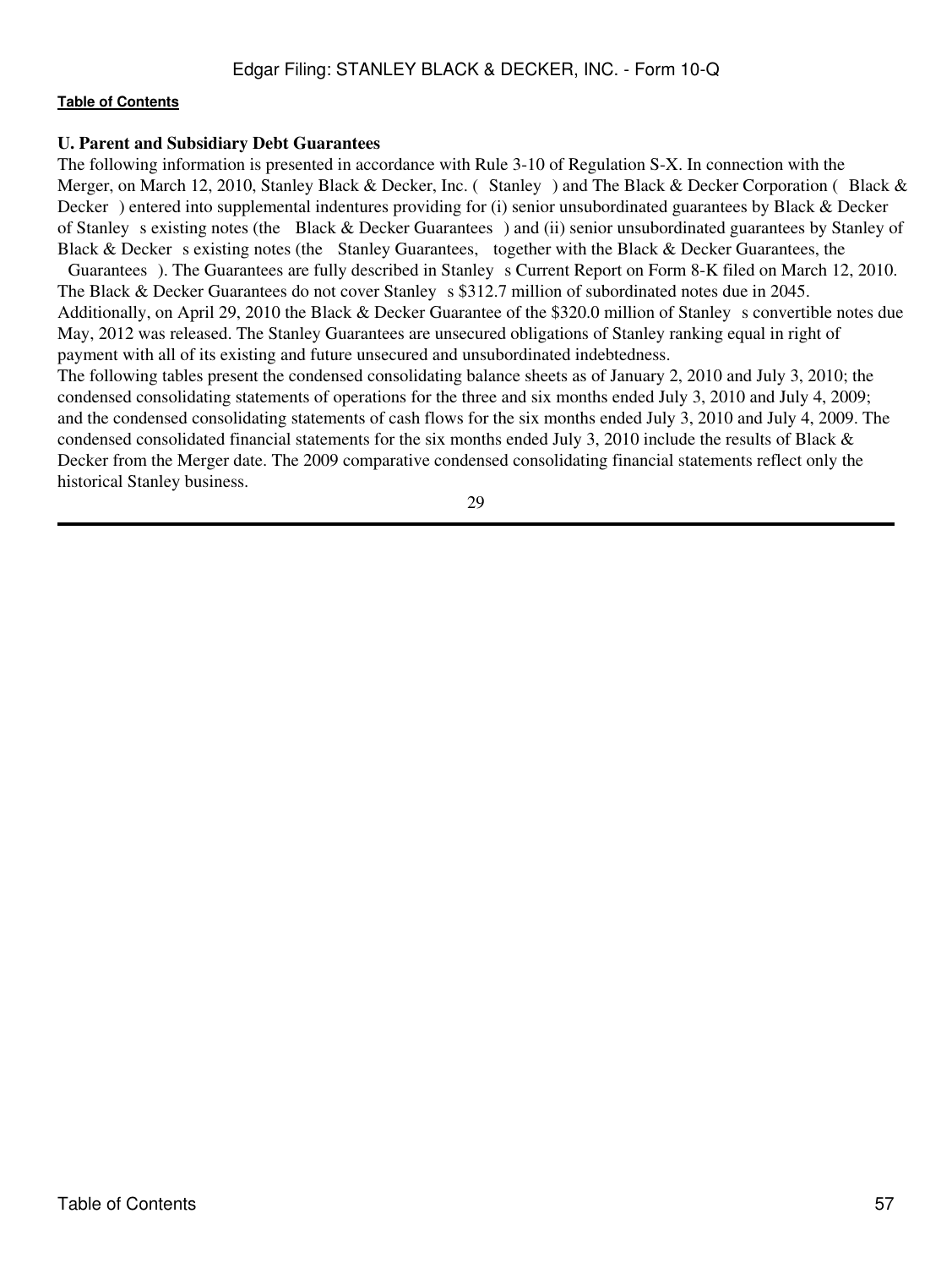## U. Parent and Subsidiary Debt Guarantees

The following information is presented in accordance with Rule 3-10 of Regulation S-X. In connection with the Merger, on March 12, 2010, Stanley Black & Decker, Inc. ( Stanley ) and The Black & Decker Corporation ( Black & Decker ) entered into supplemental indentures providing for (i) senior unsubordinated guarantees by Black & Decker of Stanley s existing notes (the Black & Decker Guarantees ) and (ii) senior unsubordinated guarantees by Stanley of Black & Decker s existing notes (the Stanley Guarantees, together with the Black & Decker Guarantees, the Guarantees ). The Guarantees are fully described in Stanley s Current Report on Form 8-K filed on March 12, 2010. The Black & Decker Guarantees do not cover Stanley s $312.7 million of subordinated notes due in 2045. Additionally, on April 29, 2010 the Black & Decker Guarantee of the $320.0 million of Stanley s convertible notes due May, 2012 was released. The Stanley Guarantees are unsecured obligations of Stanley ranking equal in right of payment with all of its existing and future unsecured and unsubordinated indebtedness.

The following tables present the condensed consolidating balance sheets as of January 2, 2010 and July 3, 2010; the condensed consolidating statements of operations for the three and six months ended July 3, 2010 and July 4, 2009; and the condensed consolidating statements of cash flows for the six months ended July 3, 2010 and July 4, 2009. The condensed consolidated financial statements for the six months ended July 3, 2010 include the results of Black & Decker from the Merger date. The 2009 comparative condensed consolidating financial statements reflect only the historical Stanley business.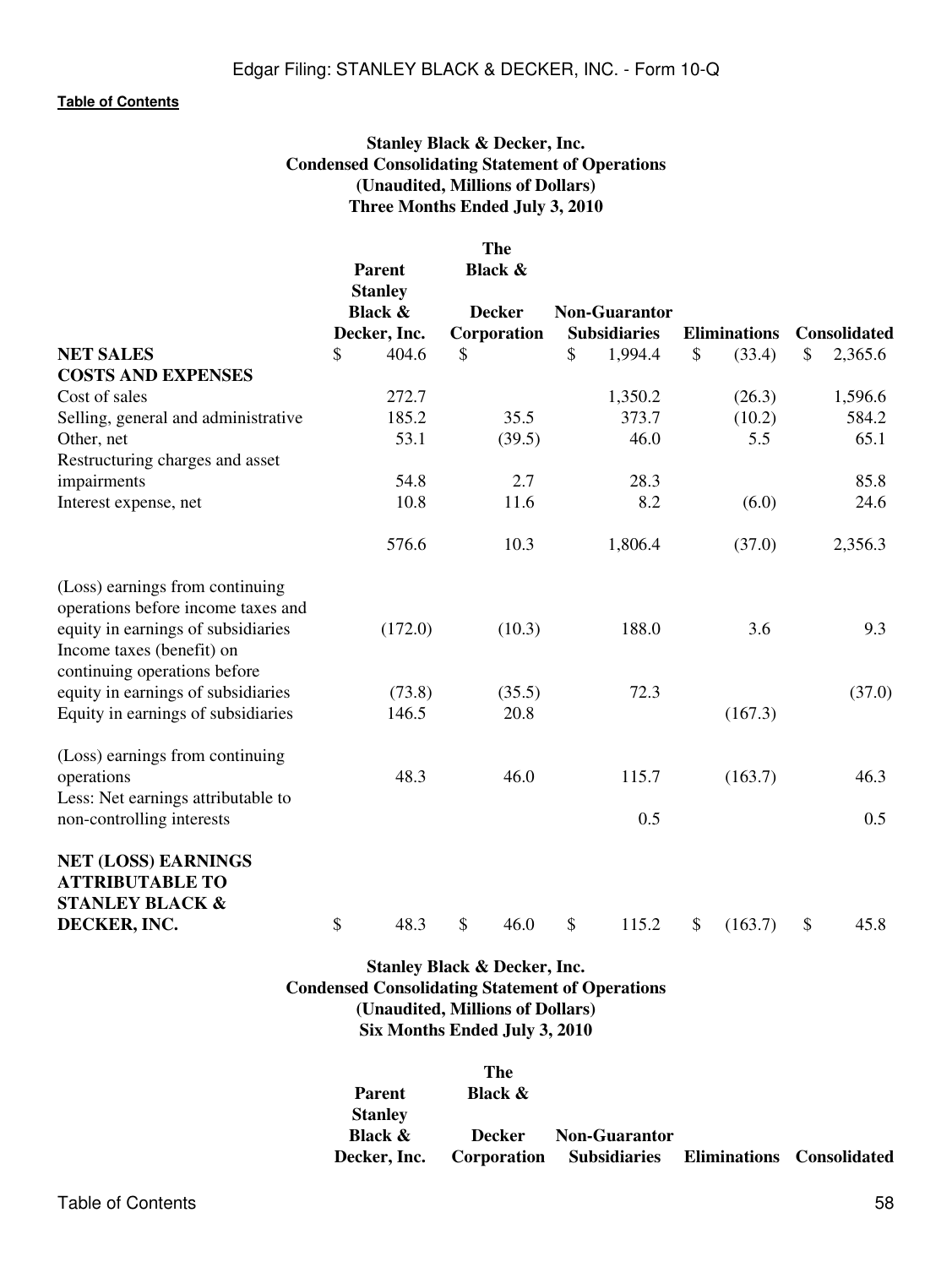**Stanley Black & Decker, Inc.**
**Condensed Consolidating Statement of Operations**
**(Unaudited, Millions of Dollars)**
**Three Months Ended July 3, 2010**

| | Parent Stanley Black & Decker, Inc. | The Black & Decker Corporation | Non-Guarantor Subsidiaries | Eliminations | Consolidated |
|---|---|---|---|---|---|
| **NET SALES** | $ 404.6 | $ | $ 1,994.4 | $ (33.4) | $ 2,365.6 |
| **COSTS AND EXPENSES** | | | | | |
| Cost of sales | 272.7 | | 1,350.2 | (26.3) | 1,596.6 |
| Selling, general and administrative | 185.2 | 35.5 | 373.7 | (10.2) | 584.2 |
| Other, net | 53.1 | (39.5) | 46.0 | 5.5 | 65.1 |
| Restructuring charges and asset impairments | 54.8 | 2.7 | 28.3 | | 85.8 |
| Interest expense, net | 10.8 | 11.6 | 8.2 | (6.0) | 24.6 |
| | 576.6 | 10.3 | 1,806.4 | (37.0) | 2,356.3 |
| (Loss) earnings from continuing operations before income taxes and equity in earnings of subsidiaries | (172.0) | (10.3) | 188.0 | 3.6 | 9.3 |
| Income taxes (benefit) on continuing operations before equity in earnings of subsidiaries | (73.8) | (35.5) | 72.3 | | (37.0) |
| Equity in earnings of subsidiaries | 146.5 | 20.8 | | (167.3) | |
| (Loss) earnings from continuing operations | 48.3 | 46.0 | 115.7 | (163.7) | 46.3 |
| Less: Net earnings attributable to non-controlling interests | | | 0.5 | | 0.5 |
| **NET (LOSS) EARNINGS ATTRIBUTABLE TO STANLEY BLACK & DECKER, INC.** | $ 48.3 | $ 46.0 | $ 115.2 | $ (163.7) | $ 45.8 |

**Stanley Black & Decker, Inc.**
**Condensed Consolidating Statement of Operations**
**(Unaudited, Millions of Dollars)**
**Six Months Ended July 3, 2010**

| | Parent Stanley Black & Decker, Inc. | The Black & Decker Corporation | Non-Guarantor Subsidiaries | Eliminations | Consolidated |
|---|---|---|---|---|---|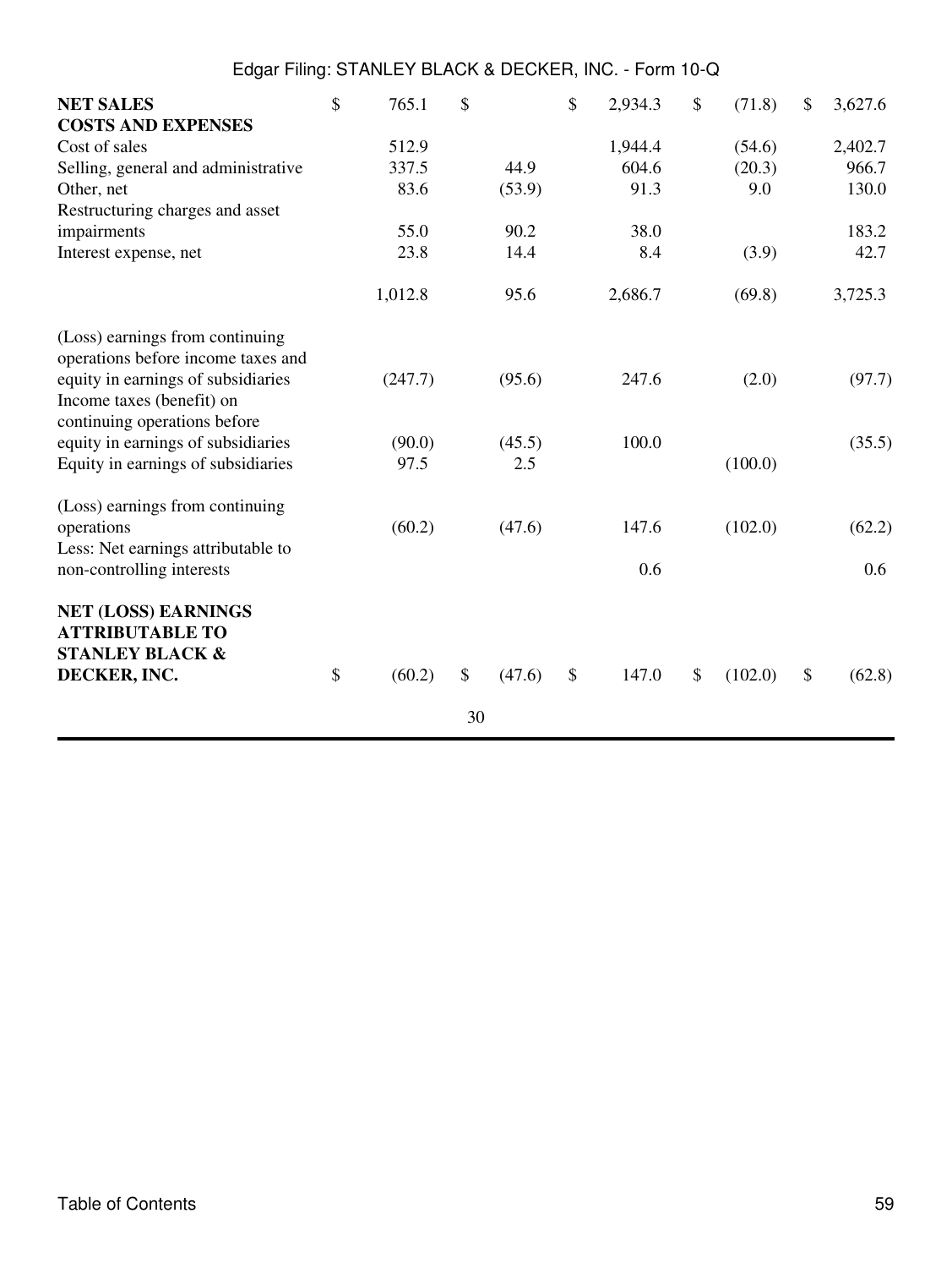| | | | | | |
|---|---|---|---|---|---|
| **NET SALES** | $ 765.1 | $ | $ 2,934.3 | $ (71.8) | $ 3,627.6 |
| **COSTS AND EXPENSES** | | | | | |
| Cost of sales | 512.9 | | 1,944.4 | (54.6) | 2,402.7 |
| Selling, general and administrative | 337.5 | 44.9 | 604.6 | (20.3) | 966.7 |
| Other, net | 83.6 | (53.9) | 91.3 | 9.0 | 130.0 |
| Restructuring charges and asset impairments | 55.0 | 90.2 | 38.0 | | 183.2 |
| Interest expense, net | 23.8 | 14.4 | 8.4 | (3.9) | 42.7 |
| | 1,012.8 | 95.6 | 2,686.7 | (69.8) | 3,725.3 |
| (Loss) earnings from continuing operations before income taxes and equity in earnings of subsidiaries | (247.7) | (95.6) | 247.6 | (2.0) | (97.7) |
| Income taxes (benefit) on continuing operations before equity in earnings of subsidiaries | (90.0) | (45.5) | 100.0 | | (35.5) |
| Equity in earnings of subsidiaries | 97.5 | 2.5 | | (100.0) | |
| (Loss) earnings from continuing operations | (60.2) | (47.6) | 147.6 | (102.0) | (62.2) |
| Less: Net earnings attributable to non-controlling interests | | | 0.6 | | 0.6 |
| **NET (LOSS) EARNINGS ATTRIBUTABLE TO STANLEY BLACK & DECKER, INC.** | $ (60.2) | $ (47.6) | $ 147.0 | $ (102.0) | $ (62.8) |

30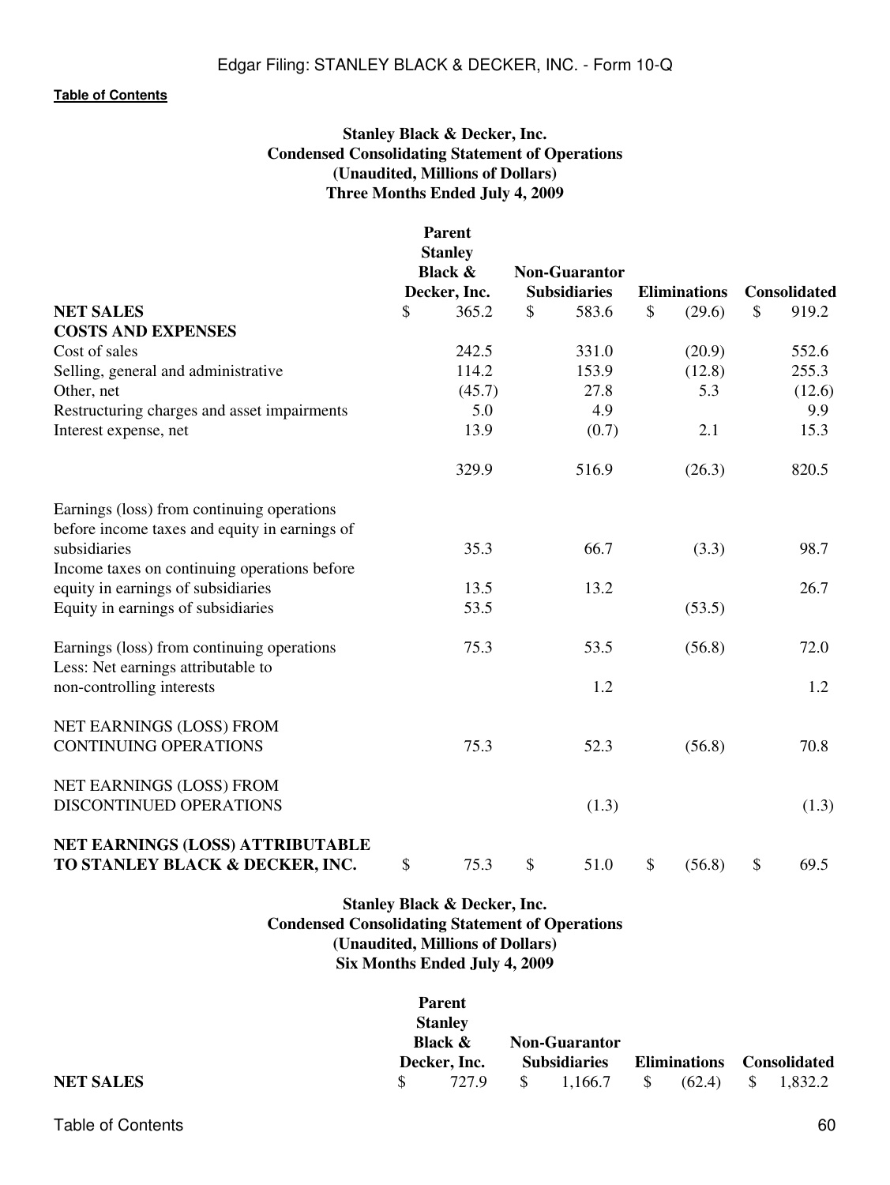[Table of Contents](#)

**Stanley Black & Decker, Inc.**
**Condensed Consolidating Statement of Operations**
**(Unaudited, Millions of Dollars)**
**Three Months Ended July 4, 2009**

| | Parent Stanley Black & Decker, Inc. | Non-Guarantor Subsidiaries | Eliminations | Consolidated |
|---|---|---|---|---|
| **NET SALES** | $ 365.2 | $ 583.6 | $ (29.6) | $ 919.2 |
| **COSTS AND EXPENSES** | | | | |
| Cost of sales | 242.5 | 331.0 | (20.9) | 552.6 |
| Selling, general and administrative | 114.2 | 153.9 | (12.8) | 255.3 |
| Other, net | (45.7) | 27.8 | 5.3 | (12.6) |
| Restructuring charges and asset impairments | 5.0 | 4.9 | | 9.9 |
| Interest expense, net | 13.9 | (0.7) | 2.1 | 15.3 |
| | 329.9 | 516.9 | (26.3) | 820.5 |
| Earnings (loss) from continuing operations before income taxes and equity in earnings of subsidiaries | 35.3 | 66.7 | (3.3) | 98.7 |
| Income taxes on continuing operations before equity in earnings of subsidiaries | 13.5 | 13.2 | | 26.7 |
| Equity in earnings of subsidiaries | 53.5 | | (53.5) | |
| Earnings (loss) from continuing operations | 75.3 | 53.5 | (56.8) | 72.0 |
| Less: Net earnings attributable to non-controlling interests | | 1.2 | | 1.2 |
| NET EARNINGS (LOSS) FROM CONTINUING OPERATIONS | 75.3 | 52.3 | (56.8) | 70.8 |
| NET EARNINGS (LOSS) FROM DISCONTINUED OPERATIONS | | (1.3) | | (1.3) |
| **NET EARNINGS (LOSS) ATTRIBUTABLE TO STANLEY BLACK & DECKER, INC.** | $ 75.3 | $ 51.0 | $ (56.8) | $ 69.5 |

**Stanley Black & Decker, Inc.**
**Condensed Consolidating Statement of Operations**
**(Unaudited, Millions of Dollars)**
**Six Months Ended July 4, 2009**

| | Parent Stanley Black & Decker, Inc. | Non-Guarantor Subsidiaries | Eliminations | Consolidated |
|---|---|---|---|---|
| **NET SALES** | $ 727.9 | $ 1,166.7 | $ (62.4) | $ 1,832.2 |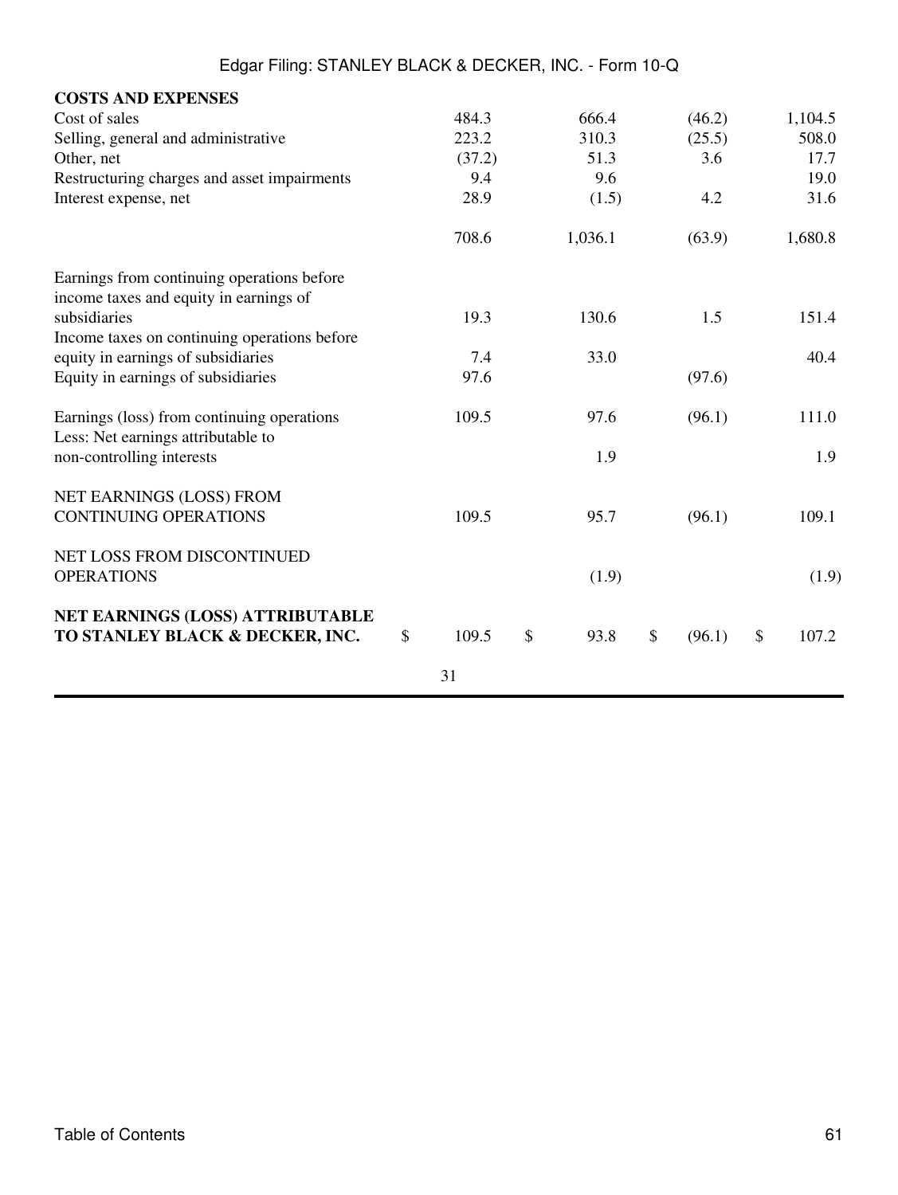| | | | | |
|---|---|---|---|---|
| **COSTS AND EXPENSES** | | | | |
| Cost of sales | 484.3 | 666.4 | (46.2) | 1,104.5 |
| Selling, general and administrative | 223.2 | 310.3 | (25.5) | 508.0 |
| Other, net | (37.2) | 51.3 | 3.6 | 17.7 |
| Restructuring charges and asset impairments | 9.4 | 9.6 | | 19.0 |
| Interest expense, net | 28.9 | (1.5) | 4.2 | 31.6 |
| | 708.6 | 1,036.1 | (63.9) | 1,680.8 |
| Earnings from continuing operations before income taxes and equity in earnings of subsidiaries | 19.3 | 130.6 | 1.5 | 151.4 |
| Income taxes on continuing operations before equity in earnings of subsidiaries | 7.4 | 33.0 | | 40.4 |
| Equity in earnings of subsidiaries | 97.6 | | (97.6) | |
| Earnings (loss) from continuing operations | 109.5 | 97.6 | (96.1) | 111.0 |
| Less: Net earnings attributable to non-controlling interests | | 1.9 | | 1.9 |
| NET EARNINGS (LOSS) FROM CONTINUING OPERATIONS | 109.5 | 95.7 | (96.1) | 109.1 |
| NET LOSS FROM DISCONTINUED OPERATIONS | | (1.9) | | (1.9) |
| **NET EARNINGS (LOSS) ATTRIBUTABLE TO STANLEY BLACK & DECKER, INC.** | $ 109.5 | $ 93.8 | $ (96.1) | $ 107.2 |

31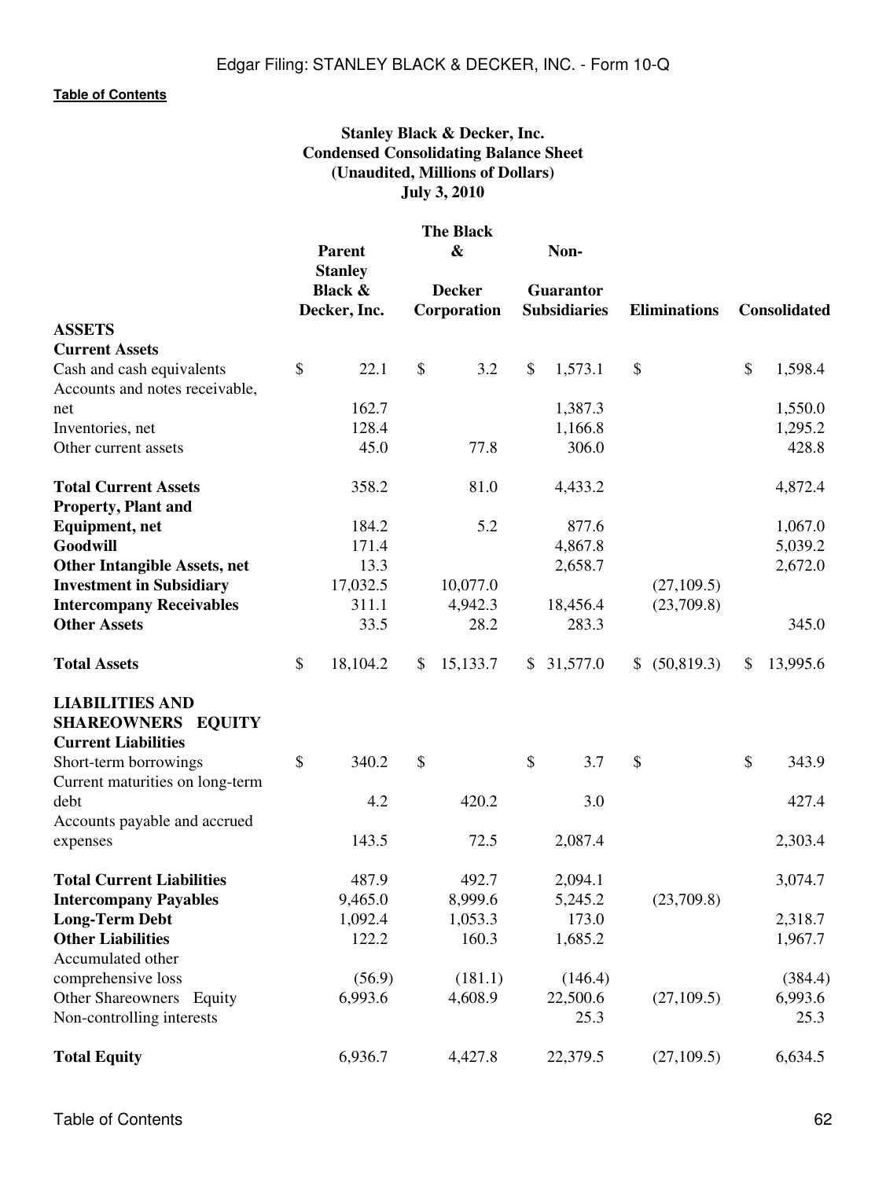**Stanley Black & Decker, Inc.**
**Condensed Consolidating Balance Sheet**
**(Unaudited, Millions of Dollars)**
**July 3, 2010**

| | Parent Stanley Black & Decker, Inc. | The Black & Decker Corporation | Non-Guarantor Subsidiaries | Eliminations | Consolidated |
|---|---|---|---|---|---|
| **ASSETS** | | | | | |
| **Current Assets** | | | | | |
| Cash and cash equivalents | $ 22.1 | $ 3.2 | $ 1,573.1 | $ | $ 1,598.4 |
| Accounts and notes receivable, net | 162.7 | | 1,387.3 | | 1,550.0 |
| Inventories, net | 128.4 | | 1,166.8 | | 1,295.2 |
| Other current assets | 45.0 | 77.8 | 306.0 | | 428.8 |
| **Total Current Assets** | 358.2 | 81.0 | 4,433.2 | | 4,872.4 |
| **Property, Plant and Equipment, net** | 184.2 | 5.2 | 877.6 | | 1,067.0 |
| **Goodwill** | 171.4 | | 4,867.8 | | 5,039.2 |
| **Other Intangible Assets, net** | 13.3 | | 2,658.7 | | 2,672.0 |
| **Investment in Subsidiary** | 17,032.5 | 10,077.0 | | (27,109.5) | |
| **Intercompany Receivables** | 311.1 | 4,942.3 | 18,456.4 | (23,709.8) | |
| **Other Assets** | 33.5 | 28.2 | 283.3 | | 345.0 |
| **Total Assets** | $ 18,104.2 | $ 15,133.7 | $ 31,577.0 | $ (50,819.3) | $ 13,995.6 |
| **LIABILITIES AND SHAREOWNERS EQUITY** | | | | | |
| **Current Liabilities** | | | | | |
| Short-term borrowings | $ 340.2 | $ | $ 3.7 | $ | $ 343.9 |
| Current maturities on long-term debt | 4.2 | 420.2 | 3.0 | | 427.4 |
| Accounts payable and accrued expenses | 143.5 | 72.5 | 2,087.4 | | 2,303.4 |
| **Total Current Liabilities** | 487.9 | 492.7 | 2,094.1 | | 3,074.7 |
| **Intercompany Payables** | 9,465.0 | 8,999.6 | 5,245.2 | (23,709.8) | |
| **Long-Term Debt** | 1,092.4 | 1,053.3 | 173.0 | | 2,318.7 |
| **Other Liabilities** | 122.2 | 160.3 | 1,685.2 | | 1,967.7 |
| Accumulated other comprehensive loss | (56.9) | (181.1) | (146.4) | | (384.4) |
| Other Shareowners Equity | 6,993.6 | 4,608.9 | 22,500.6 | (27,109.5) | 6,993.6 |
| Non-controlling interests | | | 25.3 | | 25.3 |
| **Total Equity** | 6,936.7 | 4,427.8 | 22,379.5 | (27,109.5) | 6,634.5 |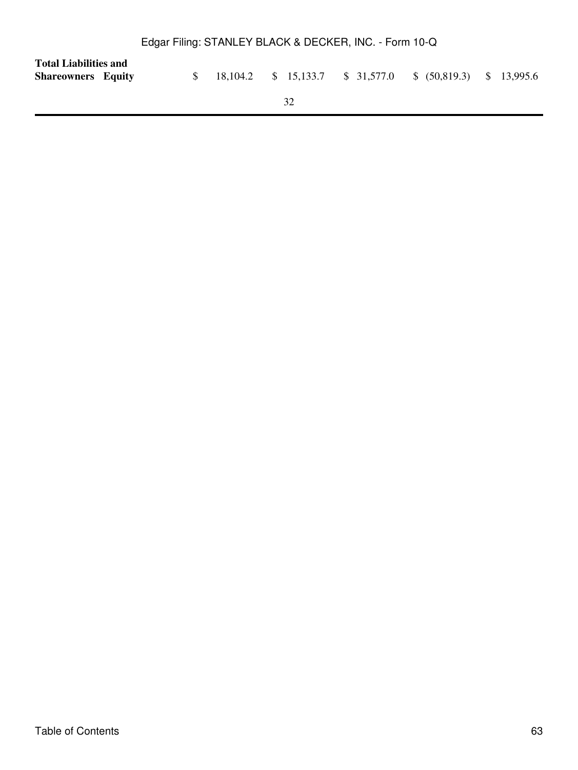| | | | | | |
|---|---|---|---|---|---|
| **Total Liabilities and Shareowners Equity** | $ 18,104.2 | $ 15,133.7 | $ 31,577.0 | $ (50,819.3) | $ 13,995.6 |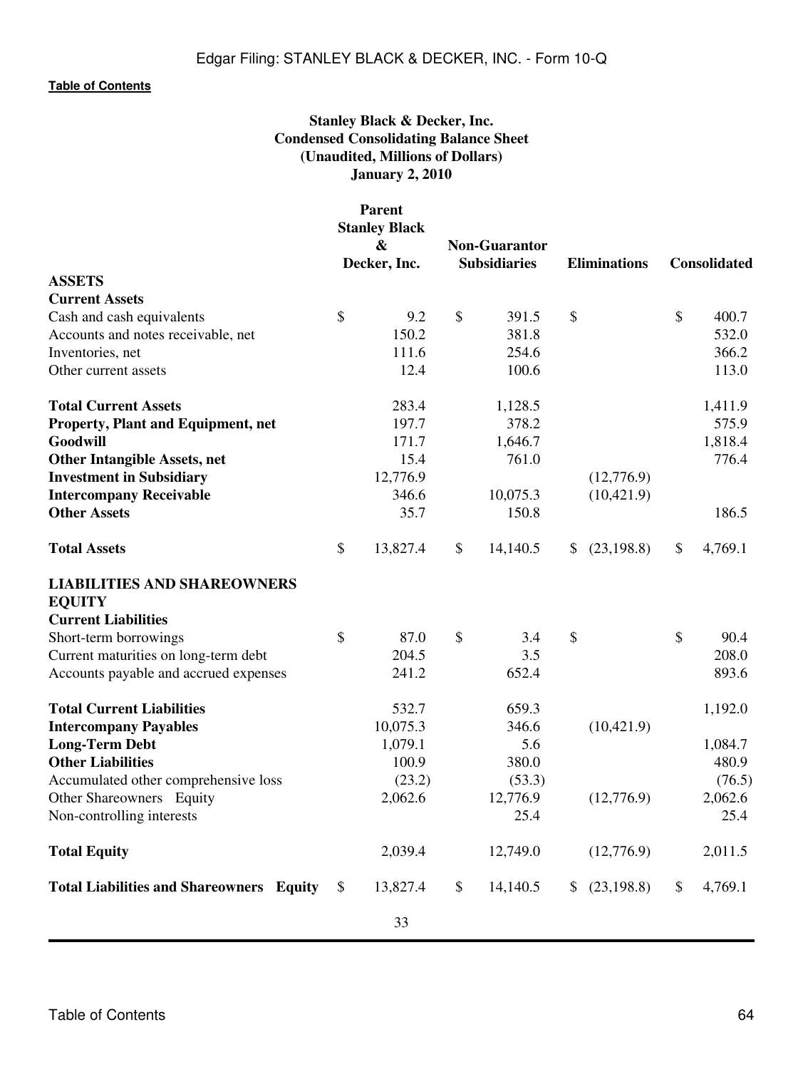Stanley Black & Decker, Inc.
Condensed Consolidating Balance Sheet
(Unaudited, Millions of Dollars)
January 2, 2010

| | Parent Stanley Black & Decker, Inc. | Non-Guarantor Subsidiaries | Eliminations | Consolidated |
|---|---|---|---|---|
| **ASSETS** | | | | |
| **Current Assets** | | | | |
| Cash and cash equivalents | $ 9.2 | $ 391.5 | $ | $ 400.7 |
| Accounts and notes receivable, net | 150.2 | 381.8 | | 532.0 |
| Inventories, net | 111.6 | 254.6 | | 366.2 |
| Other current assets | 12.4 | 100.6 | | 113.0 |
| **Total Current Assets** | 283.4 | 1,128.5 | | 1,411.9 |
| **Property, Plant and Equipment, net** | 197.7 | 378.2 | | 575.9 |
| **Goodwill** | 171.7 | 1,646.7 | | 1,818.4 |
| **Other Intangible Assets, net** | 15.4 | 761.0 | | 776.4 |
| **Investment in Subsidiary** | 12,776.9 | | (12,776.9) | |
| **Intercompany Receivable** | 346.6 | 10,075.3 | (10,421.9) | |
| **Other Assets** | 35.7 | 150.8 | | 186.5 |
| **Total Assets** | $ 13,827.4 | $ 14,140.5 | $ (23,198.8) | $ 4,769.1 |
| **LIABILITIES AND SHAREOWNERS EQUITY** | | | | |
| **Current Liabilities** | | | | |
| Short-term borrowings | $ 87.0 | $ 3.4 | $ | $ 90.4 |
| Current maturities on long-term debt | 204.5 | 3.5 | | 208.0 |
| Accounts payable and accrued expenses | 241.2 | 652.4 | | 893.6 |
| **Total Current Liabilities** | 532.7 | 659.3 | | 1,192.0 |
| **Intercompany Payables** | 10,075.3 | 346.6 | (10,421.9) | |
| **Long-Term Debt** | 1,079.1 | 5.6 | | 1,084.7 |
| **Other Liabilities** | 100.9 | 380.0 | | 480.9 |
| Accumulated other comprehensive loss | (23.2) | (53.3) | | (76.5) |
| Other Shareowners Equity | 2,062.6 | 12,776.9 | (12,776.9) | 2,062.6 |
| Non-controlling interests | | 25.4 | | 25.4 |
| **Total Equity** | 2,039.4 | 12,749.0 | (12,776.9) | 2,011.5 |
| **Total Liabilities and Shareowners Equity** | $ 13,827.4 | $ 14,140.5 | $ (23,198.8) | $ 4,769.1 |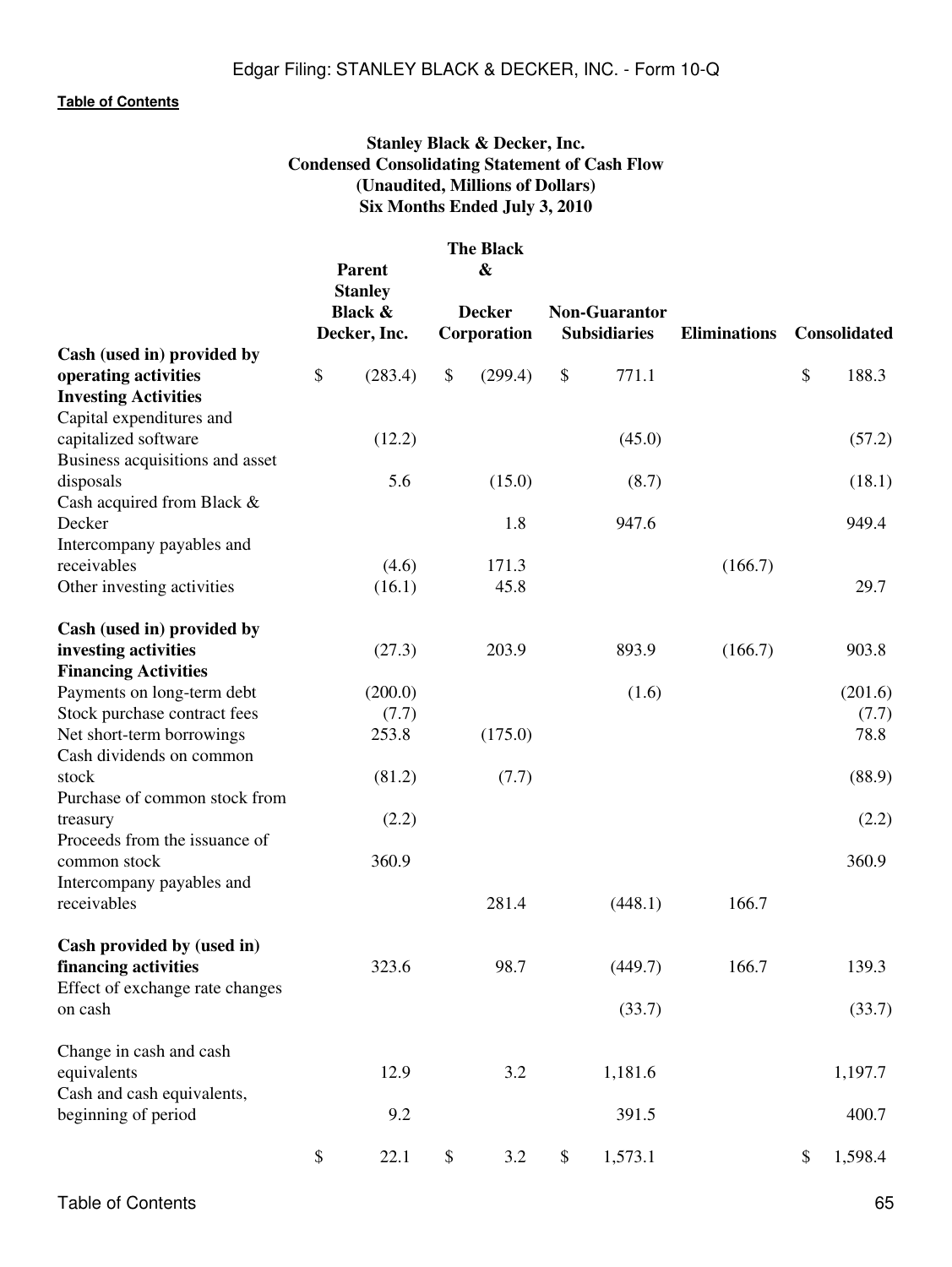**Stanley Black & Decker, Inc.**
**Condensed Consolidating Statement of Cash Flow**
**(Unaudited, Millions of Dollars)**
**Six Months Ended July 3, 2010**

| | Parent Stanley Black & Decker, Inc. | The Black & Decker Corporation | Non-Guarantor Subsidiaries | Eliminations | Consolidated |
|---|---|---|---|---|---|
| **Cash (used in) provided by operating activities** | $ (283.4) | $ (299.4) | $ 771.1 | | $ 188.3 |
| **Investing Activities** | | | | | |
| Capital expenditures and capitalized software | (12.2) | | (45.0) | | (57.2) |
| Business acquisitions and asset disposals | 5.6 | (15.0) | (8.7) | | (18.1) |
| Cash acquired from Black & Decker | | 1.8 | 947.6 | | 949.4 |
| Intercompany payables and receivables | (4.6) | 171.3 | | (166.7) | |
| Other investing activities | (16.1) | 45.8 | | | 29.7 |
| **Cash (used in) provided by investing activities** | (27.3) | 203.9 | 893.9 | (166.7) | 903.8 |
| **Financing Activities** | | | | | |
| Payments on long-term debt | (200.0) | | (1.6) | | (201.6) |
| Stock purchase contract fees | (7.7) | | | | (7.7) |
| Net short-term borrowings | 253.8 | (175.0) | | | 78.8 |
| Cash dividends on common stock | (81.2) | (7.7) | | | (88.9) |
| Purchase of common stock from treasury | (2.2) | | | | (2.2) |
| Proceeds from the issuance of common stock | 360.9 | | | | 360.9 |
| Intercompany payables and receivables | | 281.4 | (448.1) | 166.7 | |
| **Cash provided by (used in) financing activities** | 323.6 | 98.7 | (449.7) | 166.7 | 139.3 |
| Effect of exchange rate changes on cash | | | (33.7) | | (33.7) |
| Change in cash and cash equivalents | 12.9 | 3.2 | 1,181.6 | | 1,197.7 |
| Cash and cash equivalents, beginning of period | 9.2 | | 391.5 | | 400.7 |
| | $ 22.1 | $ 3.2 | $ 1,573.1 | | $ 1,598.4 |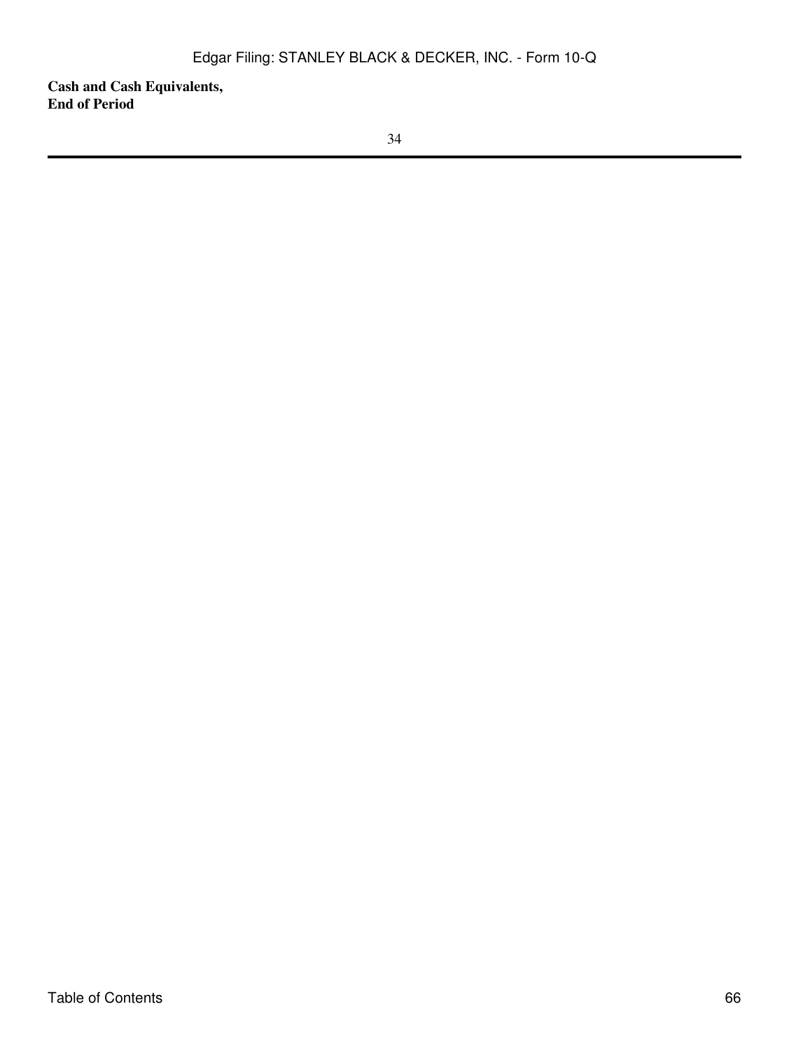**Cash and Cash Equivalents,**
**End of Period**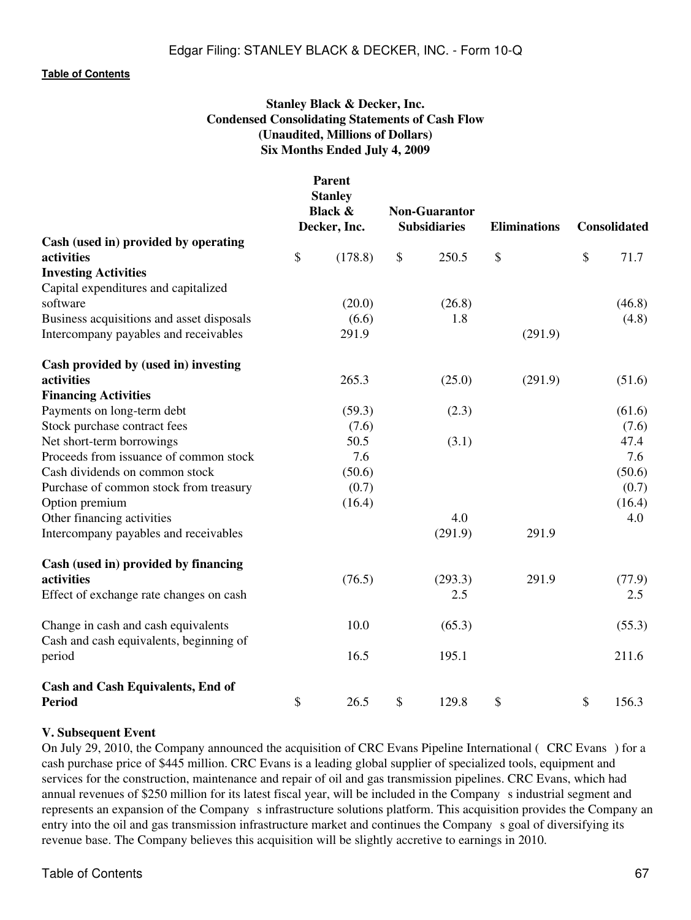[Table of Contents]

**Stanley Black & Decker, Inc.**
**Condensed Consolidating Statements of Cash Flow**
**(Unaudited, Millions of Dollars)**
**Six Months Ended July 4, 2009**

| | Parent Stanley Black & Decker, Inc. | Non-Guarantor Subsidiaries | Eliminations | Consolidated |
|---|---|---|---|---|
| **Cash (used in) provided by operating activities** | $ (178.8) | $ 250.5 | $ | $ 71.7 |
| **Investing Activities** | | | | |
| Capital expenditures and capitalized software | (20.0) | (26.8) | | (46.8) |
| Business acquisitions and asset disposals | (6.6) | 1.8 | | (4.8) |
| Intercompany payables and receivables | 291.9 | | (291.9) | |
| **Cash provided by (used in) investing activities** | 265.3 | (25.0) | (291.9) | (51.6) |
| **Financing Activities** | | | | |
| Payments on long-term debt | (59.3) | (2.3) | | (61.6) |
| Stock purchase contract fees | (7.6) | | | (7.6) |
| Net short-term borrowings | 50.5 | (3.1) | | 47.4 |
| Proceeds from issuance of common stock | 7.6 | | | 7.6 |
| Cash dividends on common stock | (50.6) | | | (50.6) |
| Purchase of common stock from treasury | (0.7) | | | (0.7) |
| Option premium | (16.4) | | | (16.4) |
| Other financing activities | | 4.0 | | 4.0 |
| Intercompany payables and receivables | | (291.9) | 291.9 | |
| **Cash (used in) provided by financing activities** | (76.5) | (293.3) | 291.9 | (77.9) |
| Effect of exchange rate changes on cash | | 2.5 | | 2.5 |
| Change in cash and cash equivalents | 10.0 | (65.3) | | (55.3) |
| Cash and cash equivalents, beginning of period | 16.5 | 195.1 | | 211.6 |
| **Cash and Cash Equivalents, End of Period** | $ 26.5 | $ 129.8 | $ | $ 156.3 |

**V. Subsequent Event**

On July 29, 2010, the Company announced the acquisition of CRC Evans Pipeline International ( CRC Evans ) for a cash purchase price of $445 million. CRC Evans is a leading global supplier of specialized tools, equipment and services for the construction, maintenance and repair of oil and gas transmission pipelines. CRC Evans, which had annual revenues of $250 million for its latest fiscal year, will be included in the Company s industrial segment and represents an expansion of the Company s infrastructure solutions platform. This acquisition provides the Company an entry into the oil and gas transmission infrastructure market and continues the Company s goal of diversifying its revenue base. The Company believes this acquisition will be slightly accretive to earnings in 2010.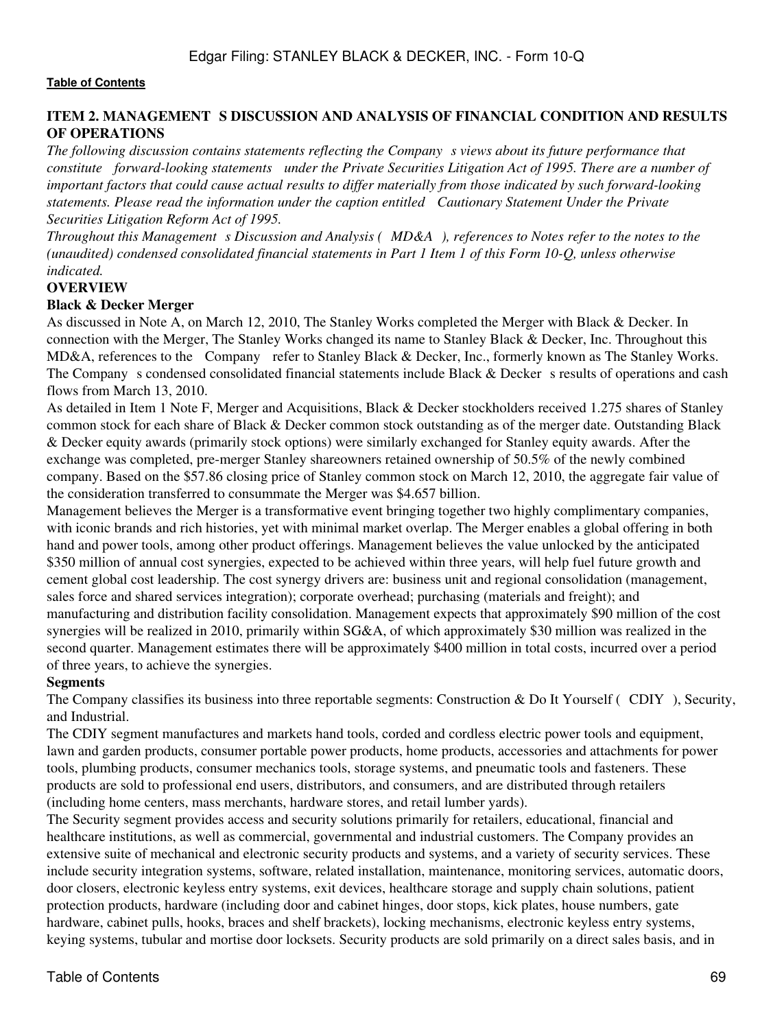[Table of Contents](#)

## ITEM 2. MANAGEMENT S DISCUSSION AND ANALYSIS OF FINANCIAL CONDITION AND RESULTS OF OPERATIONS

*The following discussion contains statements reflecting the Company s views about its future performance that constitute forward-looking statements under the Private Securities Litigation Act of 1995. There are a number of important factors that could cause actual results to differ materially from those indicated by such forward-looking statements. Please read the information under the caption entitled Cautionary Statement Under the Private Securities Litigation Reform Act of 1995.*

*Throughout this Management s Discussion and Analysis ( MD&A ), references to Notes refer to the notes to the (unaudited) condensed consolidated financial statements in Part 1 Item 1 of this Form 10-Q, unless otherwise indicated.*

### OVERVIEW

**Black & Decker Merger**

As discussed in Note A, on March 12, 2010, The Stanley Works completed the Merger with Black & Decker. In connection with the Merger, The Stanley Works changed its name to Stanley Black & Decker, Inc. Throughout this MD&A, references to the Company refer to Stanley Black & Decker, Inc., formerly known as The Stanley Works. The Company s condensed consolidated financial statements include Black & Decker s results of operations and cash flows from March 13, 2010.

As detailed in Item 1 Note F, Merger and Acquisitions, Black & Decker stockholders received 1.275 shares of Stanley common stock for each share of Black & Decker common stock outstanding as of the merger date. Outstanding Black & Decker equity awards (primarily stock options) were similarly exchanged for Stanley equity awards. After the exchange was completed, pre-merger Stanley shareowners retained ownership of 50.5% of the newly combined company. Based on the $57.86 closing price of Stanley common stock on March 12, 2010, the aggregate fair value of the consideration transferred to consummate the Merger was $4.657 billion.

Management believes the Merger is a transformative event bringing together two highly complimentary companies, with iconic brands and rich histories, yet with minimal market overlap. The Merger enables a global offering in both hand and power tools, among other product offerings. Management believes the value unlocked by the anticipated $350 million of annual cost synergies, expected to be achieved within three years, will help fuel future growth and cement global cost leadership. The cost synergy drivers are: business unit and regional consolidation (management, sales force and shared services integration); corporate overhead; purchasing (materials and freight); and manufacturing and distribution facility consolidation. Management expects that approximately $90 million of the cost synergies will be realized in 2010, primarily within SG&A, of which approximately $30 million was realized in the second quarter. Management estimates there will be approximately $400 million in total costs, incurred over a period of three years, to achieve the synergies.

**Segments**

The Company classifies its business into three reportable segments: Construction & Do It Yourself ( CDIY ), Security, and Industrial.

The CDIY segment manufactures and markets hand tools, corded and cordless electric power tools and equipment, lawn and garden products, consumer portable power products, home products, accessories and attachments for power tools, plumbing products, consumer mechanics tools, storage systems, and pneumatic tools and fasteners. These products are sold to professional end users, distributors, and consumers, and are distributed through retailers (including home centers, mass merchants, hardware stores, and retail lumber yards).

The Security segment provides access and security solutions primarily for retailers, educational, financial and healthcare institutions, as well as commercial, governmental and industrial customers. The Company provides an extensive suite of mechanical and electronic security products and systems, and a variety of security services. These include security integration systems, software, related installation, maintenance, monitoring services, automatic doors, door closers, electronic keyless entry systems, exit devices, healthcare storage and supply chain solutions, patient protection products, hardware (including door and cabinet hinges, door stops, kick plates, house numbers, gate hardware, cabinet pulls, hooks, braces and shelf brackets), locking mechanisms, electronic keyless entry systems, keying systems, tubular and mortise door locksets. Security products are sold primarily on a direct sales basis, and in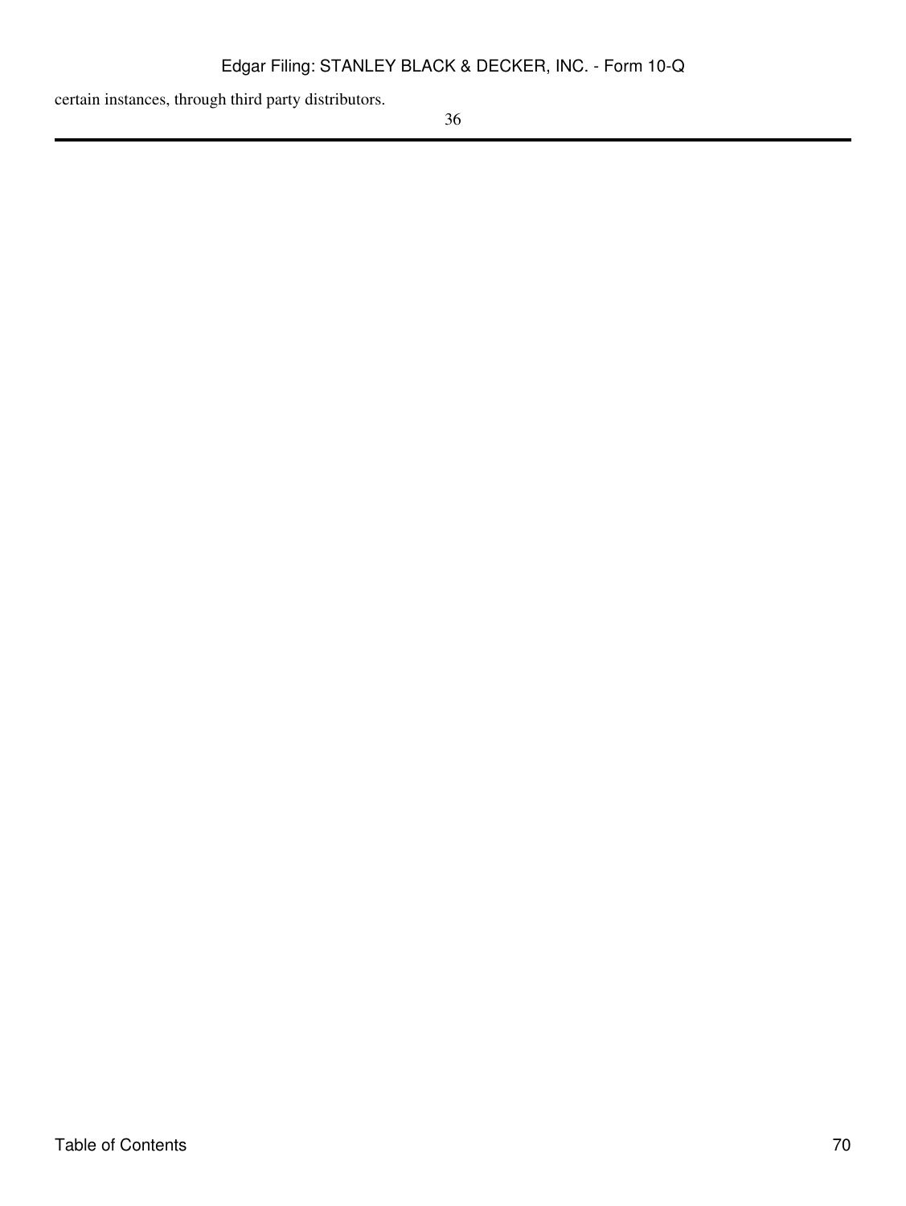certain instances, through third party distributors.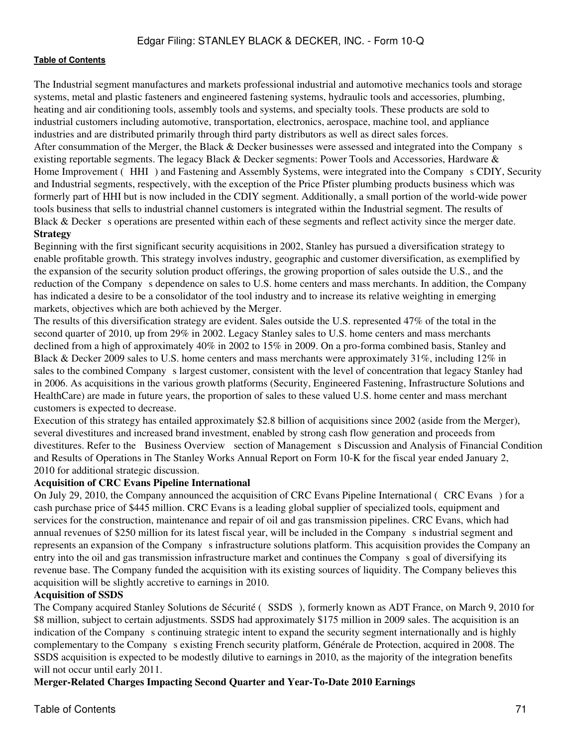The Industrial segment manufactures and markets professional industrial and automotive mechanics tools and storage systems, metal and plastic fasteners and engineered fastening systems, hydraulic tools and accessories, plumbing, heating and air conditioning tools, assembly tools and systems, and specialty tools. These products are sold to industrial customers including automotive, transportation, electronics, aerospace, machine tool, and appliance industries and are distributed primarily through third party distributors as well as direct sales forces.

After consummation of the Merger, the Black & Decker businesses were assessed and integrated into the Company s existing reportable segments. The legacy Black & Decker segments: Power Tools and Accessories, Hardware & Home Improvement ( HHI ) and Fastening and Assembly Systems, were integrated into the Company s CDIY, Security and Industrial segments, respectively, with the exception of the Price Pfister plumbing products business which was formerly part of HHI but is now included in the CDIY segment. Additionally, a small portion of the world-wide power tools business that sells to industrial channel customers is integrated within the Industrial segment. The results of Black & Decker s operations are presented within each of these segments and reflect activity since the merger date.

**Strategy**

Beginning with the first significant security acquisitions in 2002, Stanley has pursued a diversification strategy to enable profitable growth. This strategy involves industry, geographic and customer diversification, as exemplified by the expansion of the security solution product offerings, the growing proportion of sales outside the U.S., and the reduction of the Company s dependence on sales to U.S. home centers and mass merchants. In addition, the Company has indicated a desire to be a consolidator of the tool industry and to increase its relative weighting in emerging markets, objectives which are both achieved by the Merger.

The results of this diversification strategy are evident. Sales outside the U.S. represented 47% of the total in the second quarter of 2010, up from 29% in 2002. Legacy Stanley sales to U.S. home centers and mass merchants declined from a high of approximately 40% in 2002 to 15% in 2009. On a pro-forma combined basis, Stanley and Black & Decker 2009 sales to U.S. home centers and mass merchants were approximately 31%, including 12% in sales to the combined Company s largest customer, consistent with the level of concentration that legacy Stanley had in 2006. As acquisitions in the various growth platforms (Security, Engineered Fastening, Infrastructure Solutions and HealthCare) are made in future years, the proportion of sales to these valued U.S. home center and mass merchant customers is expected to decrease.

Execution of this strategy has entailed approximately $2.8 billion of acquisitions since 2002 (aside from the Merger), several divestitures and increased brand investment, enabled by strong cash flow generation and proceeds from divestitures. Refer to the Business Overview section of Management s Discussion and Analysis of Financial Condition and Results of Operations in The Stanley Works Annual Report on Form 10-K for the fiscal year ended January 2, 2010 for additional strategic discussion.

**Acquisition of CRC Evans Pipeline International**

On July 29, 2010, the Company announced the acquisition of CRC Evans Pipeline International ( CRC Evans ) for a cash purchase price of $445 million. CRC Evans is a leading global supplier of specialized tools, equipment and services for the construction, maintenance and repair of oil and gas transmission pipelines. CRC Evans, which had annual revenues of $250 million for its latest fiscal year, will be included in the Company s industrial segment and represents an expansion of the Company s infrastructure solutions platform. This acquisition provides the Company an entry into the oil and gas transmission infrastructure market and continues the Company s goal of diversifying its revenue base. The Company funded the acquisition with its existing sources of liquidity. The Company believes this acquisition will be slightly accretive to earnings in 2010.

**Acquisition of SSDS**

The Company acquired Stanley Solutions de Sécurité ( SSDS ), formerly known as ADT France, on March 9, 2010 for $8 million, subject to certain adjustments. SSDS had approximately $175 million in 2009 sales. The acquisition is an indication of the Company s continuing strategic intent to expand the security segment internationally and is highly complementary to the Company s existing French security platform, Générale de Protection, acquired in 2008. The SSDS acquisition is expected to be modestly dilutive to earnings in 2010, as the majority of the integration benefits will not occur until early 2011.

**Merger-Related Charges Impacting Second Quarter and Year-To-Date 2010 Earnings**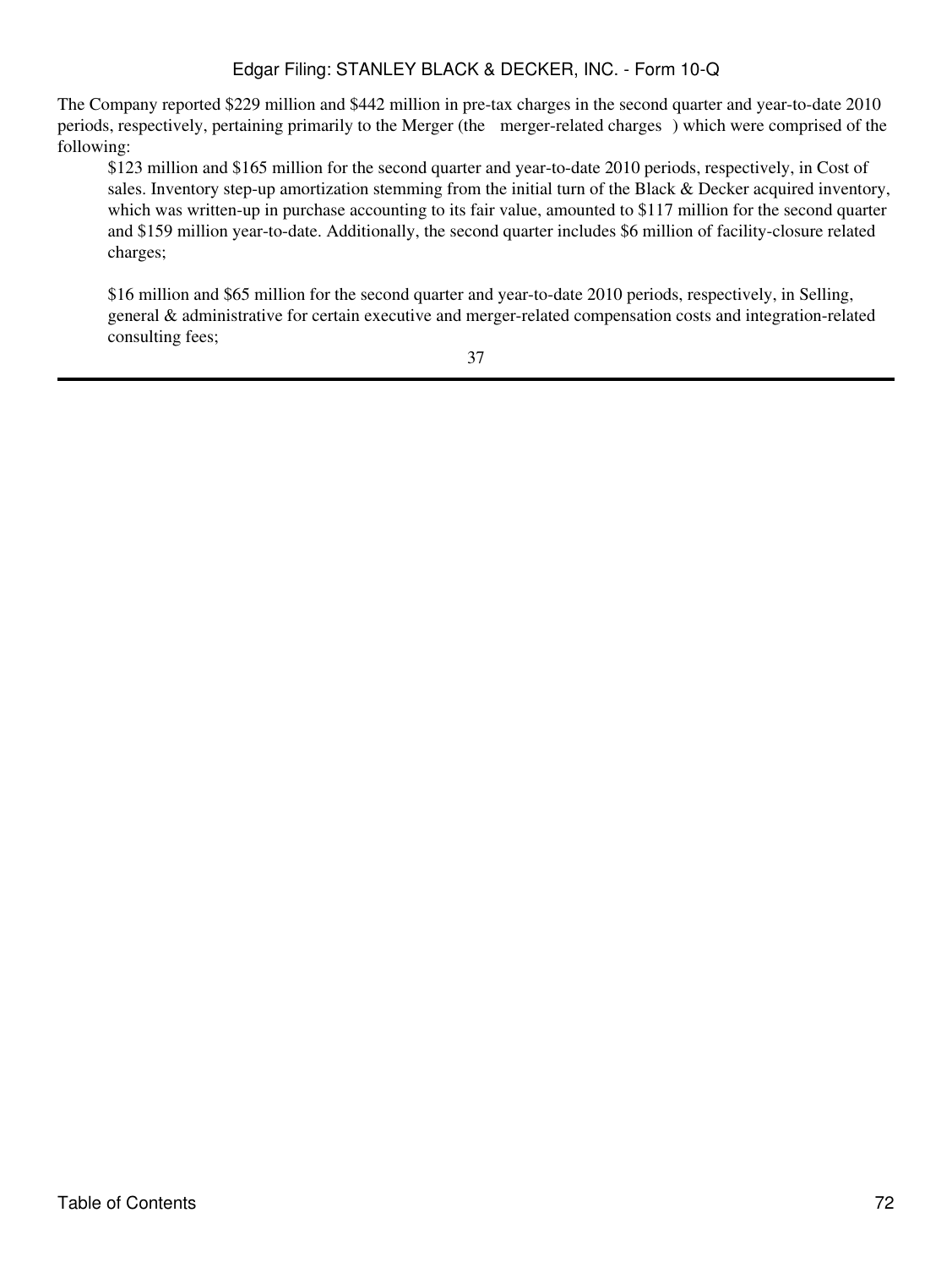The Company reported $229 million and $442 million in pre-tax charges in the second quarter and year-to-date 2010 periods, respectively, pertaining primarily to the Merger (the merger-related charges ) which were comprised of the following:

- $123 million and $165 million for the second quarter and year-to-date 2010 periods, respectively, in Cost of sales. Inventory step-up amortization stemming from the initial turn of the Black & Decker acquired inventory, which was written-up in purchase accounting to its fair value, amounted to $117 million for the second quarter and $159 million year-to-date. Additionally, the second quarter includes $6 million of facility-closure related charges;

- $16 million and $65 million for the second quarter and year-to-date 2010 periods, respectively, in Selling, general & administrative for certain executive and merger-related compensation costs and integration-related consulting fees;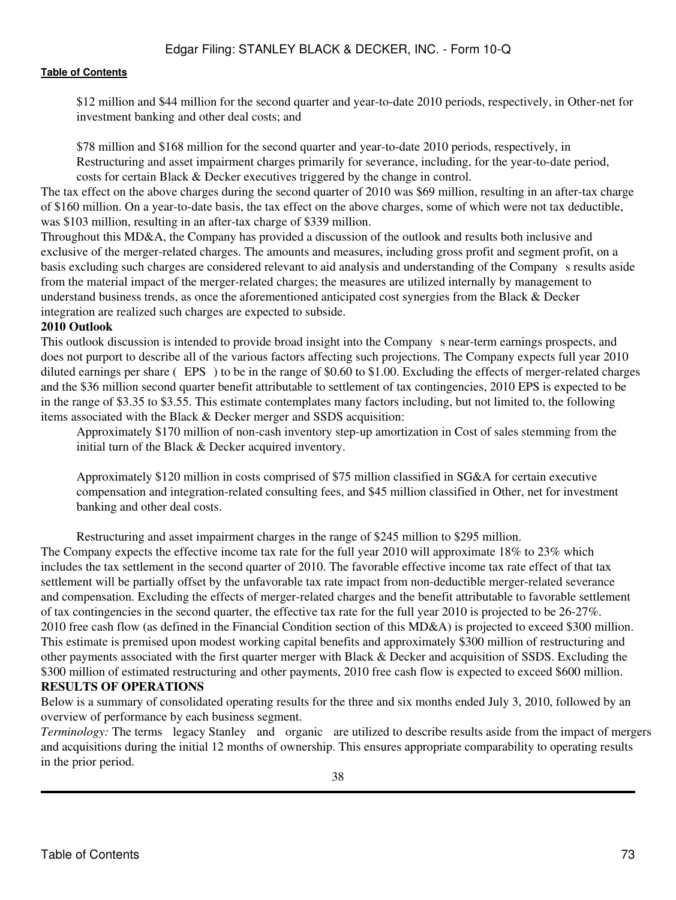- $12 million and $44 million for the second quarter and year-to-date 2010 periods, respectively, in Other-net for investment banking and other deal costs; and

- $78 million and $168 million for the second quarter and year-to-date 2010 periods, respectively, in Restructuring and asset impairment charges primarily for severance, including, for the year-to-date period, costs for certain Black & Decker executives triggered by the change in control.

The tax effect on the above charges during the second quarter of 2010 was $69 million, resulting in an after-tax charge of $160 million. On a year-to-date basis, the tax effect on the above charges, some of which were not tax deductible, was $103 million, resulting in an after-tax charge of $339 million.

Throughout this MD&A, the Company has provided a discussion of the outlook and results both inclusive and exclusive of the merger-related charges. The amounts and measures, including gross profit and segment profit, on a basis excluding such charges are considered relevant to aid analysis and understanding of the Company s results aside from the material impact of the merger-related charges; the measures are utilized internally by management to understand business trends, as once the aforementioned anticipated cost synergies from the Black & Decker integration are realized such charges are expected to subside.

**2010 Outlook**

This outlook discussion is intended to provide broad insight into the Company s near-term earnings prospects, and does not purport to describe all of the various factors affecting such projections. The Company expects full year 2010 diluted earnings per share ( EPS ) to be in the range of $0.60 to $1.00. Excluding the effects of merger-related charges and the $36 million second quarter benefit attributable to settlement of tax contingencies, 2010 EPS is expected to be in the range of $3.35 to $3.55. This estimate contemplates many factors including, but not limited to, the following items associated with the Black & Decker merger and SSDS acquisition:

- Approximately $170 million of non-cash inventory step-up amortization in Cost of sales stemming from the initial turn of the Black & Decker acquired inventory.

- Approximately $120 million in costs comprised of $75 million classified in SG&A for certain executive compensation and integration-related consulting fees, and $45 million classified in Other, net for investment banking and other deal costs.

- Restructuring and asset impairment charges in the range of $245 million to $295 million.

The Company expects the effective income tax rate for the full year 2010 will approximate 18% to 23% which includes the tax settlement in the second quarter of 2010. The favorable effective income tax rate effect of that tax settlement will be partially offset by the unfavorable tax rate impact from non-deductible merger-related severance and compensation. Excluding the effects of merger-related charges and the benefit attributable to favorable settlement of tax contingencies in the second quarter, the effective tax rate for the full year 2010 is projected to be 26-27%.

2010 free cash flow (as defined in the Financial Condition section of this MD&A) is projected to exceed $300 million. This estimate is premised upon modest working capital benefits and approximately $300 million of restructuring and other payments associated with the first quarter merger with Black & Decker and acquisition of SSDS. Excluding the $300 million of estimated restructuring and other payments, 2010 free cash flow is expected to exceed $600 million.

**RESULTS OF OPERATIONS**

Below is a summary of consolidated operating results for the three and six months ended July 3, 2010, followed by an overview of performance by each business segment.

*Terminology:* The terms legacy Stanley and organic are utilized to describe results aside from the impact of mergers and acquisitions during the initial 12 months of ownership. This ensures appropriate comparability to operating results in the prior period.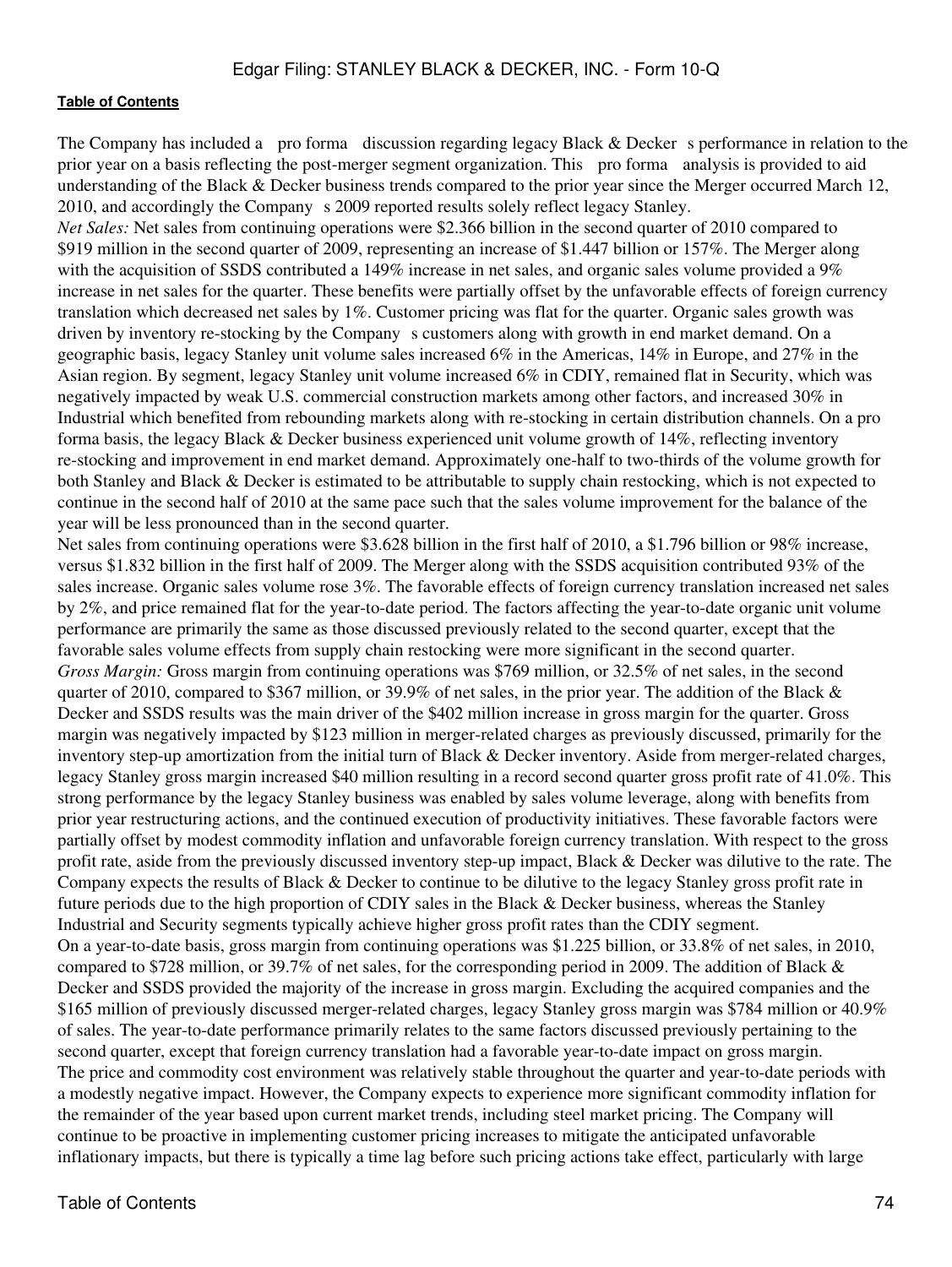The Company has included a pro forma discussion regarding legacy Black & Decker s performance in relation to the prior year on a basis reflecting the post-merger segment organization. This pro forma analysis is provided to aid understanding of the Black & Decker business trends compared to the prior year since the Merger occurred March 12, 2010, and accordingly the Company s 2009 reported results solely reflect legacy Stanley.

*Net Sales:* Net sales from continuing operations were $2.366 billion in the second quarter of 2010 compared to $919 million in the second quarter of 2009, representing an increase of $1.447 billion or 157%. The Merger along with the acquisition of SSDS contributed a 149% increase in net sales, and organic sales volume provided a 9% increase in net sales for the quarter. These benefits were partially offset by the unfavorable effects of foreign currency translation which decreased net sales by 1%. Customer pricing was flat for the quarter. Organic sales growth was driven by inventory re-stocking by the Company s customers along with growth in end market demand. On a geographic basis, legacy Stanley unit volume sales increased 6% in the Americas, 14% in Europe, and 27% in the Asian region. By segment, legacy Stanley unit volume increased 6% in CDIY, remained flat in Security, which was negatively impacted by weak U.S. commercial construction markets among other factors, and increased 30% in Industrial which benefited from rebounding markets along with re-stocking in certain distribution channels. On a pro forma basis, the legacy Black & Decker business experienced unit volume growth of 14%, reflecting inventory re-stocking and improvement in end market demand. Approximately one-half to two-thirds of the volume growth for both Stanley and Black & Decker is estimated to be attributable to supply chain restocking, which is not expected to continue in the second half of 2010 at the same pace such that the sales volume improvement for the balance of the year will be less pronounced than in the second quarter.

Net sales from continuing operations were $3.628 billion in the first half of 2010, a $1.796 billion or 98% increase, versus $1.832 billion in the first half of 2009. The Merger along with the SSDS acquisition contributed 93% of the sales increase. Organic sales volume rose 3%. The favorable effects of foreign currency translation increased net sales by 2%, and price remained flat for the year-to-date period. The factors affecting the year-to-date organic unit volume performance are primarily the same as those discussed previously related to the second quarter, except that the favorable sales volume effects from supply chain restocking were more significant in the second quarter.

*Gross Margin:* Gross margin from continuing operations was $769 million, or 32.5% of net sales, in the second quarter of 2010, compared to $367 million, or 39.9% of net sales, in the prior year. The addition of the Black & Decker and SSDS results was the main driver of the $402 million increase in gross margin for the quarter. Gross margin was negatively impacted by $123 million in merger-related charges as previously discussed, primarily for the inventory step-up amortization from the initial turn of Black & Decker inventory. Aside from merger-related charges, legacy Stanley gross margin increased $40 million resulting in a record second quarter gross profit rate of 41.0%. This strong performance by the legacy Stanley business was enabled by sales volume leverage, along with benefits from prior year restructuring actions, and the continued execution of productivity initiatives. These favorable factors were partially offset by modest commodity inflation and unfavorable foreign currency translation. With respect to the gross profit rate, aside from the previously discussed inventory step-up impact, Black & Decker was dilutive to the rate. The Company expects the results of Black & Decker to continue to be dilutive to the legacy Stanley gross profit rate in future periods due to the high proportion of CDIY sales in the Black & Decker business, whereas the Stanley Industrial and Security segments typically achieve higher gross profit rates than the CDIY segment.

On a year-to-date basis, gross margin from continuing operations was $1.225 billion, or 33.8% of net sales, in 2010, compared to $728 million, or 39.7% of net sales, for the corresponding period in 2009. The addition of Black & Decker and SSDS provided the majority of the increase in gross margin. Excluding the acquired companies and the $165 million of previously discussed merger-related charges, legacy Stanley gross margin was $784 million or 40.9% of sales. The year-to-date performance primarily relates to the same factors discussed previously pertaining to the second quarter, except that foreign currency translation had a favorable year-to-date impact on gross margin.

The price and commodity cost environment was relatively stable throughout the quarter and year-to-date periods with a modestly negative impact. However, the Company expects to experience more significant commodity inflation for the remainder of the year based upon current market trends, including steel market pricing. The Company will continue to be proactive in implementing customer pricing increases to mitigate the anticipated unfavorable inflationary impacts, but there is typically a time lag before such pricing actions take effect, particularly with large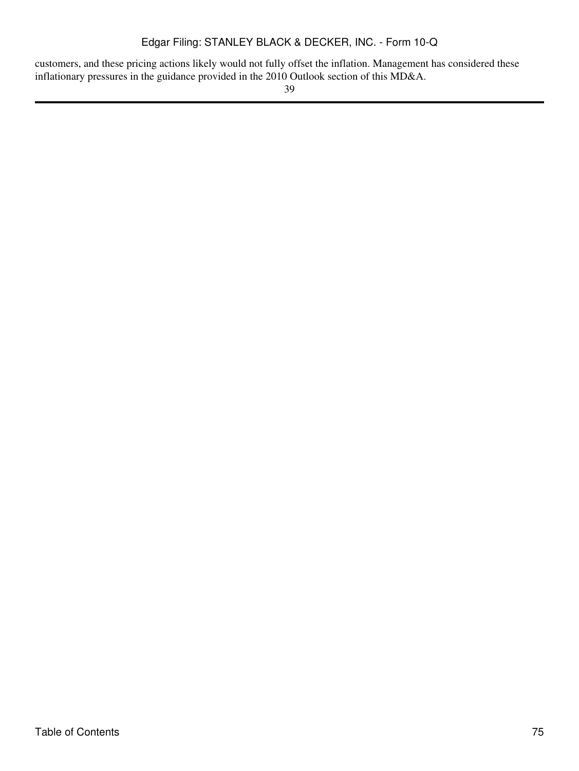customers, and these pricing actions likely would not fully offset the inflation. Management has considered these inflationary pressures in the guidance provided in the 2010 Outlook section of this MD&A.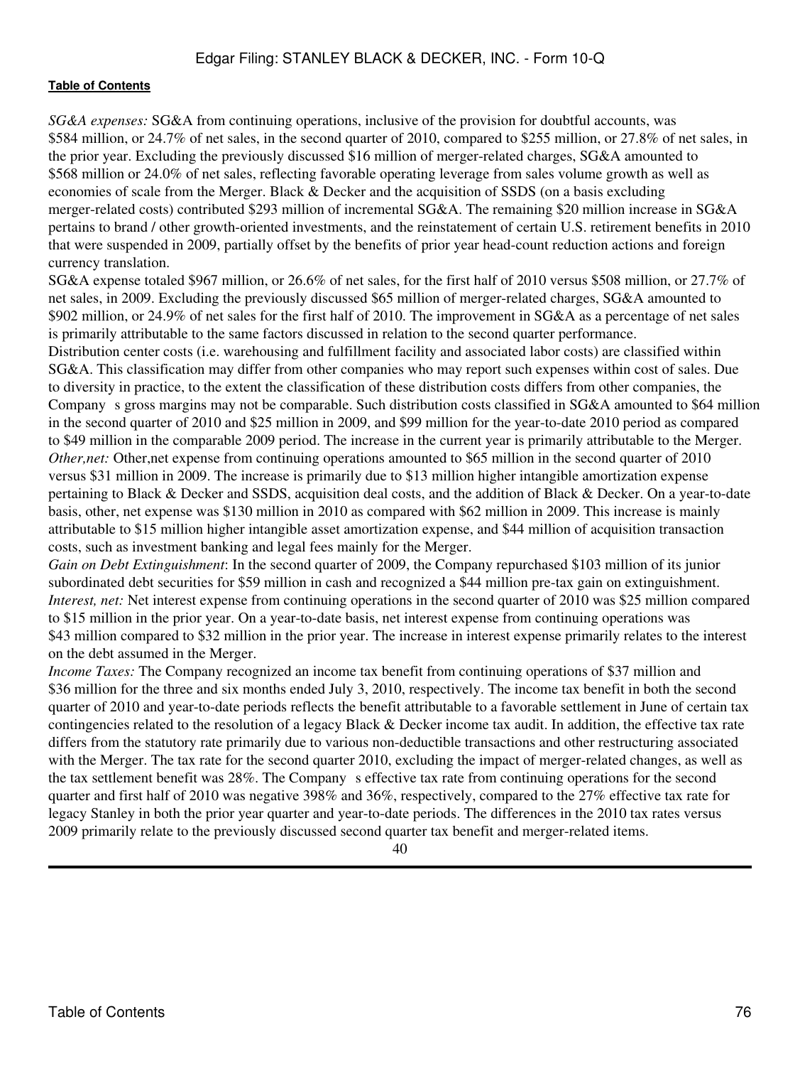*SG&A expenses:* SG&A from continuing operations, inclusive of the provision for doubtful accounts, was $584 million, or 24.7% of net sales, in the second quarter of 2010, compared to $255 million, or 27.8% of net sales, in the prior year. Excluding the previously discussed $16 million of merger-related charges, SG&A amounted to $568 million or 24.0% of net sales, reflecting favorable operating leverage from sales volume growth as well as economies of scale from the Merger. Black & Decker and the acquisition of SSDS (on a basis excluding merger-related costs) contributed $293 million of incremental SG&A. The remaining $20 million increase in SG&A pertains to brand / other growth-oriented investments, and the reinstatement of certain U.S. retirement benefits in 2010 that were suspended in 2009, partially offset by the benefits of prior year head-count reduction actions and foreign currency translation.

SG&A expense totaled $967 million, or 26.6% of net sales, for the first half of 2010 versus $508 million, or 27.7% of net sales, in 2009. Excluding the previously discussed $65 million of merger-related charges, SG&A amounted to $902 million, or 24.9% of net sales for the first half of 2010. The improvement in SG&A as a percentage of net sales is primarily attributable to the same factors discussed in relation to the second quarter performance.

Distribution center costs (i.e. warehousing and fulfillment facility and associated labor costs) are classified within SG&A. This classification may differ from other companies who may report such expenses within cost of sales. Due to diversity in practice, to the extent the classification of these distribution costs differs from other companies, the Company s gross margins may not be comparable. Such distribution costs classified in SG&A amounted to $64 million in the second quarter of 2010 and $25 million in 2009, and $99 million for the year-to-date 2010 period as compared to $49 million in the comparable 2009 period. The increase in the current year is primarily attributable to the Merger.

*Other,net:* Other,net expense from continuing operations amounted to $65 million in the second quarter of 2010 versus $31 million in 2009. The increase is primarily due to $13 million higher intangible amortization expense pertaining to Black & Decker and SSDS, acquisition deal costs, and the addition of Black & Decker. On a year-to-date basis, other, net expense was $130 million in 2010 as compared with $62 million in 2009. This increase is mainly attributable to $15 million higher intangible asset amortization expense, and $44 million of acquisition transaction costs, such as investment banking and legal fees mainly for the Merger.

*Gain on Debt Extinguishment*: In the second quarter of 2009, the Company repurchased $103 million of its junior subordinated debt securities for $59 million in cash and recognized a $44 million pre-tax gain on extinguishment.

*Interest, net:* Net interest expense from continuing operations in the second quarter of 2010 was $25 million compared to $15 million in the prior year. On a year-to-date basis, net interest expense from continuing operations was $43 million compared to $32 million in the prior year. The increase in interest expense primarily relates to the interest on the debt assumed in the Merger.

*Income Taxes:* The Company recognized an income tax benefit from continuing operations of $37 million and $36 million for the three and six months ended July 3, 2010, respectively. The income tax benefit in both the second quarter of 2010 and year-to-date periods reflects the benefit attributable to a favorable settlement in June of certain tax contingencies related to the resolution of a legacy Black & Decker income tax audit. In addition, the effective tax rate differs from the statutory rate primarily due to various non-deductible transactions and other restructuring associated with the Merger. The tax rate for the second quarter 2010, excluding the impact of merger-related changes, as well as the tax settlement benefit was 28%. The Company s effective tax rate from continuing operations for the second quarter and first half of 2010 was negative 398% and 36%, respectively, compared to the 27% effective tax rate for legacy Stanley in both the prior year quarter and year-to-date periods. The differences in the 2010 tax rates versus 2009 primarily relate to the previously discussed second quarter tax benefit and merger-related items.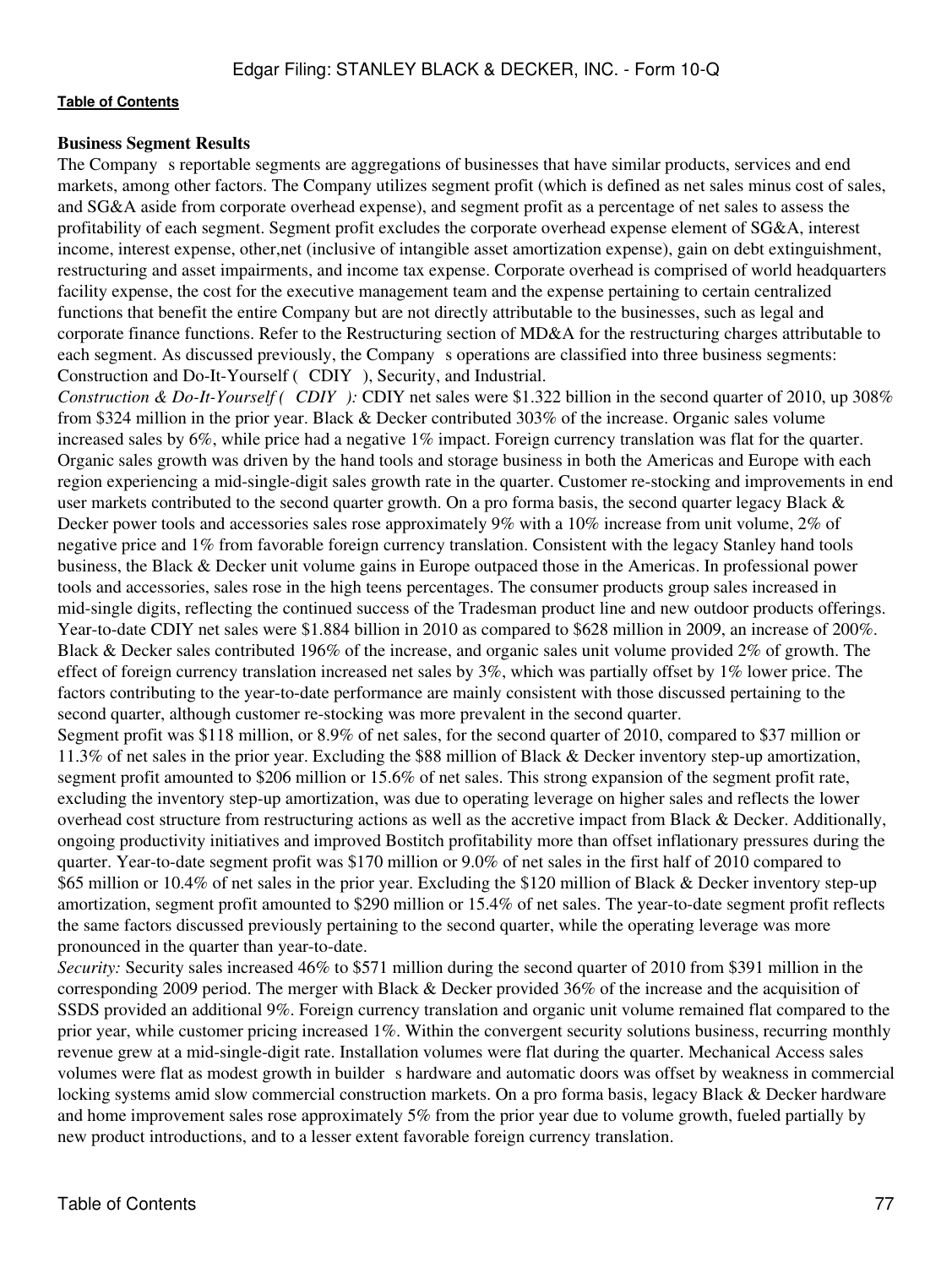**Business Segment Results**

The Company s reportable segments are aggregations of businesses that have similar products, services and end markets, among other factors. The Company utilizes segment profit (which is defined as net sales minus cost of sales, and SG&A aside from corporate overhead expense), and segment profit as a percentage of net sales to assess the profitability of each segment. Segment profit excludes the corporate overhead expense element of SG&A, interest income, interest expense, other,net (inclusive of intangible asset amortization expense), gain on debt extinguishment, restructuring and asset impairments, and income tax expense. Corporate overhead is comprised of world headquarters facility expense, the cost for the executive management team and the expense pertaining to certain centralized functions that benefit the entire Company but are not directly attributable to the businesses, such as legal and corporate finance functions. Refer to the Restructuring section of MD&A for the restructuring charges attributable to each segment. As discussed previously, the Company s operations are classified into three business segments: Construction and Do-It-Yourself ( CDIY ), Security, and Industrial.

*Construction & Do-It-Yourself ( CDIY ):* CDIY net sales were $1.322 billion in the second quarter of 2010, up 308% from $324 million in the prior year. Black & Decker contributed 303% of the increase. Organic sales volume increased sales by 6%, while price had a negative 1% impact. Foreign currency translation was flat for the quarter. Organic sales growth was driven by the hand tools and storage business in both the Americas and Europe with each region experiencing a mid-single-digit sales growth rate in the quarter. Customer re-stocking and improvements in end user markets contributed to the second quarter growth. On a pro forma basis, the second quarter legacy Black & Decker power tools and accessories sales rose approximately 9% with a 10% increase from unit volume, 2% of negative price and 1% from favorable foreign currency translation. Consistent with the legacy Stanley hand tools business, the Black & Decker unit volume gains in Europe outpaced those in the Americas. In professional power tools and accessories, sales rose in the high teens percentages. The consumer products group sales increased in mid-single digits, reflecting the continued success of the Tradesman product line and new outdoor products offerings. Year-to-date CDIY net sales were $1.884 billion in 2010 as compared to $628 million in 2009, an increase of 200%. Black & Decker sales contributed 196% of the increase, and organic sales unit volume provided 2% of growth. The effect of foreign currency translation increased net sales by 3%, which was partially offset by 1% lower price. The factors contributing to the year-to-date performance are mainly consistent with those discussed pertaining to the second quarter, although customer re-stocking was more prevalent in the second quarter.

Segment profit was $118 million, or 8.9% of net sales, for the second quarter of 2010, compared to $37 million or 11.3% of net sales in the prior year. Excluding the $88 million of Black & Decker inventory step-up amortization, segment profit amounted to $206 million or 15.6% of net sales. This strong expansion of the segment profit rate, excluding the inventory step-up amortization, was due to operating leverage on higher sales and reflects the lower overhead cost structure from restructuring actions as well as the accretive impact from Black & Decker. Additionally, ongoing productivity initiatives and improved Bostitch profitability more than offset inflationary pressures during the quarter. Year-to-date segment profit was $170 million or 9.0% of net sales in the first half of 2010 compared to $65 million or 10.4% of net sales in the prior year. Excluding the $120 million of Black & Decker inventory step-up amortization, segment profit amounted to $290 million or 15.4% of net sales. The year-to-date segment profit reflects the same factors discussed previously pertaining to the second quarter, while the operating leverage was more pronounced in the quarter than year-to-date.

*Security:* Security sales increased 46% to $571 million during the second quarter of 2010 from $391 million in the corresponding 2009 period. The merger with Black & Decker provided 36% of the increase and the acquisition of SSDS provided an additional 9%. Foreign currency translation and organic unit volume remained flat compared to the prior year, while customer pricing increased 1%. Within the convergent security solutions business, recurring monthly revenue grew at a mid-single-digit rate. Installation volumes were flat during the quarter. Mechanical Access sales volumes were flat as modest growth in builder s hardware and automatic doors was offset by weakness in commercial locking systems amid slow commercial construction markets. On a pro forma basis, legacy Black & Decker hardware and home improvement sales rose approximately 5% from the prior year due to volume growth, fueled partially by new product introductions, and to a lesser extent favorable foreign currency translation.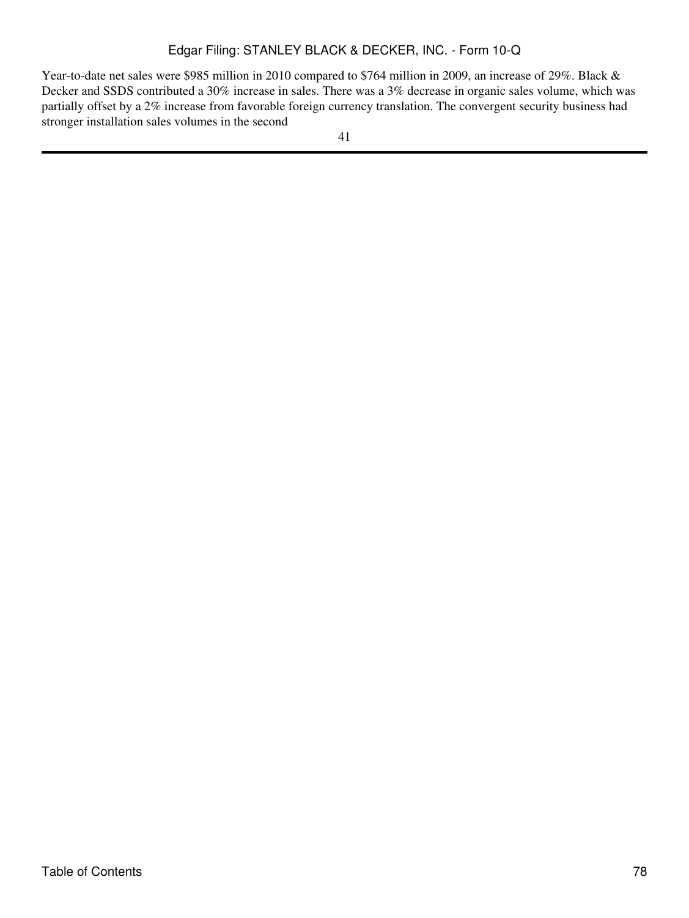Year-to-date net sales were $985 million in 2010 compared to $764 million in 2009, an increase of 29%. Black & Decker and SSDS contributed a 30% increase in sales. There was a 3% decrease in organic sales volume, which was partially offset by a 2% increase from favorable foreign currency translation. The convergent security business had stronger installation sales volumes in the second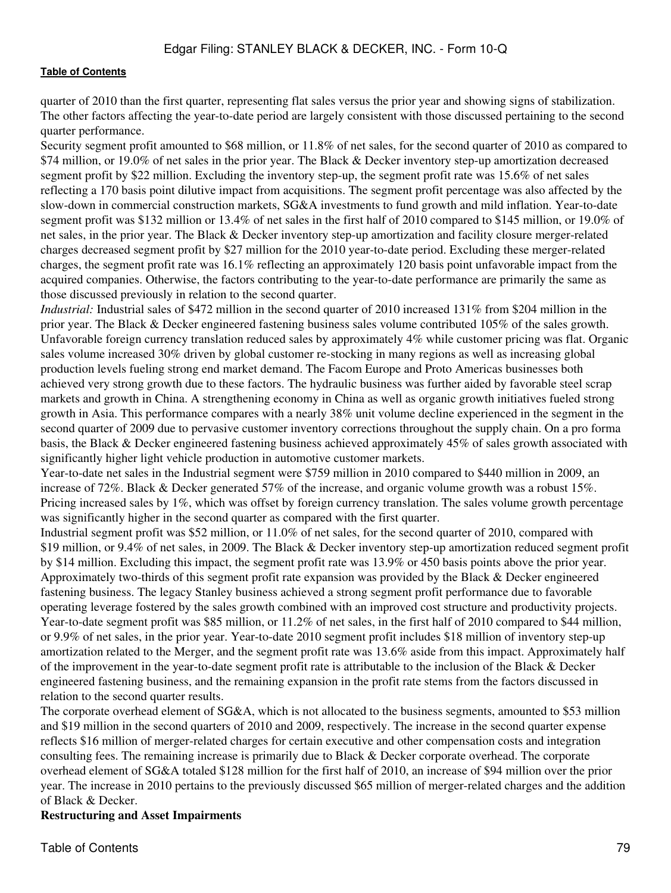quarter of 2010 than the first quarter, representing flat sales versus the prior year and showing signs of stabilization. The other factors affecting the year-to-date period are largely consistent with those discussed pertaining to the second quarter performance.

Security segment profit amounted to $68 million, or 11.8% of net sales, for the second quarter of 2010 as compared to $74 million, or 19.0% of net sales in the prior year. The Black & Decker inventory step-up amortization decreased segment profit by $22 million. Excluding the inventory step-up, the segment profit rate was 15.6% of net sales reflecting a 170 basis point dilutive impact from acquisitions. The segment profit percentage was also affected by the slow-down in commercial construction markets, SG&A investments to fund growth and mild inflation. Year-to-date segment profit was $132 million or 13.4% of net sales in the first half of 2010 compared to $145 million, or 19.0% of net sales, in the prior year. The Black & Decker inventory step-up amortization and facility closure merger-related charges decreased segment profit by $27 million for the 2010 year-to-date period. Excluding these merger-related charges, the segment profit rate was 16.1% reflecting an approximately 120 basis point unfavorable impact from the acquired companies. Otherwise, the factors contributing to the year-to-date performance are primarily the same as those discussed previously in relation to the second quarter.

*Industrial:* Industrial sales of $472 million in the second quarter of 2010 increased 131% from $204 million in the prior year. The Black & Decker engineered fastening business sales volume contributed 105% of the sales growth. Unfavorable foreign currency translation reduced sales by approximately 4% while customer pricing was flat. Organic sales volume increased 30% driven by global customer re-stocking in many regions as well as increasing global production levels fueling strong end market demand. The Facom Europe and Proto Americas businesses both achieved very strong growth due to these factors. The hydraulic business was further aided by favorable steel scrap markets and growth in China. A strengthening economy in China as well as organic growth initiatives fueled strong growth in Asia. This performance compares with a nearly 38% unit volume decline experienced in the segment in the second quarter of 2009 due to pervasive customer inventory corrections throughout the supply chain. On a pro forma basis, the Black & Decker engineered fastening business achieved approximately 45% of sales growth associated with significantly higher light vehicle production in automotive customer markets.

Year-to-date net sales in the Industrial segment were $759 million in 2010 compared to $440 million in 2009, an increase of 72%. Black & Decker generated 57% of the increase, and organic volume growth was a robust 15%. Pricing increased sales by 1%, which was offset by foreign currency translation. The sales volume growth percentage was significantly higher in the second quarter as compared with the first quarter.

Industrial segment profit was $52 million, or 11.0% of net sales, for the second quarter of 2010, compared with $19 million, or 9.4% of net sales, in 2009. The Black & Decker inventory step-up amortization reduced segment profit by $14 million. Excluding this impact, the segment profit rate was 13.9% or 450 basis points above the prior year. Approximately two-thirds of this segment profit rate expansion was provided by the Black & Decker engineered fastening business. The legacy Stanley business achieved a strong segment profit performance due to favorable operating leverage fostered by the sales growth combined with an improved cost structure and productivity projects. Year-to-date segment profit was $85 million, or 11.2% of net sales, in the first half of 2010 compared to $44 million, or 9.9% of net sales, in the prior year. Year-to-date 2010 segment profit includes $18 million of inventory step-up amortization related to the Merger, and the segment profit rate was 13.6% aside from this impact. Approximately half of the improvement in the year-to-date segment profit rate is attributable to the inclusion of the Black & Decker engineered fastening business, and the remaining expansion in the profit rate stems from the factors discussed in relation to the second quarter results.

The corporate overhead element of SG&A, which is not allocated to the business segments, amounted to $53 million and $19 million in the second quarters of 2010 and 2009, respectively. The increase in the second quarter expense reflects $16 million of merger-related charges for certain executive and other compensation costs and integration consulting fees. The remaining increase is primarily due to Black & Decker corporate overhead. The corporate overhead element of SG&A totaled $128 million for the first half of 2010, an increase of $94 million over the prior year. The increase in 2010 pertains to the previously discussed $65 million of merger-related charges and the addition of Black & Decker.

**Restructuring and Asset Impairments**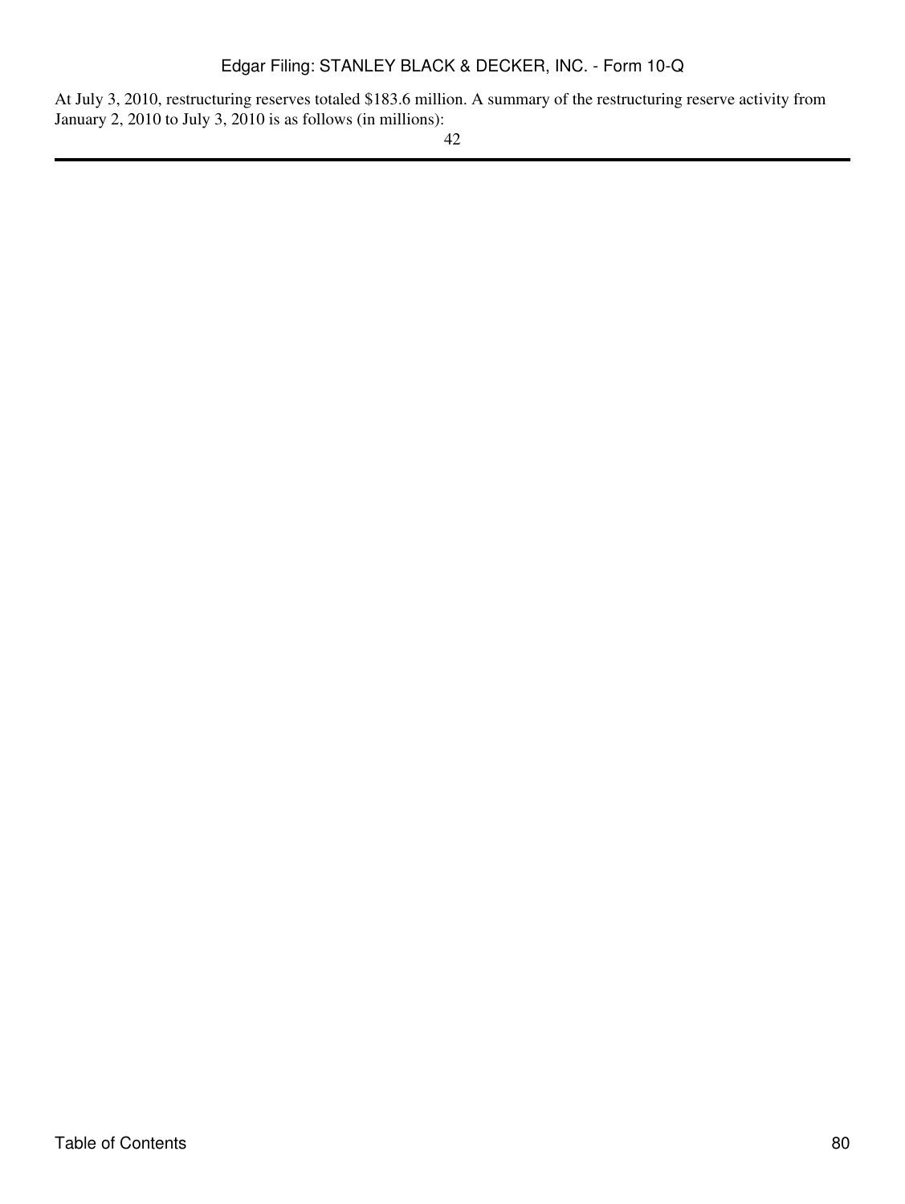At July 3, 2010, restructuring reserves totaled $183.6 million. A summary of the restructuring reserve activity from January 2, 2010 to July 3, 2010 is as follows (in millions):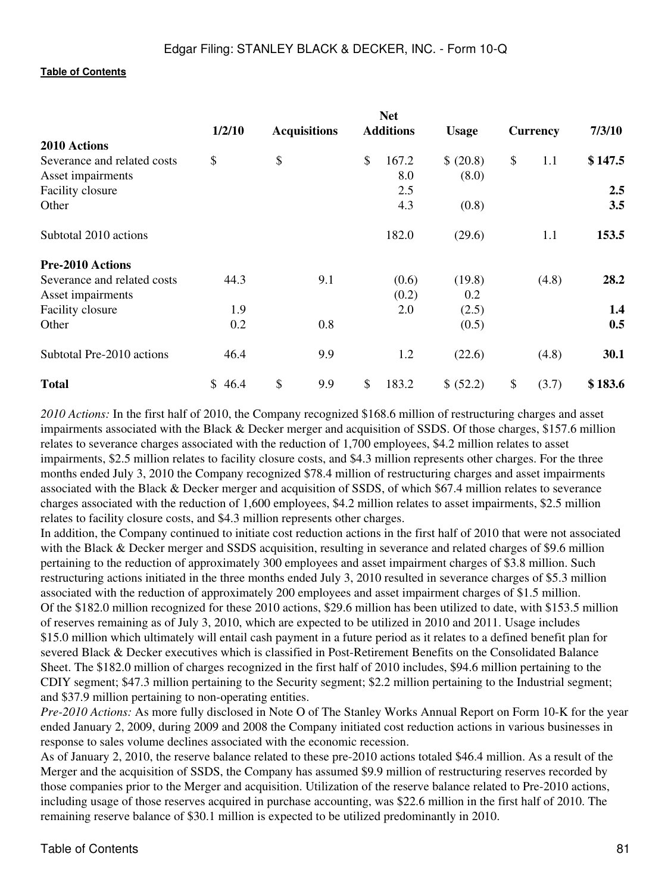| | 1/2/10 | Acquisitions | Net Additions | Usage | Currency | 7/3/10 |
|---|---|---|---|---|---|---|
| **2010 Actions** | | | | | | |
| Severance and related costs | $ | $ | $ 167.2 | $ (20.8) | $ 1.1 | **$ 147.5** |
| Asset impairments | | | 8.0 | (8.0) | | |
| Facility closure | | | 2.5 | | | **2.5** |
| Other | | | 4.3 | (0.8) | | **3.5** |
| Subtotal 2010 actions | | | 182.0 | (29.6) | 1.1 | **153.5** |
| **Pre-2010 Actions** | | | | | | |
| Severance and related costs | 44.3 | 9.1 | (0.6) | (19.8) | (4.8) | **28.2** |
| Asset impairments | | | (0.2) | 0.2 | | |
| Facility closure | 1.9 | | 2.0 | (2.5) | | **1.4** |
| Other | 0.2 | 0.8 | | (0.5) | | **0.5** |
| Subtotal Pre-2010 actions | 46.4 | 9.9 | 1.2 | (22.6) | (4.8) | **30.1** |
| **Total** | $ 46.4 | $ 9.9 | $ 183.2 | $ (52.2) | $ (3.7) | **$ 183.6** |

*2010 Actions:* In the first half of 2010, the Company recognized $168.6 million of restructuring charges and asset impairments associated with the Black & Decker merger and acquisition of SSDS. Of those charges, $157.6 million relates to severance charges associated with the reduction of 1,700 employees, $4.2 million relates to asset impairments, $2.5 million relates to facility closure costs, and $4.3 million represents other charges. For the three months ended July 3, 2010 the Company recognized $78.4 million of restructuring charges and asset impairments associated with the Black & Decker merger and acquisition of SSDS, of which $67.4 million relates to severance charges associated with the reduction of 1,600 employees, $4.2 million relates to asset impairments, $2.5 million relates to facility closure costs, and $4.3 million represents other charges.

In addition, the Company continued to initiate cost reduction actions in the first half of 2010 that were not associated with the Black & Decker merger and SSDS acquisition, resulting in severance and related charges of $9.6 million pertaining to the reduction of approximately 300 employees and asset impairment charges of $3.8 million. Such restructuring actions initiated in the three months ended July 3, 2010 resulted in severance charges of $5.3 million associated with the reduction of approximately 200 employees and asset impairment charges of $1.5 million.

Of the $182.0 million recognized for these 2010 actions, $29.6 million has been utilized to date, with $153.5 million of reserves remaining as of July 3, 2010, which are expected to be utilized in 2010 and 2011. Usage includes $15.0 million which ultimately will entail cash payment in a future period as it relates to a defined benefit plan for severed Black & Decker executives which is classified in Post-Retirement Benefits on the Consolidated Balance Sheet. The $182.0 million of charges recognized in the first half of 2010 includes, $94.6 million pertaining to the CDIY segment; $47.3 million pertaining to the Security segment; $2.2 million pertaining to the Industrial segment; and $37.9 million pertaining to non-operating entities.

*Pre-2010 Actions:* As more fully disclosed in Note O of The Stanley Works Annual Report on Form 10-K for the year ended January 2, 2009, during 2009 and 2008 the Company initiated cost reduction actions in various businesses in response to sales volume declines associated with the economic recession.

As of January 2, 2010, the reserve balance related to these pre-2010 actions totaled $46.4 million. As a result of the Merger and the acquisition of SSDS, the Company has assumed $9.9 million of restructuring reserves recorded by those companies prior to the Merger and acquisition. Utilization of the reserve balance related to Pre-2010 actions, including usage of those reserves acquired in purchase accounting, was $22.6 million in the first half of 2010. The remaining reserve balance of $30.1 million is expected to be utilized predominantly in 2010.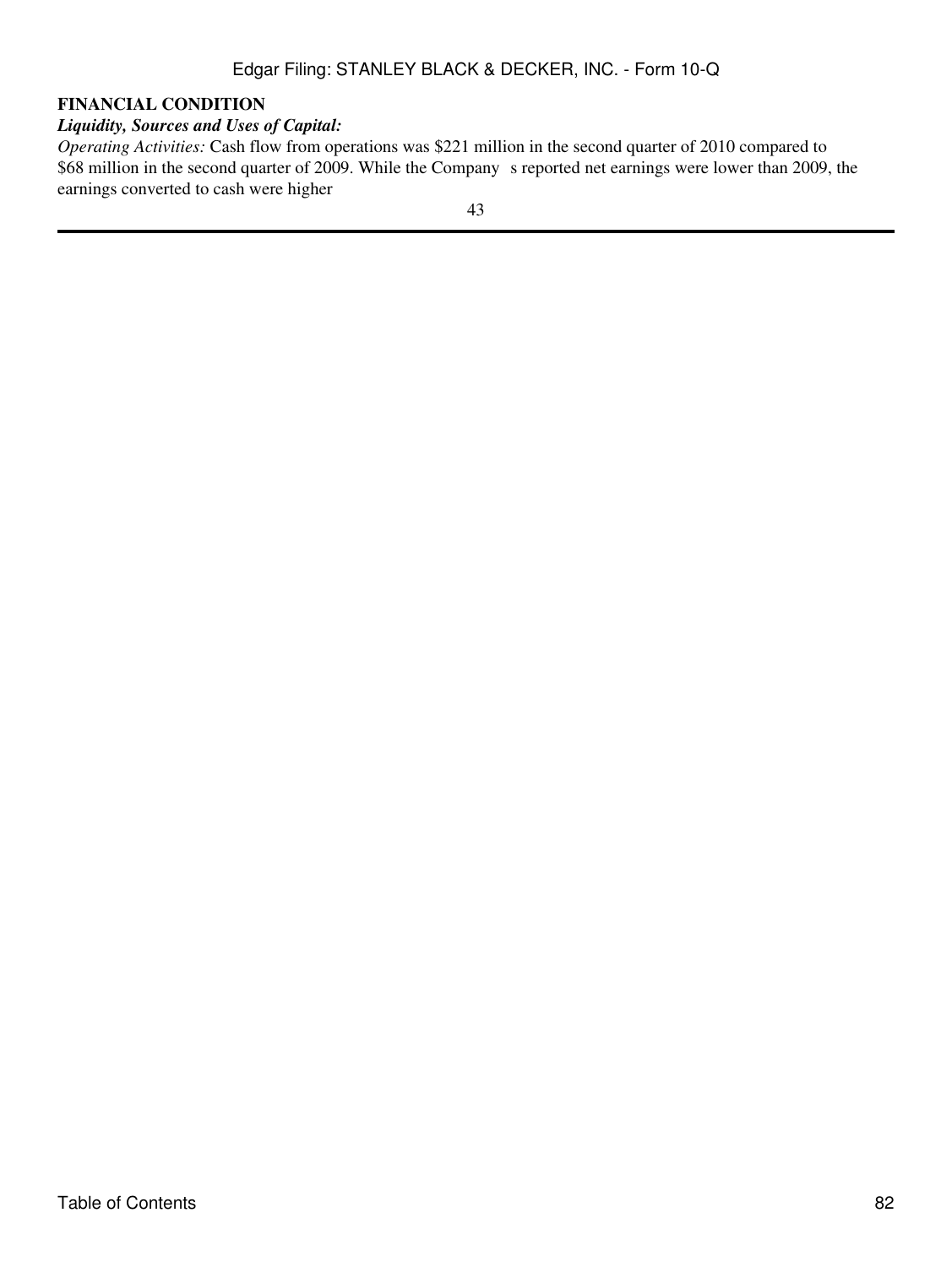**FINANCIAL CONDITION**

***Liquidity, Sources and Uses of Capital:***

*Operating Activities:* Cash flow from operations was $221 million in the second quarter of 2010 compared to $68 million in the second quarter of 2009. While the Company s reported net earnings were lower than 2009, the earnings converted to cash were higher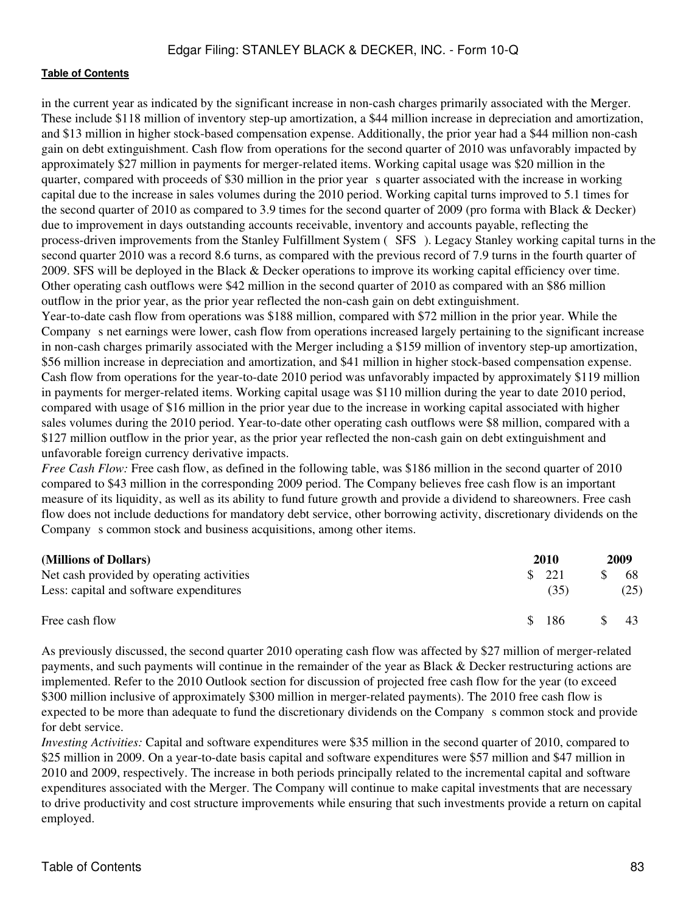in the current year as indicated by the significant increase in non-cash charges primarily associated with the Merger. These include $118 million of inventory step-up amortization, a $44 million increase in depreciation and amortization, and $13 million in higher stock-based compensation expense. Additionally, the prior year had a $44 million non-cash gain on debt extinguishment. Cash flow from operations for the second quarter of 2010 was unfavorably impacted by approximately $27 million in payments for merger-related items. Working capital usage was $20 million in the quarter, compared with proceeds of $30 million in the prior year s quarter associated with the increase in working capital due to the increase in sales volumes during the 2010 period. Working capital turns improved to 5.1 times for the second quarter of 2010 as compared to 3.9 times for the second quarter of 2009 (pro forma with Black & Decker) due to improvement in days outstanding accounts receivable, inventory and accounts payable, reflecting the process-driven improvements from the Stanley Fulfillment System ( SFS ). Legacy Stanley working capital turns in the second quarter 2010 was a record 8.6 turns, as compared with the previous record of 7.9 turns in the fourth quarter of 2009. SFS will be deployed in the Black & Decker operations to improve its working capital efficiency over time. Other operating cash outflows were $42 million in the second quarter of 2010 as compared with an $86 million outflow in the prior year, as the prior year reflected the non-cash gain on debt extinguishment.

Year-to-date cash flow from operations was $188 million, compared with $72 million in the prior year. While the Company s net earnings were lower, cash flow from operations increased largely pertaining to the significant increase in non-cash charges primarily associated with the Merger including a $159 million of inventory step-up amortization, $56 million increase in depreciation and amortization, and $41 million in higher stock-based compensation expense. Cash flow from operations for the year-to-date 2010 period was unfavorably impacted by approximately $119 million in payments for merger-related items. Working capital usage was $110 million during the year to date 2010 period, compared with usage of $16 million in the prior year due to the increase in working capital associated with higher sales volumes during the 2010 period. Year-to-date other operating cash outflows were $8 million, compared with a $127 million outflow in the prior year, as the prior year reflected the non-cash gain on debt extinguishment and unfavorable foreign currency derivative impacts.

*Free Cash Flow:* Free cash flow, as defined in the following table, was $186 million in the second quarter of 2010 compared to $43 million in the corresponding 2009 period. The Company believes free cash flow is an important measure of its liquidity, as well as its ability to fund future growth and provide a dividend to shareowners. Free cash flow does not include deductions for mandatory debt service, other borrowing activity, discretionary dividends on the Company s common stock and business acquisitions, among other items.

| (Millions of Dollars) | 2010 | 2009 |
|---|---|---|
| Net cash provided by operating activities | $ 221 | $ 68 |
| Less: capital and software expenditures | (35) | (25) |
| Free cash flow | $ 186 | $ 43 |

As previously discussed, the second quarter 2010 operating cash flow was affected by $27 million of merger-related payments, and such payments will continue in the remainder of the year as Black & Decker restructuring actions are implemented. Refer to the 2010 Outlook section for discussion of projected free cash flow for the year (to exceed $300 million inclusive of approximately $300 million in merger-related payments). The 2010 free cash flow is expected to be more than adequate to fund the discretionary dividends on the Company s common stock and provide for debt service.

*Investing Activities:* Capital and software expenditures were $35 million in the second quarter of 2010, compared to $25 million in 2009. On a year-to-date basis capital and software expenditures were $57 million and $47 million in 2010 and 2009, respectively. The increase in both periods principally related to the incremental capital and software expenditures associated with the Merger. The Company will continue to make capital investments that are necessary to drive productivity and cost structure improvements while ensuring that such investments provide a return on capital employed.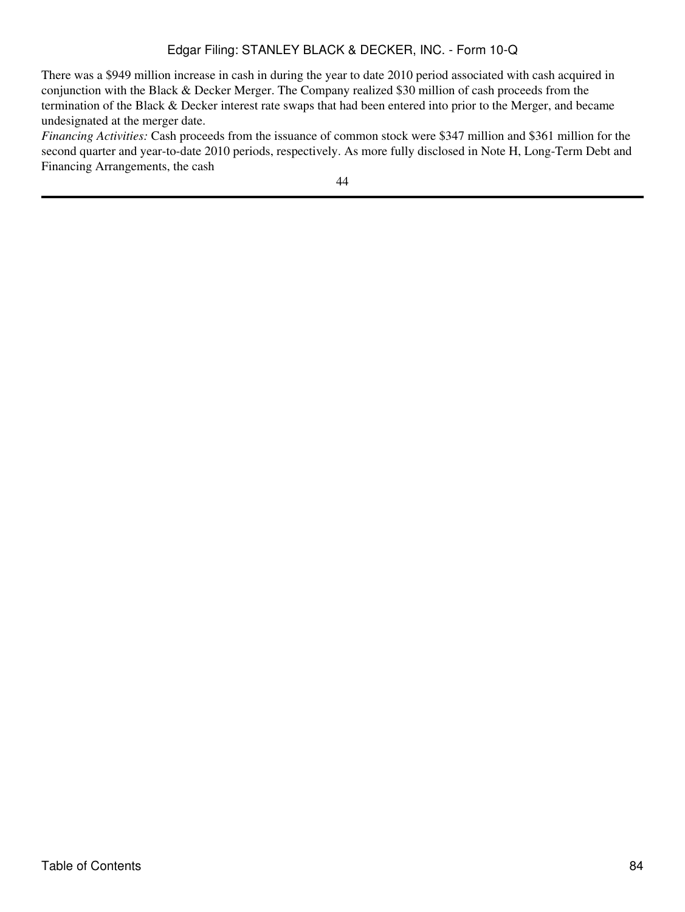There was a $949 million increase in cash in during the year to date 2010 period associated with cash acquired in conjunction with the Black & Decker Merger. The Company realized $30 million of cash proceeds from the termination of the Black & Decker interest rate swaps that had been entered into prior to the Merger, and became undesignated at the merger date.

*Financing Activities:* Cash proceeds from the issuance of common stock were $347 million and $361 million for the second quarter and year-to-date 2010 periods, respectively. As more fully disclosed in Note H, Long-Term Debt and Financing Arrangements, the cash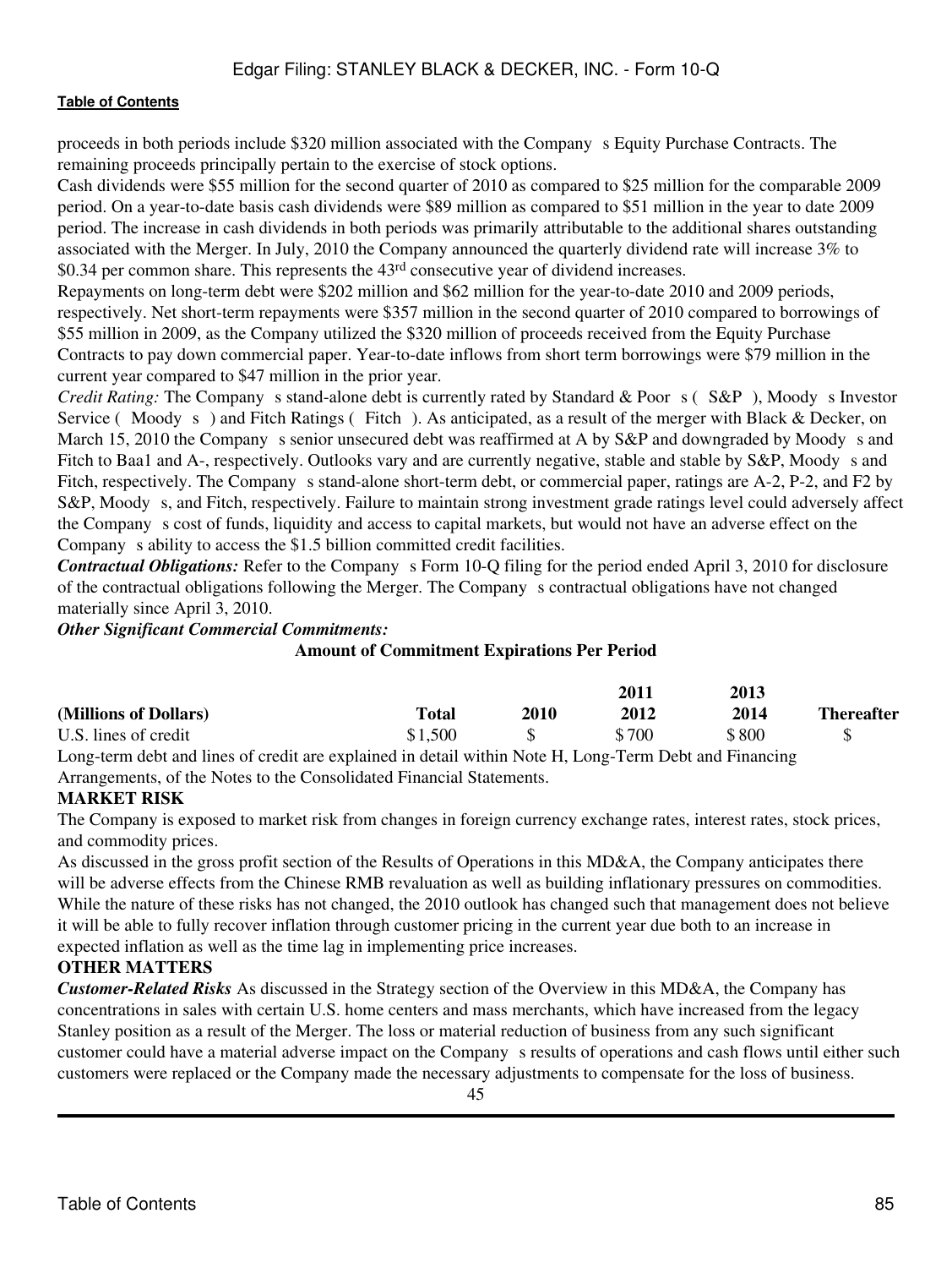proceeds in both periods include $320 million associated with the Company s Equity Purchase Contracts. The remaining proceeds principally pertain to the exercise of stock options.

Cash dividends were $55 million for the second quarter of 2010 as compared to $25 million for the comparable 2009 period. On a year-to-date basis cash dividends were $89 million as compared to $51 million in the year to date 2009 period. The increase in cash dividends in both periods was primarily attributable to the additional shares outstanding associated with the Merger. In July, 2010 the Company announced the quarterly dividend rate will increase 3% to $0.34 per common share. This represents the 43rd consecutive year of dividend increases.

Repayments on long-term debt were $202 million and $62 million for the year-to-date 2010 and 2009 periods, respectively. Net short-term repayments were $357 million in the second quarter of 2010 compared to borrowings of $55 million in 2009, as the Company utilized the $320 million of proceeds received from the Equity Purchase Contracts to pay down commercial paper. Year-to-date inflows from short term borrowings were $79 million in the current year compared to $47 million in the prior year.

*Credit Rating:* The Company s stand-alone debt is currently rated by Standard & Poor s ( S&P ), Moody s Investor Service ( Moody s ) and Fitch Ratings ( Fitch ). As anticipated, as a result of the merger with Black & Decker, on March 15, 2010 the Company s senior unsecured debt was reaffirmed at A by S&P and downgraded by Moody s and Fitch to Baa1 and A-, respectively. Outlooks vary and are currently negative, stable and stable by S&P, Moody s and Fitch, respectively. The Company s stand-alone short-term debt, or commercial paper, ratings are A-2, P-2, and F2 by S&P, Moody s, and Fitch, respectively. Failure to maintain strong investment grade ratings level could adversely affect the Company s cost of funds, liquidity and access to capital markets, but would not have an adverse effect on the Company s ability to access the $1.5 billion committed credit facilities.

***Contractual Obligations:*** Refer to the Company s Form 10-Q filing for the period ended April 3, 2010 for disclosure of the contractual obligations following the Merger. The Company s contractual obligations have not changed materially since April 3, 2010.

***Other Significant Commercial Commitments:***

**Amount of Commitment Expirations Per Period**

| (Millions of Dollars) | Total | 2010 | 2011 2012 | 2013 2014 | Thereafter |
|---|---|---|---|---|---|
| U.S. lines of credit | $1,500 | $ | $700 | $800 | $ |

Long-term debt and lines of credit are explained in detail within Note H, Long-Term Debt and Financing Arrangements, of the Notes to the Consolidated Financial Statements.

## MARKET RISK

The Company is exposed to market risk from changes in foreign currency exchange rates, interest rates, stock prices, and commodity prices.

As discussed in the gross profit section of the Results of Operations in this MD&A, the Company anticipates there will be adverse effects from the Chinese RMB revaluation as well as building inflationary pressures on commodities. While the nature of these risks has not changed, the 2010 outlook has changed such that management does not believe it will be able to fully recover inflation through customer pricing in the current year due both to an increase in expected inflation as well as the time lag in implementing price increases.

## OTHER MATTERS

***Customer-Related Risks*** As discussed in the Strategy section of the Overview in this MD&A, the Company has concentrations in sales with certain U.S. home centers and mass merchants, which have increased from the legacy Stanley position as a result of the Merger. The loss or material reduction of business from any such significant customer could have a material adverse impact on the Company s results of operations and cash flows until either such customers were replaced or the Company made the necessary adjustments to compensate for the loss of business.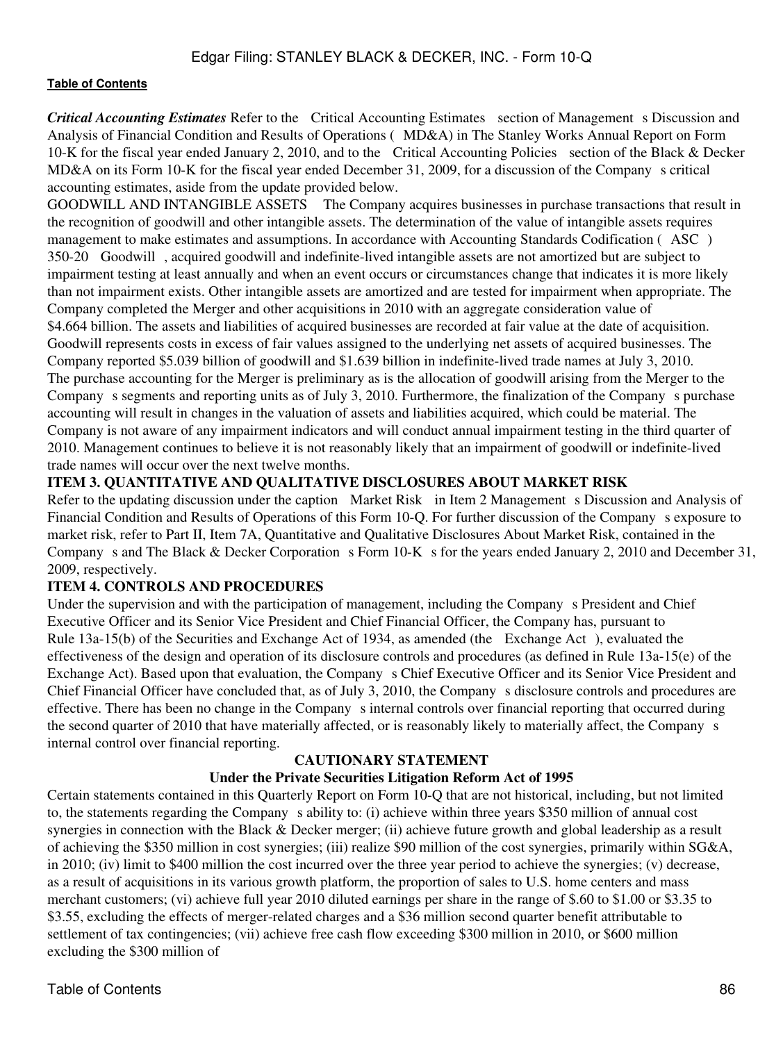***Critical Accounting Estimates*** Refer to the Critical Accounting Estimates section of Management s Discussion and Analysis of Financial Condition and Results of Operations ( MD&A) in The Stanley Works Annual Report on Form 10-K for the fiscal year ended January 2, 2010, and to the Critical Accounting Policies section of the Black & Decker MD&A on its Form 10-K for the fiscal year ended December 31, 2009, for a discussion of the Company s critical accounting estimates, aside from the update provided below.

GOODWILL AND INTANGIBLE ASSETS The Company acquires businesses in purchase transactions that result in the recognition of goodwill and other intangible assets. The determination of the value of intangible assets requires management to make estimates and assumptions. In accordance with Accounting Standards Codification ( ASC ) 350-20 Goodwill , acquired goodwill and indefinite-lived intangible assets are not amortized but are subject to impairment testing at least annually and when an event occurs or circumstances change that indicates it is more likely than not impairment exists. Other intangible assets are amortized and are tested for impairment when appropriate. The Company completed the Merger and other acquisitions in 2010 with an aggregate consideration value of $4.664 billion. The assets and liabilities of acquired businesses are recorded at fair value at the date of acquisition. Goodwill represents costs in excess of fair values assigned to the underlying net assets of acquired businesses. The Company reported $5.039 billion of goodwill and $1.639 billion in indefinite-lived trade names at July 3, 2010. The purchase accounting for the Merger is preliminary as is the allocation of goodwill arising from the Merger to the Company s segments and reporting units as of July 3, 2010. Furthermore, the finalization of the Company s purchase accounting will result in changes in the valuation of assets and liabilities acquired, which could be material. The Company is not aware of any impairment indicators and will conduct annual impairment testing in the third quarter of 2010. Management continues to believe it is not reasonably likely that an impairment of goodwill or indefinite-lived trade names will occur over the next twelve months.

## ITEM 3. QUANTITATIVE AND QUALITATIVE DISCLOSURES ABOUT MARKET RISK

Refer to the updating discussion under the caption Market Risk in Item 2 Management s Discussion and Analysis of Financial Condition and Results of Operations of this Form 10-Q. For further discussion of the Company s exposure to market risk, refer to Part II, Item 7A, Quantitative and Qualitative Disclosures About Market Risk, contained in the Company s and The Black & Decker Corporation s Form 10-K s for the years ended January 2, 2010 and December 31, 2009, respectively.

## ITEM 4. CONTROLS AND PROCEDURES

Under the supervision and with the participation of management, including the Company s President and Chief Executive Officer and its Senior Vice President and Chief Financial Officer, the Company has, pursuant to Rule 13a-15(b) of the Securities and Exchange Act of 1934, as amended (the Exchange Act ), evaluated the effectiveness of the design and operation of its disclosure controls and procedures (as defined in Rule 13a-15(e) of the Exchange Act). Based upon that evaluation, the Company s Chief Executive Officer and its Senior Vice President and Chief Financial Officer have concluded that, as of July 3, 2010, the Company s disclosure controls and procedures are effective. There has been no change in the Company s internal controls over financial reporting that occurred during the second quarter of 2010 that have materially affected, or is reasonably likely to materially affect, the Company s internal control over financial reporting.

## CAUTIONARY STATEMENT

### Under the Private Securities Litigation Reform Act of 1995

Certain statements contained in this Quarterly Report on Form 10-Q that are not historical, including, but not limited to, the statements regarding the Company s ability to: (i) achieve within three years $350 million of annual cost synergies in connection with the Black & Decker merger; (ii) achieve future growth and global leadership as a result of achieving the $350 million in cost synergies; (iii) realize $90 million of the cost synergies, primarily within SG&A, in 2010; (iv) limit to $400 million the cost incurred over the three year period to achieve the synergies; (v) decrease, as a result of acquisitions in its various growth platform, the proportion of sales to U.S. home centers and mass merchant customers; (vi) achieve full year 2010 diluted earnings per share in the range of $.60 to $1.00 or $3.35 to $3.55, excluding the effects of merger-related charges and a $36 million second quarter benefit attributable to settlement of tax contingencies; (vii) achieve free cash flow exceeding $300 million in 2010, or $600 million excluding the $300 million of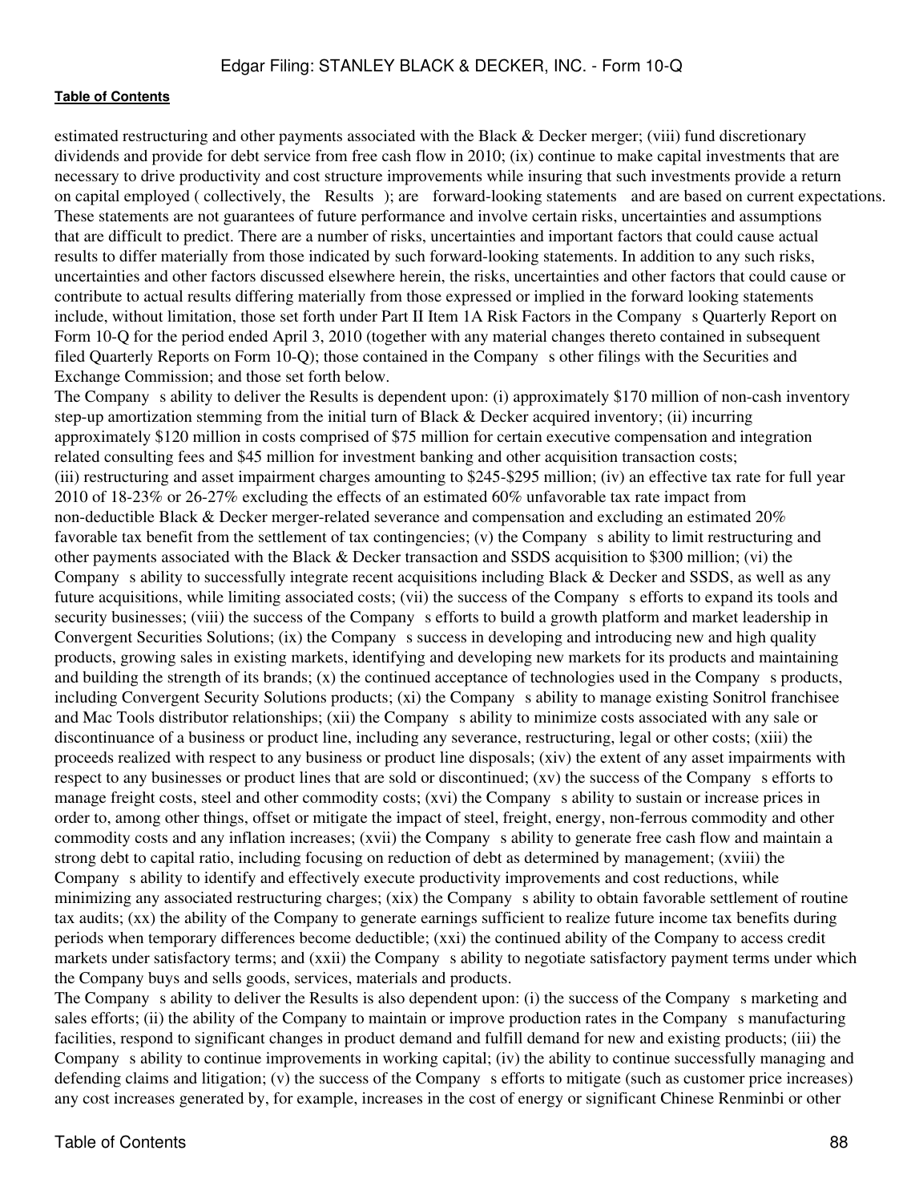estimated restructuring and other payments associated with the Black & Decker merger; (viii) fund discretionary dividends and provide for debt service from free cash flow in 2010; (ix) continue to make capital investments that are necessary to drive productivity and cost structure improvements while insuring that such investments provide a return on capital employed ( collectively, the Results ); are forward-looking statements and are based on current expectations. These statements are not guarantees of future performance and involve certain risks, uncertainties and assumptions that are difficult to predict. There are a number of risks, uncertainties and important factors that could cause actual results to differ materially from those indicated by such forward-looking statements. In addition to any such risks, uncertainties and other factors discussed elsewhere herein, the risks, uncertainties and other factors that could cause or contribute to actual results differing materially from those expressed or implied in the forward looking statements include, without limitation, those set forth under Part II Item 1A Risk Factors in the Company s Quarterly Report on Form 10-Q for the period ended April 3, 2010 (together with any material changes thereto contained in subsequent filed Quarterly Reports on Form 10-Q); those contained in the Company s other filings with the Securities and Exchange Commission; and those set forth below.

The Company s ability to deliver the Results is dependent upon: (i) approximately $170 million of non-cash inventory step-up amortization stemming from the initial turn of Black & Decker acquired inventory; (ii) incurring approximately $120 million in costs comprised of $75 million for certain executive compensation and integration related consulting fees and $45 million for investment banking and other acquisition transaction costs; (iii) restructuring and asset impairment charges amounting to $245-$295 million; (iv) an effective tax rate for full year 2010 of 18-23% or 26-27% excluding the effects of an estimated 60% unfavorable tax rate impact from non-deductible Black & Decker merger-related severance and compensation and excluding an estimated 20% favorable tax benefit from the settlement of tax contingencies; (v) the Company s ability to limit restructuring and other payments associated with the Black & Decker transaction and SSDS acquisition to $300 million; (vi) the Company s ability to successfully integrate recent acquisitions including Black & Decker and SSDS, as well as any future acquisitions, while limiting associated costs; (vii) the success of the Company s efforts to expand its tools and security businesses; (viii) the success of the Company s efforts to build a growth platform and market leadership in Convergent Securities Solutions; (ix) the Company s success in developing and introducing new and high quality products, growing sales in existing markets, identifying and developing new markets for its products and maintaining and building the strength of its brands; (x) the continued acceptance of technologies used in the Company s products, including Convergent Security Solutions products; (xi) the Company s ability to manage existing Sonitrol franchisee and Mac Tools distributor relationships; (xii) the Company s ability to minimize costs associated with any sale or discontinuance of a business or product line, including any severance, restructuring, legal or other costs; (xiii) the proceeds realized with respect to any business or product line disposals; (xiv) the extent of any asset impairments with respect to any businesses or product lines that are sold or discontinued; (xv) the success of the Company s efforts to manage freight costs, steel and other commodity costs; (xvi) the Company s ability to sustain or increase prices in order to, among other things, offset or mitigate the impact of steel, freight, energy, non-ferrous commodity and other commodity costs and any inflation increases; (xvii) the Company s ability to generate free cash flow and maintain a strong debt to capital ratio, including focusing on reduction of debt as determined by management; (xviii) the Company s ability to identify and effectively execute productivity improvements and cost reductions, while minimizing any associated restructuring charges; (xix) the Company s ability to obtain favorable settlement of routine tax audits; (xx) the ability of the Company to generate earnings sufficient to realize future income tax benefits during periods when temporary differences become deductible; (xxi) the continued ability of the Company to access credit markets under satisfactory terms; and (xxii) the Company s ability to negotiate satisfactory payment terms under which the Company buys and sells goods, services, materials and products.

The Company s ability to deliver the Results is also dependent upon: (i) the success of the Company s marketing and sales efforts; (ii) the ability of the Company to maintain or improve production rates in the Company s manufacturing facilities, respond to significant changes in product demand and fulfill demand for new and existing products; (iii) the Company s ability to continue improvements in working capital; (iv) the ability to continue successfully managing and defending claims and litigation; (v) the success of the Company s efforts to mitigate (such as customer price increases) any cost increases generated by, for example, increases in the cost of energy or significant Chinese Renminbi or other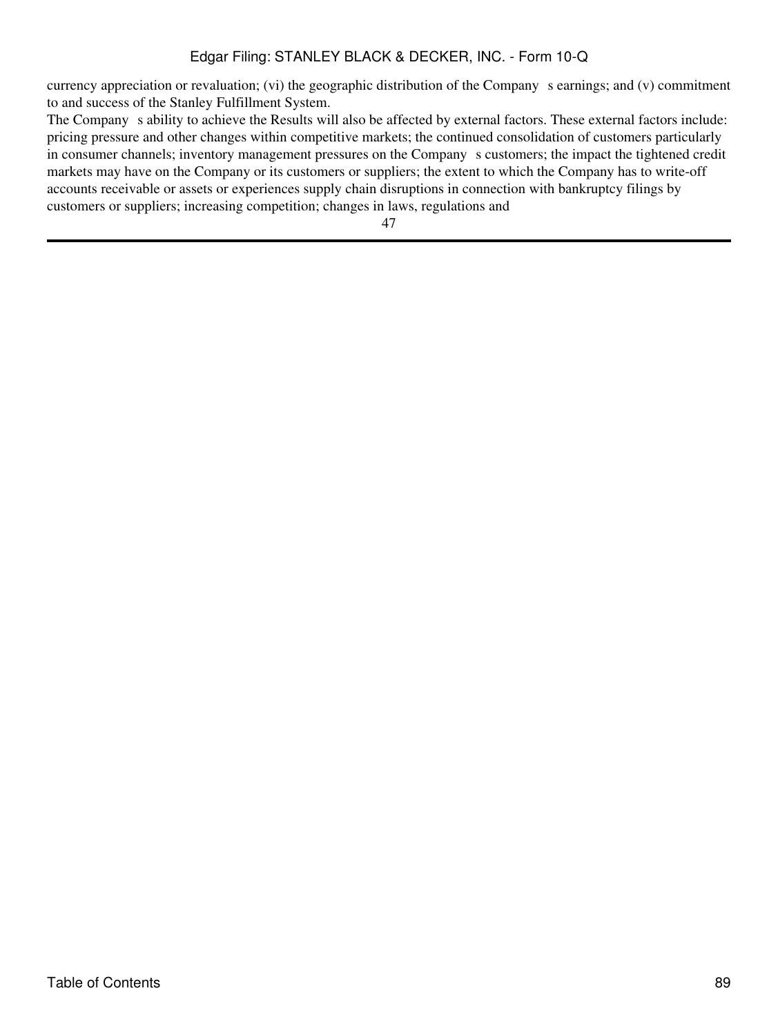currency appreciation or revaluation; (vi) the geographic distribution of the Company s earnings; and (v) commitment to and success of the Stanley Fulfillment System.

The Company s ability to achieve the Results will also be affected by external factors. These external factors include: pricing pressure and other changes within competitive markets; the continued consolidation of customers particularly in consumer channels; inventory management pressures on the Company s customers; the impact the tightened credit markets may have on the Company or its customers or suppliers; the extent to which the Company has to write-off accounts receivable or assets or experiences supply chain disruptions in connection with bankruptcy filings by customers or suppliers; increasing competition; changes in laws, regulations and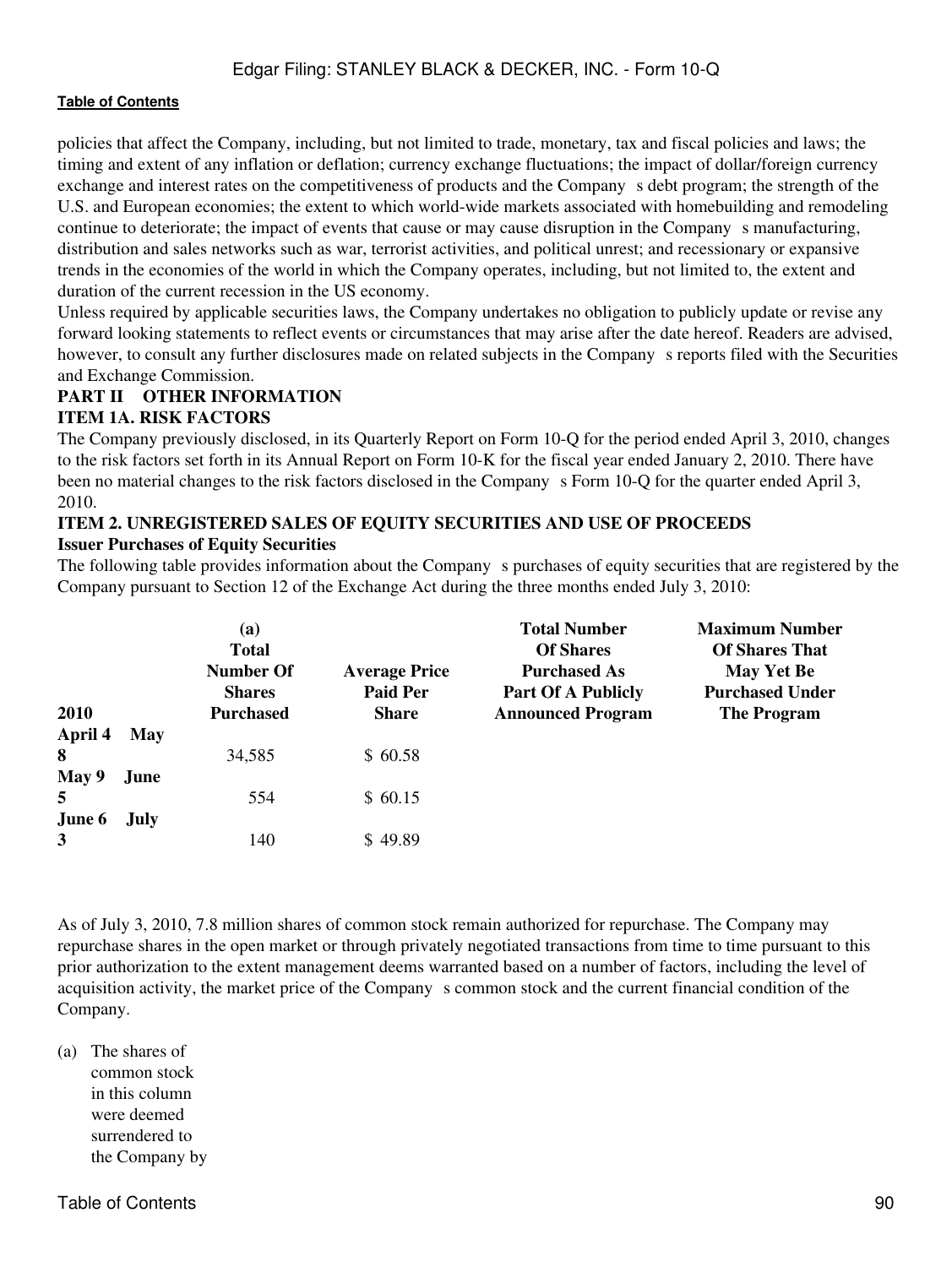policies that affect the Company, including, but not limited to trade, monetary, tax and fiscal policies and laws; the timing and extent of any inflation or deflation; currency exchange fluctuations; the impact of dollar/foreign currency exchange and interest rates on the competitiveness of products and the Company s debt program; the strength of the U.S. and European economies; the extent to which world-wide markets associated with homebuilding and remodeling continue to deteriorate; the impact of events that cause or may cause disruption in the Company s manufacturing, distribution and sales networks such as war, terrorist activities, and political unrest; and recessionary or expansive trends in the economies of the world in which the Company operates, including, but not limited to, the extent and duration of the current recession in the US economy.

Unless required by applicable securities laws, the Company undertakes no obligation to publicly update or revise any forward looking statements to reflect events or circumstances that may arise after the date hereof. Readers are advised, however, to consult any further disclosures made on related subjects in the Company s reports filed with the Securities and Exchange Commission.

## PART II OTHER INFORMATION

### ITEM 1A. RISK FACTORS

The Company previously disclosed, in its Quarterly Report on Form 10-Q for the period ended April 3, 2010, changes to the risk factors set forth in its Annual Report on Form 10-K for the fiscal year ended January 2, 2010. There have been no material changes to the risk factors disclosed in the Company s Form 10-Q for the quarter ended April 3, 2010.

### ITEM 2. UNREGISTERED SALES OF EQUITY SECURITIES AND USE OF PROCEEDS

**Issuer Purchases of Equity Securities**

The following table provides information about the Company s purchases of equity securities that are registered by the Company pursuant to Section 12 of the Exchange Act during the three months ended July 3, 2010:

| 2010 | (a) Total Number Of Shares Purchased | Average Price Paid Per Share | Total Number Of Shares Purchased As Part Of A Publicly Announced Program | Maximum Number Of Shares That May Yet Be Purchased Under The Program |
|---|---|---|---|---|
| April 4 May 8 | 34,585 | $ 60.58 | | |
| May 9 June 5 | 554 | $ 60.15 | | |
| June 6 July 3 | 140 | $ 49.89 | | |

As of July 3, 2010, 7.8 million shares of common stock remain authorized for repurchase. The Company may repurchase shares in the open market or through privately negotiated transactions from time to time pursuant to this prior authorization to the extent management deems warranted based on a number of factors, including the level of acquisition activity, the market price of the Company s common stock and the current financial condition of the Company.

(a) The shares of common stock in this column were deemed surrendered to the Company by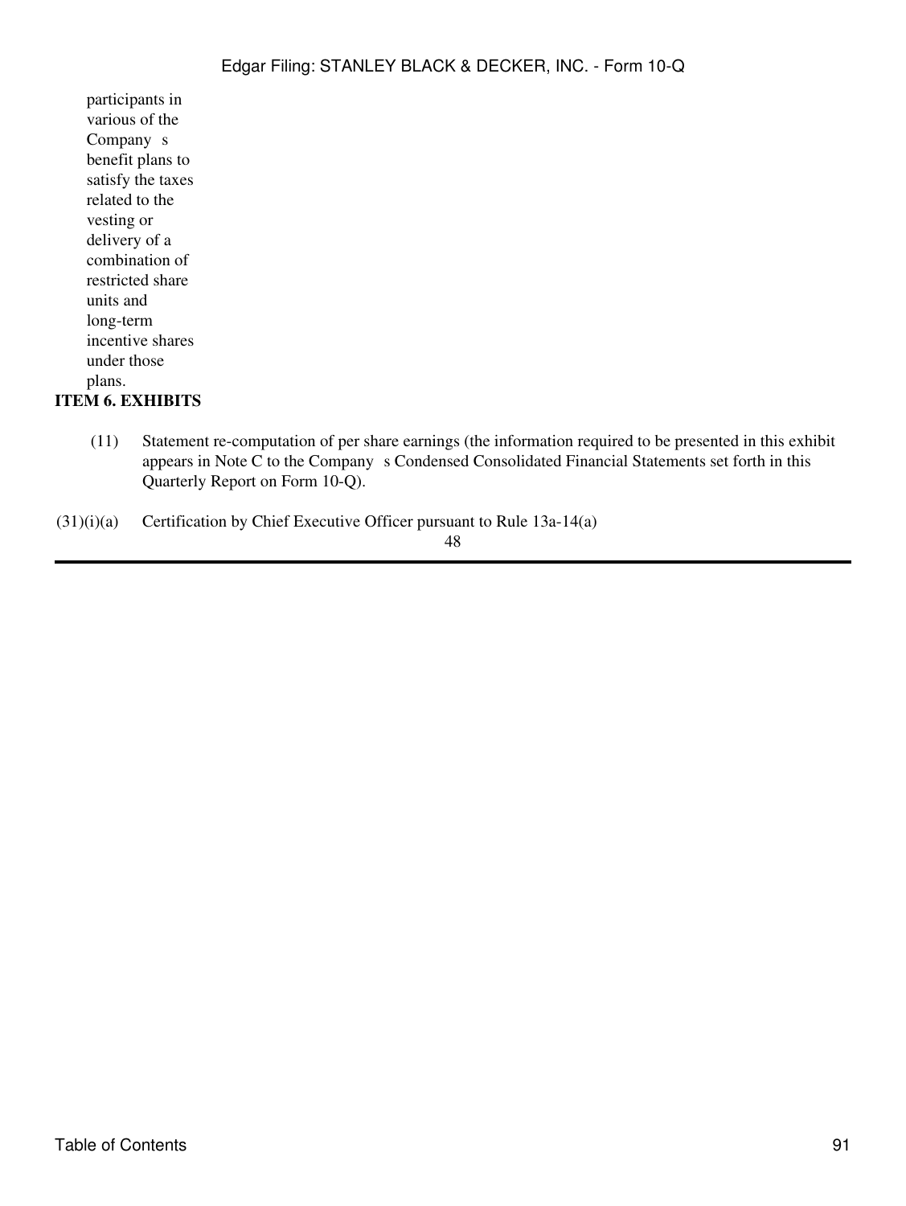participants in various of the Company s benefit plans to satisfy the taxes related to the vesting or delivery of a combination of restricted share units and long-term incentive shares under those plans.

**ITEM 6. EXHIBITS**

(11) Statement re-computation of per share earnings (the information required to be presented in this exhibit appears in Note C to the Company s Condensed Consolidated Financial Statements set forth in this Quarterly Report on Form 10-Q).

(31)(i)(a) Certification by Chief Executive Officer pursuant to Rule 13a-14(a)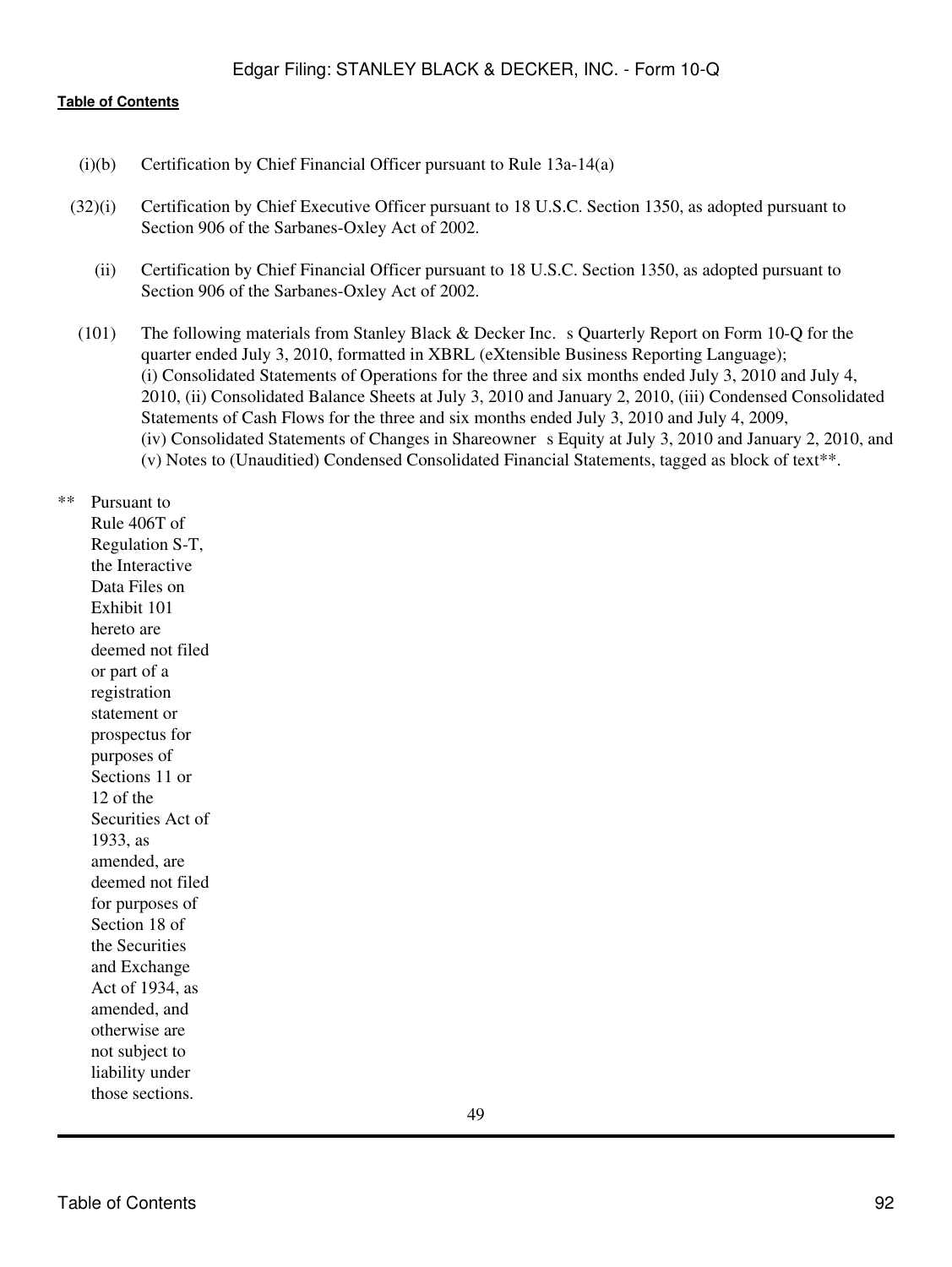| | |
|---|---|
| (i)(b) | Certification by Chief Financial Officer pursuant to Rule 13a-14(a) |
| (32)(i) | Certification by Chief Executive Officer pursuant to 18 U.S.C. Section 1350, as adopted pursuant to Section 906 of the Sarbanes-Oxley Act of 2002. |
| (ii) | Certification by Chief Financial Officer pursuant to 18 U.S.C. Section 1350, as adopted pursuant to Section 906 of the Sarbanes-Oxley Act of 2002. |
| (101) | The following materials from Stanley Black & Decker Inc. s Quarterly Report on Form 10-Q for the quarter ended July 3, 2010, formatted in XBRL (eXtensible Business Reporting Language); (i) Consolidated Statements of Operations for the three and six months ended July 3, 2010 and July 4, 2010, (ii) Consolidated Balance Sheets at July 3, 2010 and January 2, 2010, (iii) Condensed Consolidated Statements of Cash Flows for the three and six months ended July 3, 2010 and July 4, 2009, (iv) Consolidated Statements of Changes in Shareowner s Equity at July 3, 2010 and January 2, 2010, and (v) Notes to (Unauditied) Condensed Consolidated Financial Statements, tagged as block of text**. |

** Pursuant to Rule 406T of Regulation S-T, the Interactive Data Files on Exhibit 101 hereto are deemed not filed or part of a registration statement or prospectus for purposes of Sections 11 or 12 of the Securities Act of 1933, as amended, are deemed not filed for purposes of Section 18 of the Securities and Exchange Act of 1934, as amended, and otherwise are not subject to liability under those sections.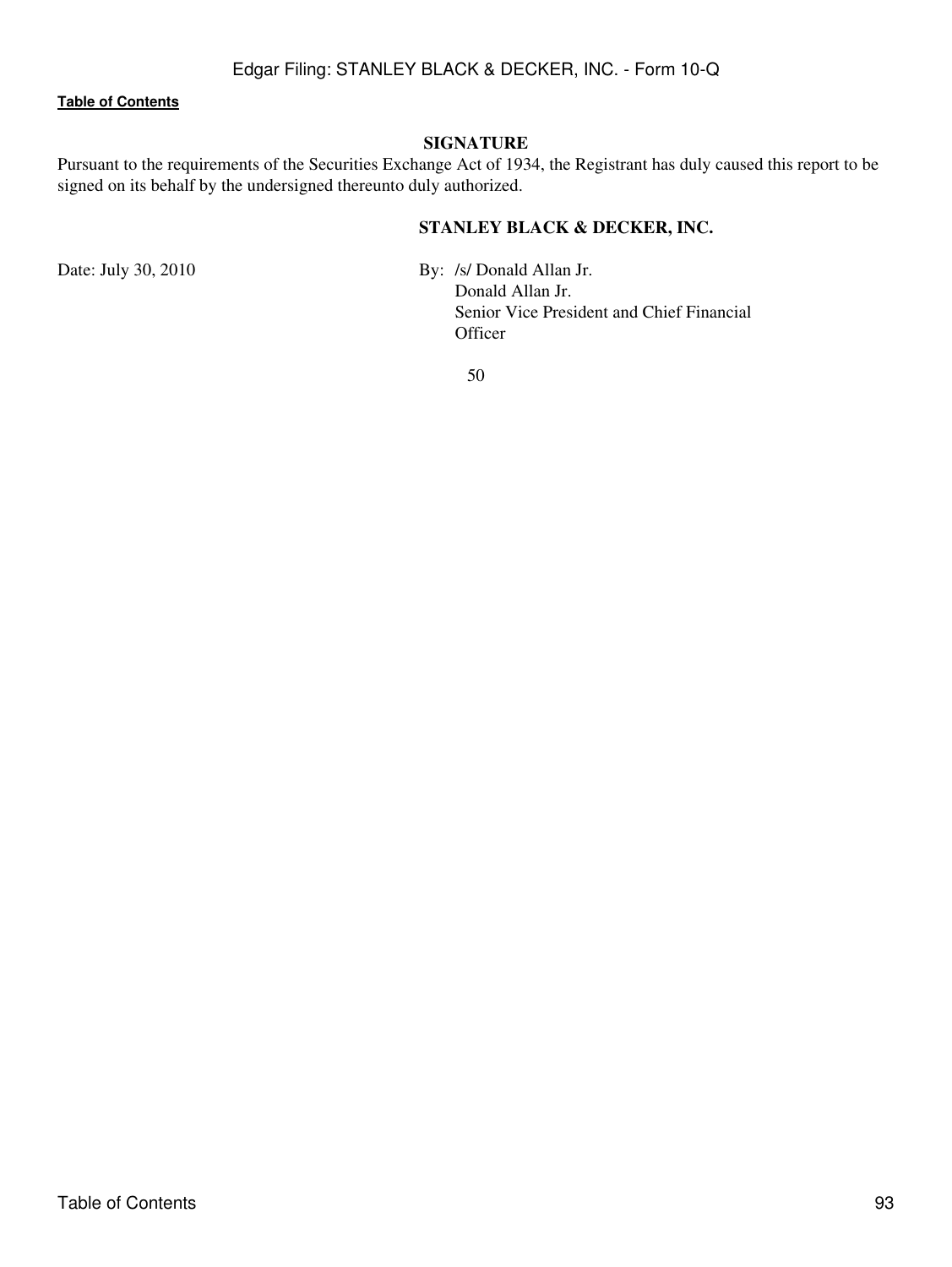## SIGNATURE

Pursuant to the requirements of the Securities Exchange Act of 1934, the Registrant has duly caused this report to be signed on its behalf by the undersigned thereunto duly authorized.

**STANLEY BLACK & DECKER, INC.**

Date: July 30, 2010

By: /s/ Donald Allan Jr.
Donald Allan Jr.
Senior Vice President and Chief Financial Officer